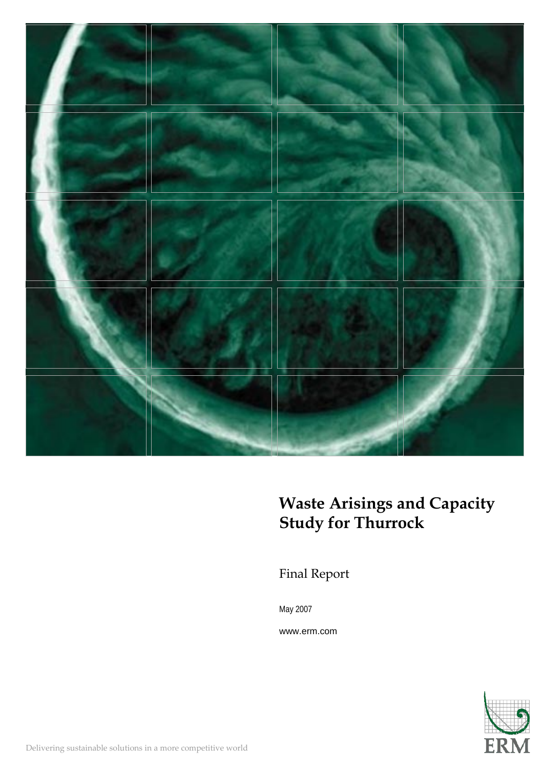# Waste Arisings and Capacity Study for Thurrock

Final Report

May 2007

www.erm.com

Delivering sustainable solutions in a more competitive world

ERM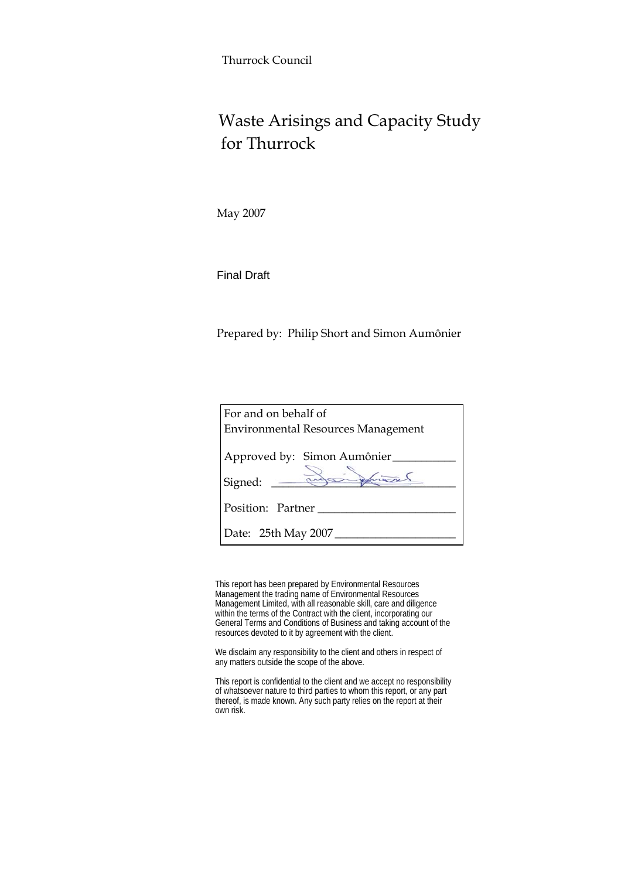Thurrock Council

# Waste Arisings and Capacity Study for Thurrock

May 2007

Final Draft

Prepared by: Philip Short and Simon Aumônier

| For and on behalf of Environmental Resources Management |
|---|
| Approved by: Simon Aumônier |
| Signed: |
| Position: Partner |
| Date: 25th May 2007 |

This report has been prepared by Environmental Resources Management the trading name of Environmental Resources Management Limited, with all reasonable skill, care and diligence within the terms of the Contract with the client, incorporating our General Terms and Conditions of Business and taking account of the resources devoted to it by agreement with the client.

We disclaim any responsibility to the client and others in respect of any matters outside the scope of the above.

This report is confidential to the client and we accept no responsibility of whatsoever nature to third parties to whom this report, or any part thereof, is made known. Any such party relies on the report at their own risk.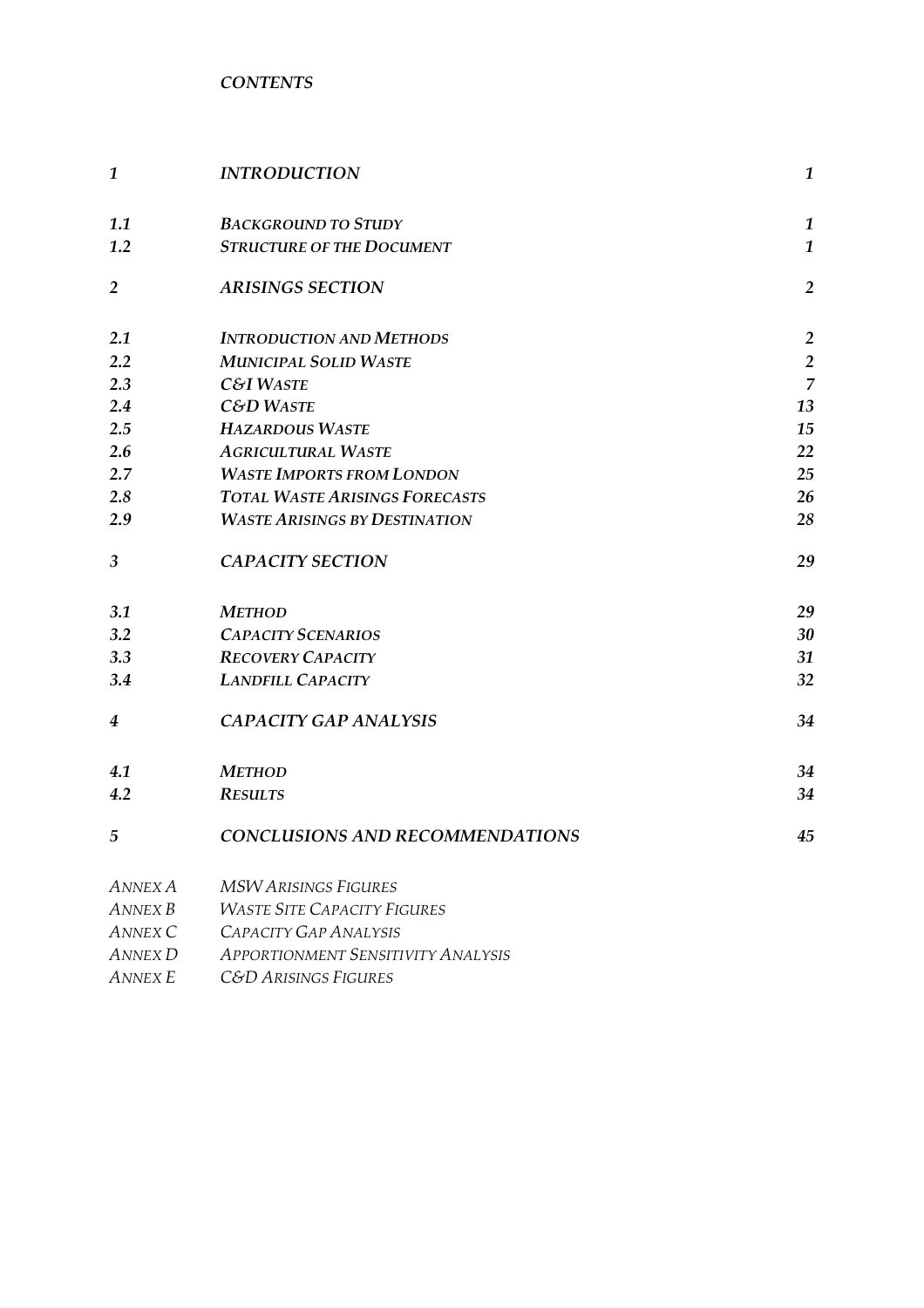*CONTENTS*

| | | |
|---|---|---|
| ***1*** | ***INTRODUCTION*** | ***1*** |
| ***1.1*** | ***BACKGROUND TO STUDY*** | ***1*** |
| ***1.2*** | ***STRUCTURE OF THE DOCUMENT*** | ***1*** |
| ***2*** | ***ARISINGS SECTION*** | ***2*** |
| ***2.1*** | ***INTRODUCTION AND METHODS*** | ***2*** |
| ***2.2*** | ***MUNICIPAL SOLID WASTE*** | ***2*** |
| ***2.3*** | ***C&I WASTE*** | ***7*** |
| ***2.4*** | ***C&D WASTE*** | ***13*** |
| ***2.5*** | ***HAZARDOUS WASTE*** | ***15*** |
| ***2.6*** | ***AGRICULTURAL WASTE*** | ***22*** |
| ***2.7*** | ***WASTE IMPORTS FROM LONDON*** | ***25*** |
| ***2.8*** | ***TOTAL WASTE ARISINGS FORECASTS*** | ***26*** |
| ***2.9*** | ***WASTE ARISINGS BY DESTINATION*** | ***28*** |
| ***3*** | ***CAPACITY SECTION*** | ***29*** |
| ***3.1*** | ***METHOD*** | ***29*** |
| ***3.2*** | ***CAPACITY SCENARIOS*** | ***30*** |
| ***3.3*** | ***RECOVERY CAPACITY*** | ***31*** |
| ***3.4*** | ***LANDFILL CAPACITY*** | ***32*** |
| ***4*** | ***CAPACITY GAP ANALYSIS*** | ***34*** |
| ***4.1*** | ***METHOD*** | ***34*** |
| ***4.2*** | ***RESULTS*** | ***34*** |
| ***5*** | ***CONCLUSIONS AND RECOMMENDATIONS*** | ***45*** |
| *ANNEX A* | *MSW ARISINGS FIGURES* | |
| *ANNEX B* | *WASTE SITE CAPACITY FIGURES* | |
| *ANNEX C* | *CAPACITY GAP ANALYSIS* | |
| *ANNEX D* | *APPORTIONMENT SENSITIVITY ANALYSIS* | |
| *ANNEX E* | *C&D ARISINGS FIGURES* | |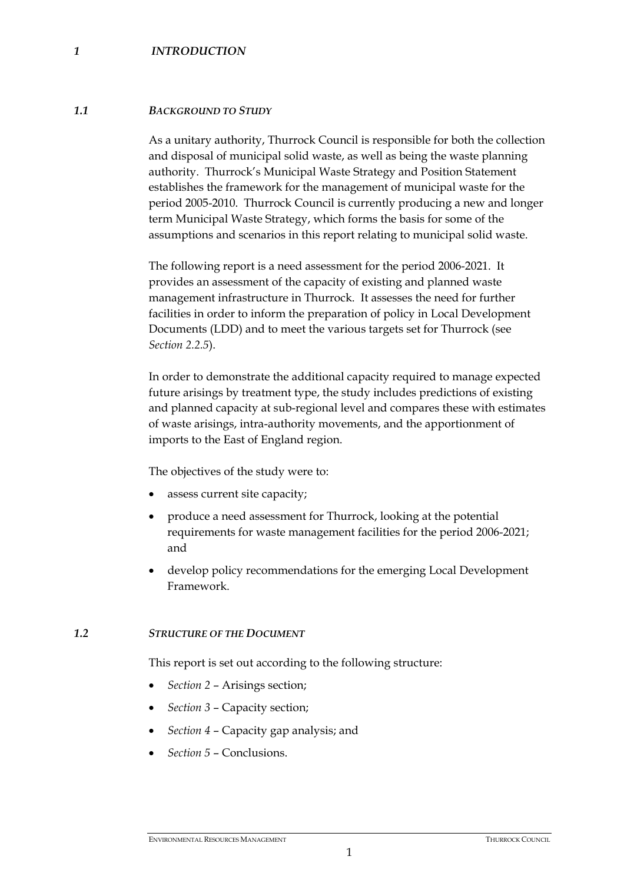# *1 INTRODUCTION*

## *1.1 BACKGROUND TO STUDY*

As a unitary authority, Thurrock Council is responsible for both the collection and disposal of municipal solid waste, as well as being the waste planning authority. Thurrock's Municipal Waste Strategy and Position Statement establishes the framework for the management of municipal waste for the period 2005-2010. Thurrock Council is currently producing a new and longer term Municipal Waste Strategy, which forms the basis for some of the assumptions and scenarios in this report relating to municipal solid waste.

The following report is a need assessment for the period 2006-2021. It provides an assessment of the capacity of existing and planned waste management infrastructure in Thurrock. It assesses the need for further facilities in order to inform the preparation of policy in Local Development Documents (LDD) and to meet the various targets set for Thurrock (see *Section 2.2.5*).

In order to demonstrate the additional capacity required to manage expected future arisings by treatment type, the study includes predictions of existing and planned capacity at sub-regional level and compares these with estimates of waste arisings, intra-authority movements, and the apportionment of imports to the East of England region.

The objectives of the study were to:

- assess current site capacity;
- produce a need assessment for Thurrock, looking at the potential requirements for waste management facilities for the period 2006-2021; and
- develop policy recommendations for the emerging Local Development Framework.

## *1.2 STRUCTURE OF THE DOCUMENT*

This report is set out according to the following structure:

- *Section 2* – Arisings section;
- *Section 3* – Capacity section;
- *Section 4* – Capacity gap analysis; and
- *Section 5* – Conclusions.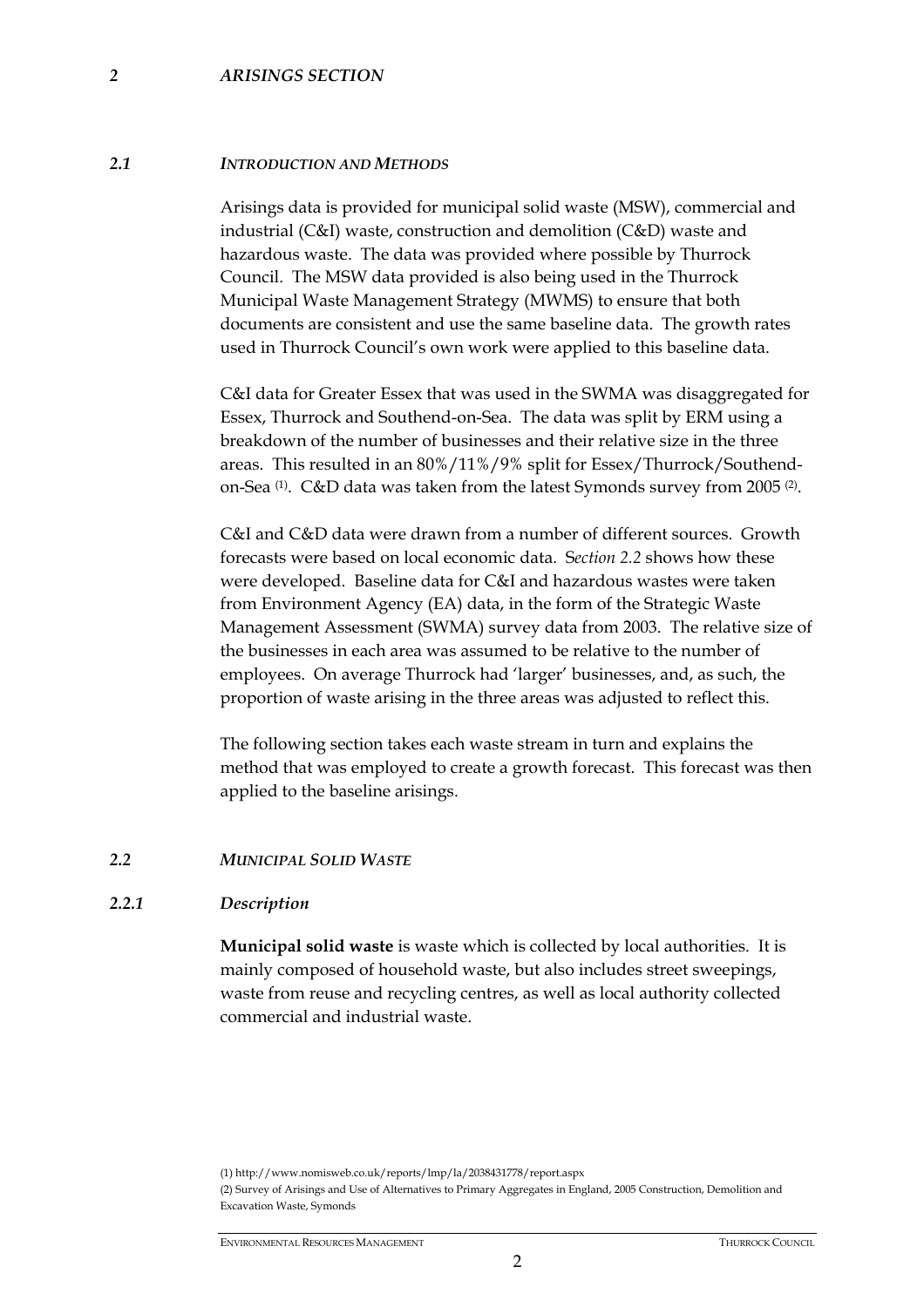## 2 ARISINGS SECTION

### 2.1 INTRODUCTION AND METHODS

Arisings data is provided for municipal solid waste (MSW), commercial and industrial (C&I) waste, construction and demolition (C&D) waste and hazardous waste. The data was provided where possible by Thurrock Council. The MSW data provided is also being used in the Thurrock Municipal Waste Management Strategy (MWMS) to ensure that both documents are consistent and use the same baseline data. The growth rates used in Thurrock Council's own work were applied to this baseline data.

C&I data for Greater Essex that was used in the SWMA was disaggregated for Essex, Thurrock and Southend-on-Sea. The data was split by ERM using a breakdown of the number of businesses and their relative size in the three areas. This resulted in an 80%/11%/9% split for Essex/Thurrock/Southend-on-Sea [(1)]. C&D data was taken from the latest Symonds survey from 2005 [(2)].

C&I and C&D data were drawn from a number of different sources. Growth forecasts were based on local economic data. *Section 2.2* shows how these were developed. Baseline data for C&I and hazardous wastes were taken from Environment Agency (EA) data, in the form of the Strategic Waste Management Assessment (SWMA) survey data from 2003. The relative size of the businesses in each area was assumed to be relative to the number of employees. On average Thurrock had 'larger' businesses, and, as such, the proportion of waste arising in the three areas was adjusted to reflect this.

The following section takes each waste stream in turn and explains the method that was employed to create a growth forecast. This forecast was then applied to the baseline arisings.

### 2.2 MUNICIPAL SOLID WASTE

#### 2.2.1 Description

**Municipal solid waste** is waste which is collected by local authorities. It is mainly composed of household waste, but also includes street sweepings, waste from reuse and recycling centres, as well as local authority collected commercial and industrial waste.

(1) http://www.nomisweb.co.uk/reports/lmp/la/2038431778/report.aspx

(2) Survey of Arisings and Use of Alternatives to Primary Aggregates in England, 2005 Construction, Demolition and Excavation Waste, Symonds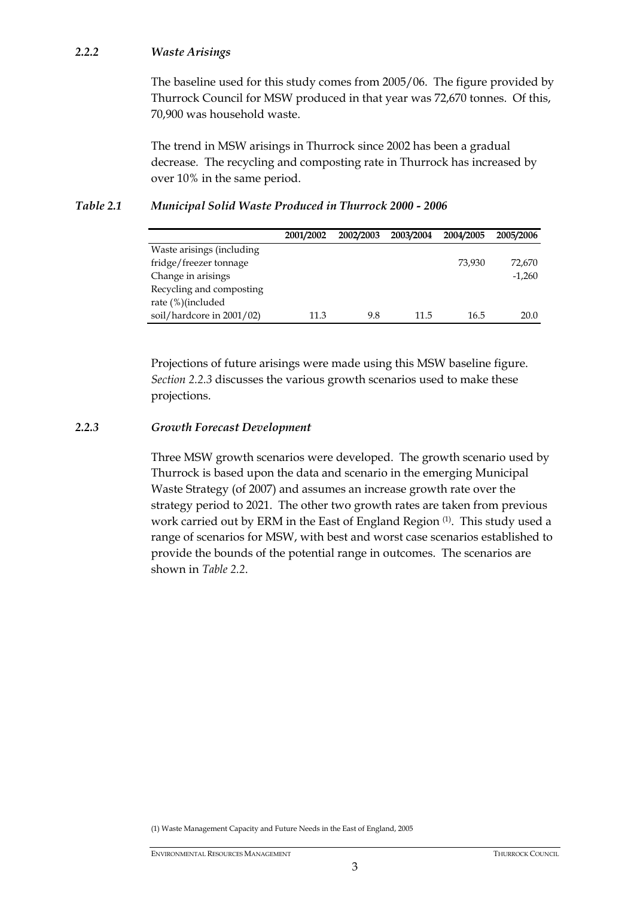### *2.2.2 Waste Arisings*

The baseline used for this study comes from 2005/06. The figure provided by Thurrock Council for MSW produced in that year was 72,670 tonnes. Of this, 70,900 was household waste.

The trend in MSW arisings in Thurrock since 2002 has been a gradual decrease. The recycling and composting rate in Thurrock has increased by over 10% in the same period.

***Table 2.1 Municipal Solid Waste Produced in Thurrock 2000 - 2006***

| | 2001/2002 | 2002/2003 | 2003/2004 | 2004/2005 | 2005/2006 |
|---|---|---|---|---|---|
| Waste arisings (including fridge/freezer tonnage | | | | 73,930 | 72,670 |
| Change in arisings | | | | | -1,260 |
| Recycling and composting rate (%)(included soil/hardcore in 2001/02) | 11.3 | 9.8 | 11.5 | 16.5 | 20.0 |

Projections of future arisings were made using this MSW baseline figure. *Section 2.2.3* discusses the various growth scenarios used to make these projections.

### *2.2.3 Growth Forecast Development*

Three MSW growth scenarios were developed. The growth scenario used by Thurrock is based upon the data and scenario in the emerging Municipal Waste Strategy (of 2007) and assumes an increase growth rate over the strategy period to 2021. The other two growth rates are taken from previous work carried out by ERM in the East of England Region [(1)]. This study used a range of scenarios for MSW, with best and worst case scenarios established to provide the bounds of the potential range in outcomes. The scenarios are shown in *Table 2.2*.

(1) Waste Management Capacity and Future Needs in the East of England, 2005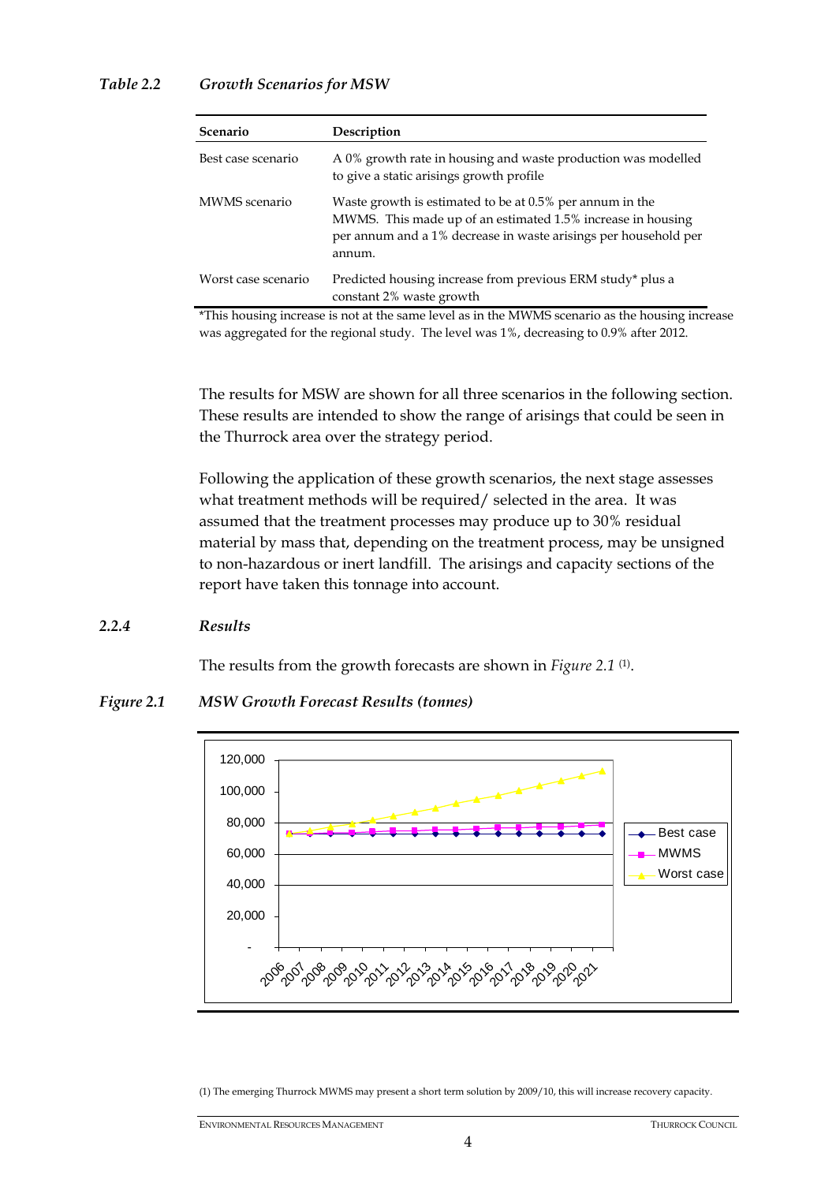*Table 2.2 Growth Scenarios for MSW*

| Scenario | Description |
|---|---|
| Best case scenario | A 0% growth rate in housing and waste production was modelled to give a static arisings growth profile |
| MWMS scenario | Waste growth is estimated to be at 0.5% per annum in the MWMS. This made up of an estimated 1.5% increase in housing per annum and a 1% decrease in waste arisings per household per annum. |
| Worst case scenario | Predicted housing increase from previous ERM study* plus a constant 2% waste growth |

*This housing increase is not at the same level as in the MWMS scenario as the housing increase was aggregated for the regional study. The level was 1%, decreasing to 0.9% after 2012.

The results for MSW are shown for all three scenarios in the following section. These results are intended to show the range of arisings that could be seen in the Thurrock area over the strategy period.

Following the application of these growth scenarios, the next stage assesses what treatment methods will be required/ selected in the area. It was assumed that the treatment processes may produce up to 30% residual material by mass that, depending on the treatment process, may be unsigned to non-hazardous or inert landfill. The arisings and capacity sections of the report have taken this tonnage into account.

### *2.2.4 Results*

The results from the growth forecasts are shown in *Figure 2.1* [1].

*Figure 2.1 MSW Growth Forecast Results (tonnes)*

(1) The emerging Thurrock MWMS may present a short term solution by 2009/10, this will increase recovery capacity.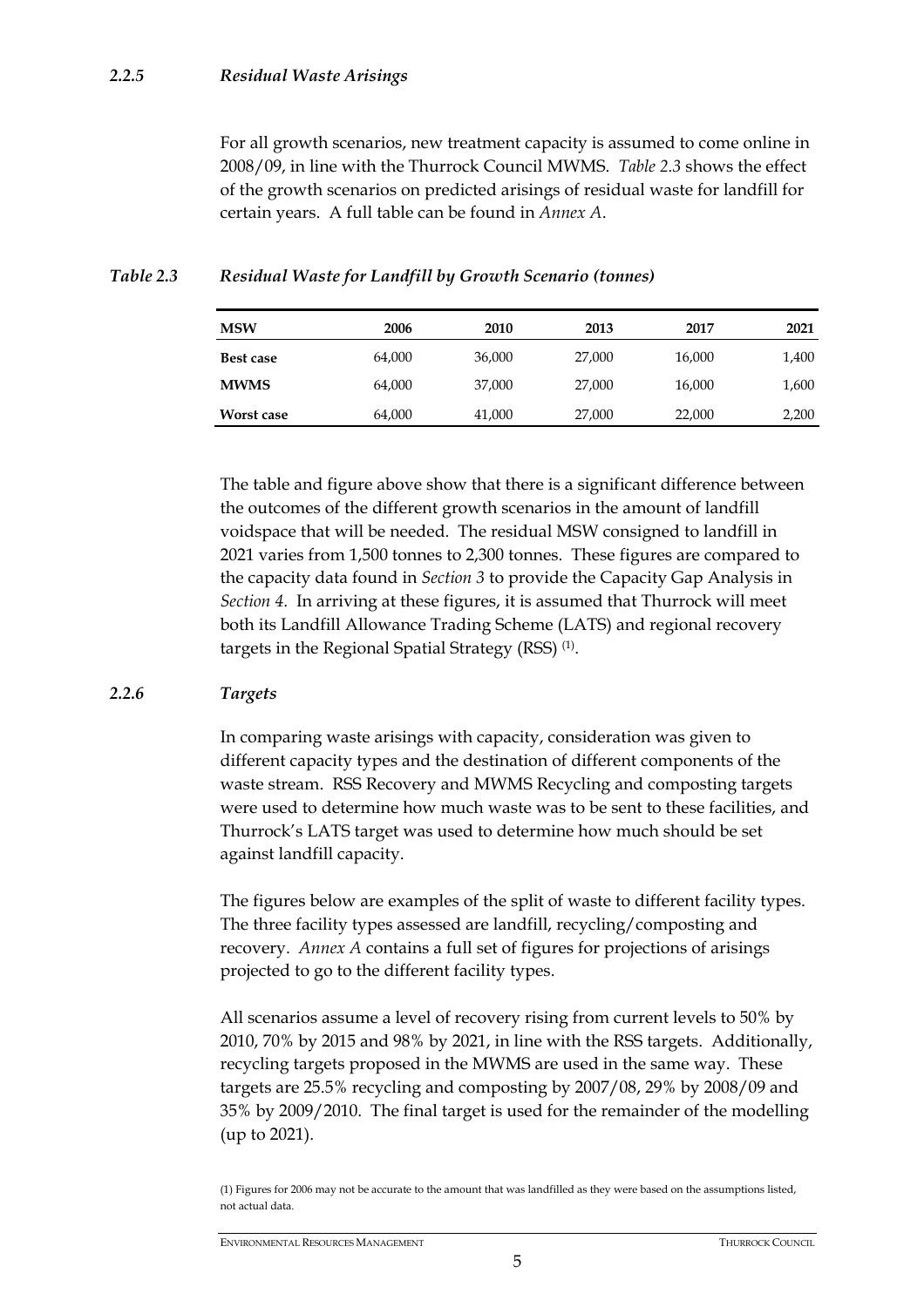### 2.2.5 *Residual Waste Arisings*

For all growth scenarios, new treatment capacity is assumed to come online in 2008/09, in line with the Thurrock Council MWMS. *Table 2.3* shows the effect of the growth scenarios on predicted arisings of residual waste for landfill for certain years. A full table can be found in *Annex A*.

*Table 2.3 Residual Waste for Landfill by Growth Scenario (tonnes)*

| MSW | 2006 | 2010 | 2013 | 2017 | 2021 |
|---|---|---|---|---|---|
| **Best case** | 64,000 | 36,000 | 27,000 | 16,000 | 1,400 |
| **MWMS** | 64,000 | 37,000 | 27,000 | 16,000 | 1,600 |
| **Worst case** | 64,000 | 41,000 | 27,000 | 22,000 | 2,200 |

The table and figure above show that there is a significant difference between the outcomes of the different growth scenarios in the amount of landfill voidspace that will be needed. The residual MSW consigned to landfill in 2021 varies from 1,500 tonnes to 2,300 tonnes. These figures are compared to the capacity data found in *Section 3* to provide the Capacity Gap Analysis in *Section 4*. In arriving at these figures, it is assumed that Thurrock will meet both its Landfill Allowance Trading Scheme (LATS) and regional recovery targets in the Regional Spatial Strategy (RSS) [(1)].

### 2.2.6 *Targets*

In comparing waste arisings with capacity, consideration was given to different capacity types and the destination of different components of the waste stream. RSS Recovery and MWMS Recycling and composting targets were used to determine how much waste was to be sent to these facilities, and Thurrock's LATS target was used to determine how much should be set against landfill capacity.

The figures below are examples of the split of waste to different facility types. The three facility types assessed are landfill, recycling/composting and recovery. *Annex A* contains a full set of figures for projections of arisings projected to go to the different facility types.

All scenarios assume a level of recovery rising from current levels to 50% by 2010, 70% by 2015 and 98% by 2021, in line with the RSS targets. Additionally, recycling targets proposed in the MWMS are used in the same way. These targets are 25.5% recycling and composting by 2007/08, 29% by 2008/09 and 35% by 2009/2010. The final target is used for the remainder of the modelling (up to 2021).

(1) Figures for 2006 may not be accurate to the amount that was landfilled as they were based on the assumptions listed, not actual data.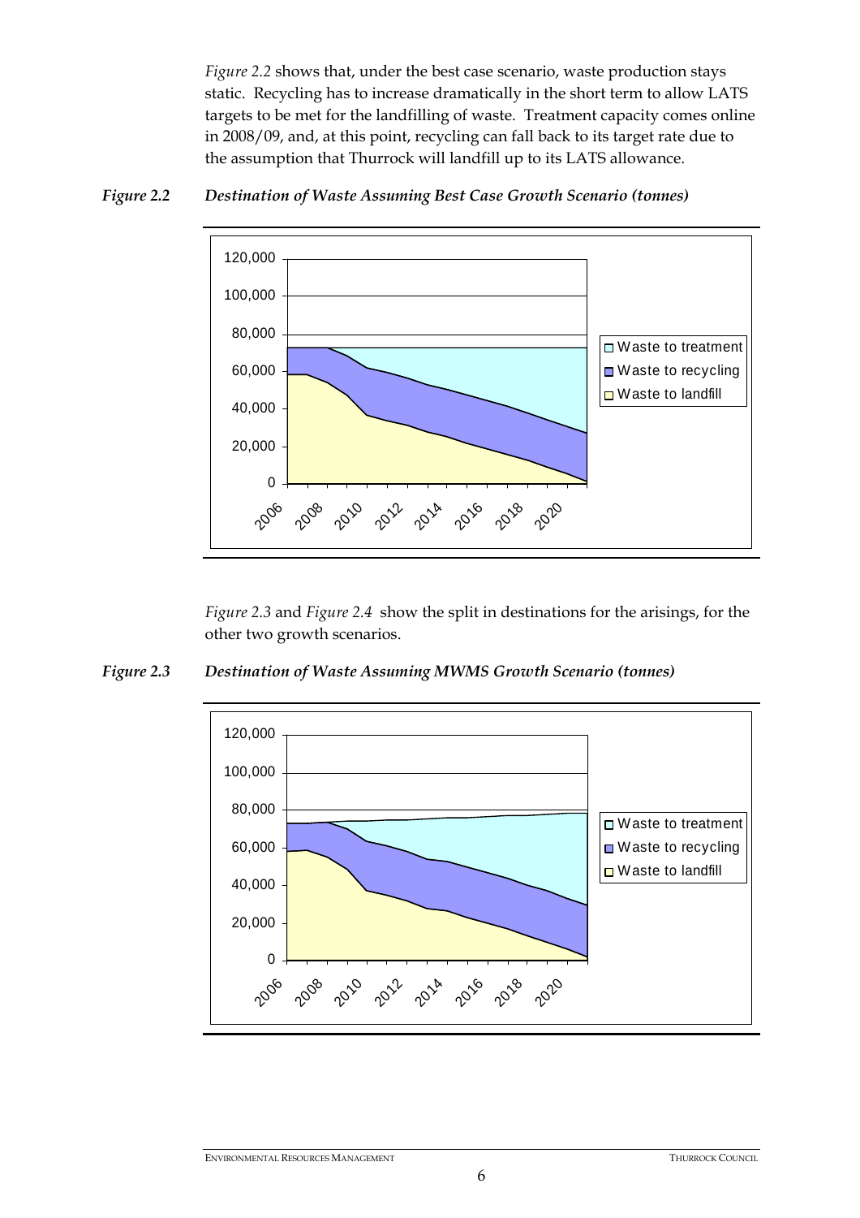*Figure 2.2* shows that, under the best case scenario, waste production stays static. Recycling has to increase dramatically in the short term to allow LATS targets to be met for the landfilling of waste. Treatment capacity comes online in 2008/09, and, at this point, recycling can fall back to its target rate due to the assumption that Thurrock will landfill up to its LATS allowance.

***Figure 2.2 Destination of Waste Assuming Best Case Growth Scenario (tonnes)***

*Figure 2.3* and *Figure 2.4* show the split in destinations for the arisings, for the other two growth scenarios.

***Figure 2.3 Destination of Waste Assuming MWMS Growth Scenario (tonnes)***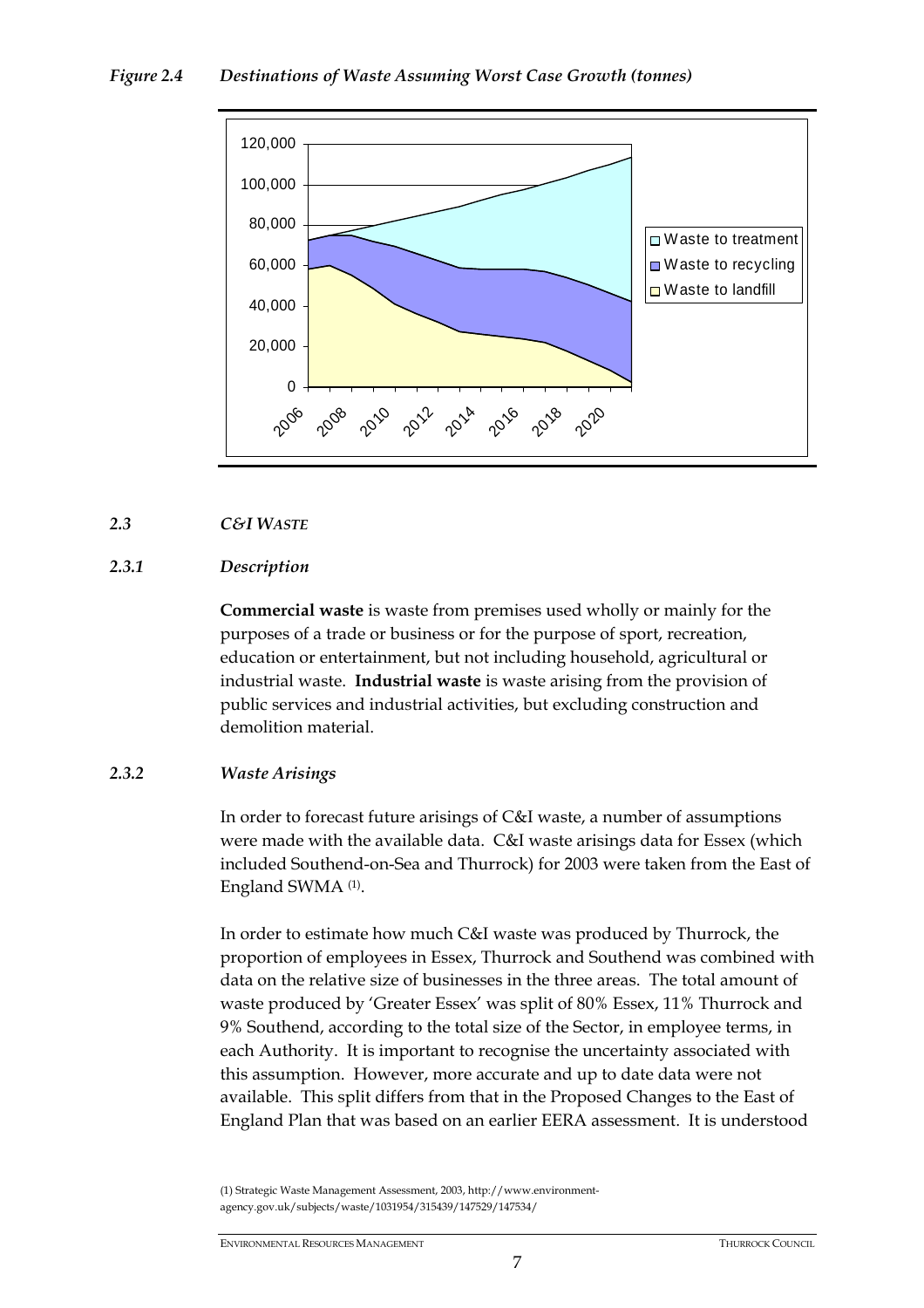*Figure 2.4 Destinations of Waste Assuming Worst Case Growth (tonnes)*

### *2.3 C&I WASTE*

#### *2.3.1 Description*

**Commercial waste** is waste from premises used wholly or mainly for the purposes of a trade or business or for the purpose of sport, recreation, education or entertainment, but not including household, agricultural or industrial waste. **Industrial waste** is waste arising from the provision of public services and industrial activities, but excluding construction and demolition material.

#### *2.3.2 Waste Arisings*

In order to forecast future arisings of C&I waste, a number of assumptions were made with the available data. C&I waste arisings data for Essex (which included Southend-on-Sea and Thurrock) for 2003 were taken from the East of England SWMA (1).

In order to estimate how much C&I waste was produced by Thurrock, the proportion of employees in Essex, Thurrock and Southend was combined with data on the relative size of businesses in the three areas. The total amount of waste produced by 'Greater Essex' was split of 80% Essex, 11% Thurrock and 9% Southend, according to the total size of the Sector, in employee terms, in each Authority. It is important to recognise the uncertainty associated with this assumption. However, more accurate and up to date data were not available. This split differs from that in the Proposed Changes to the East of England Plan that was based on an earlier EERA assessment. It is understood

(1) Strategic Waste Management Assessment, 2003, http://www.environment-agency.gov.uk/subjects/waste/1031954/315439/147529/147534/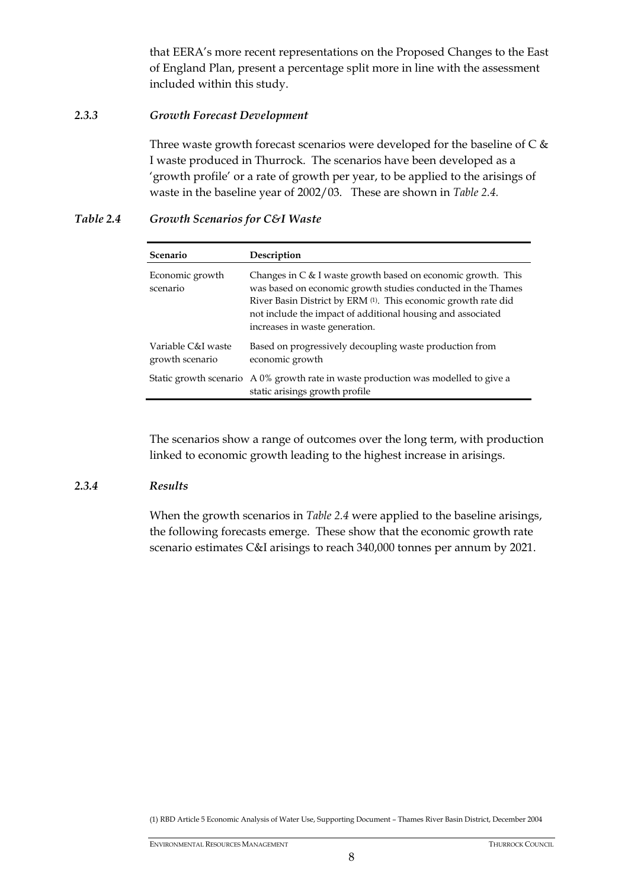that EERA's more recent representations on the Proposed Changes to the East of England Plan, present a percentage split more in line with the assessment included within this study.

### *2.3.3 Growth Forecast Development*

Three waste growth forecast scenarios were developed for the baseline of C & I waste produced in Thurrock. The scenarios have been developed as a 'growth profile' or a rate of growth per year, to be applied to the arisings of waste in the baseline year of 2002/03. These are shown in *Table 2.4*.

*Table 2.4 Growth Scenarios for C&I Waste*

| Scenario | Description |
|---|---|
| Economic growth scenario | Changes in C & I waste growth based on economic growth. This was based on economic growth studies conducted in the Thames River Basin District by ERM [1]. This economic growth rate did not include the impact of additional housing and associated increases in waste generation. |
| Variable C&I waste growth scenario | Based on progressively decoupling waste production from economic growth |
| Static growth scenario | A 0% growth rate in waste production was modelled to give a static arisings growth profile |

The scenarios show a range of outcomes over the long term, with production linked to economic growth leading to the highest increase in arisings.

### *2.3.4 Results*

When the growth scenarios in *Table 2.4* were applied to the baseline arisings, the following forecasts emerge. These show that the economic growth rate scenario estimates C&I arisings to reach 340,000 tonnes per annum by 2021.

(1) RBD Article 5 Economic Analysis of Water Use, Supporting Document – Thames River Basin District, December 2004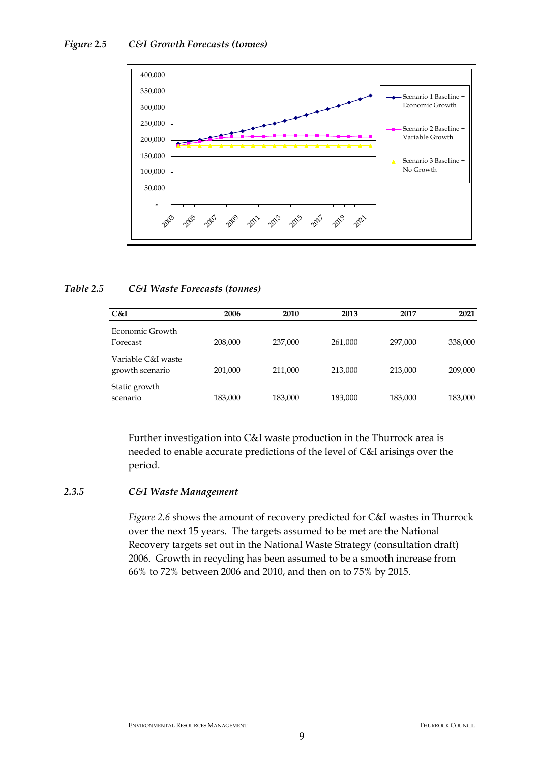*Figure 2.5 C&I Growth Forecasts (tonnes)*

*Table 2.5 C&I Waste Forecasts (tonnes)*

| C&I | 2006 | 2010 | 2013 | 2017 | 2021 |
|---|---|---|---|---|---|
| Economic Growth Forecast | 208,000 | 237,000 | 261,000 | 297,000 | 338,000 |
| Variable C&I waste growth scenario | 201,000 | 211,000 | 213,000 | 213,000 | 209,000 |
| Static growth scenario | 183,000 | 183,000 | 183,000 | 183,000 | 183,000 |

Further investigation into C&I waste production in the Thurrock area is needed to enable accurate predictions of the level of C&I arisings over the period.

### *2.3.5 C&I Waste Management*

*Figure 2.6* shows the amount of recovery predicted for C&I wastes in Thurrock over the next 15 years. The targets assumed to be met are the National Recovery targets set out in the National Waste Strategy (consultation draft) 2006. Growth in recycling has been assumed to be a smooth increase from 66% to 72% between 2006 and 2010, and then on to 75% by 2015.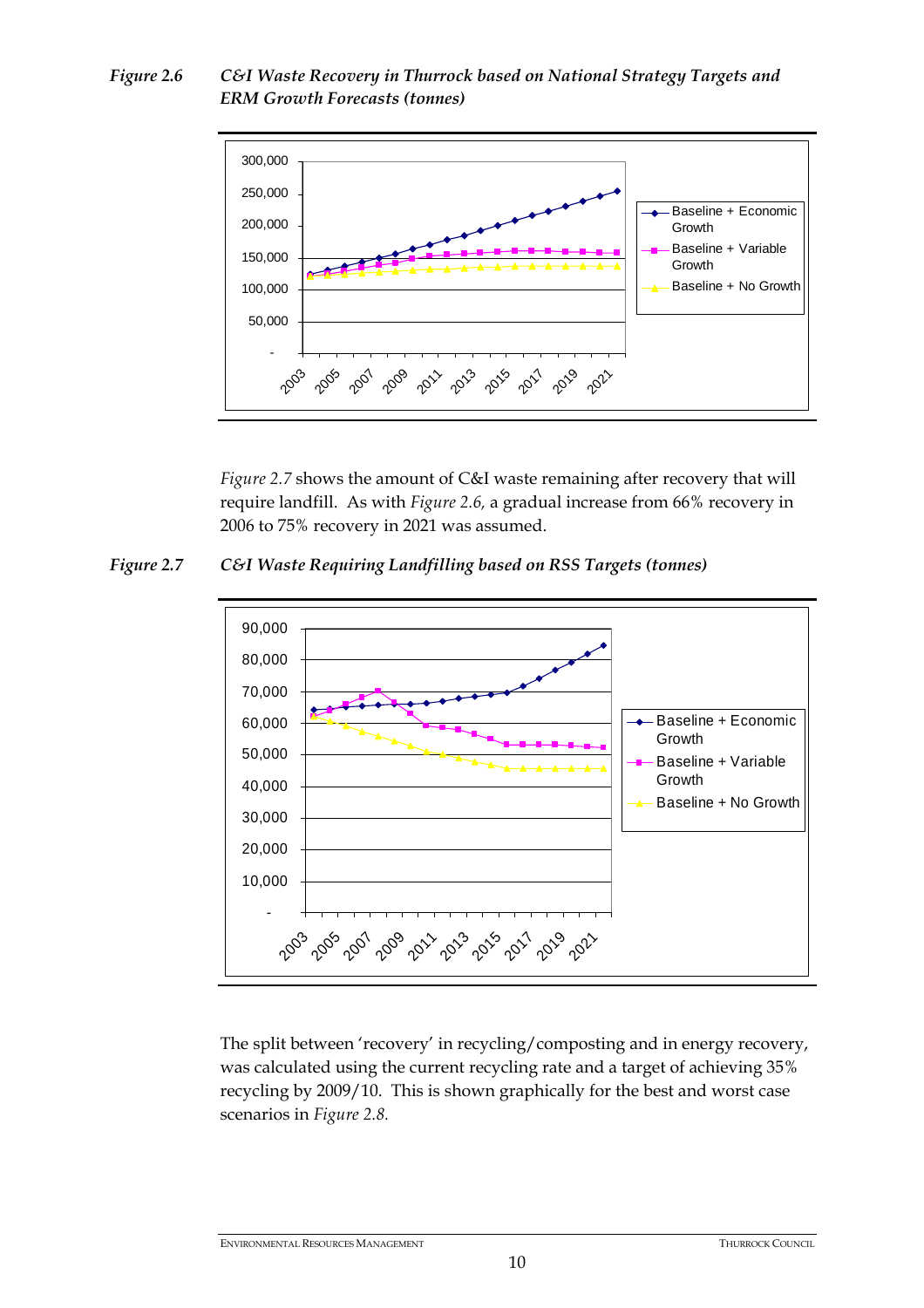*Figure 2.6* *C&I Waste Recovery in Thurrock based on National Strategy Targets and ERM Growth Forecasts (tonnes)*

*Figure 2.7* shows the amount of C&I waste remaining after recovery that will require landfill. As with *Figure 2.6,* a gradual increase from 66% recovery in 2006 to 75% recovery in 2021 was assumed.

*Figure 2.7* *C&I Waste Requiring Landfilling based on RSS Targets (tonnes)*

The split between 'recovery' in recycling/composting and in energy recovery, was calculated using the current recycling rate and a target of achieving 35% recycling by 2009/10. This is shown graphically for the best and worst case scenarios in *Figure 2.8.*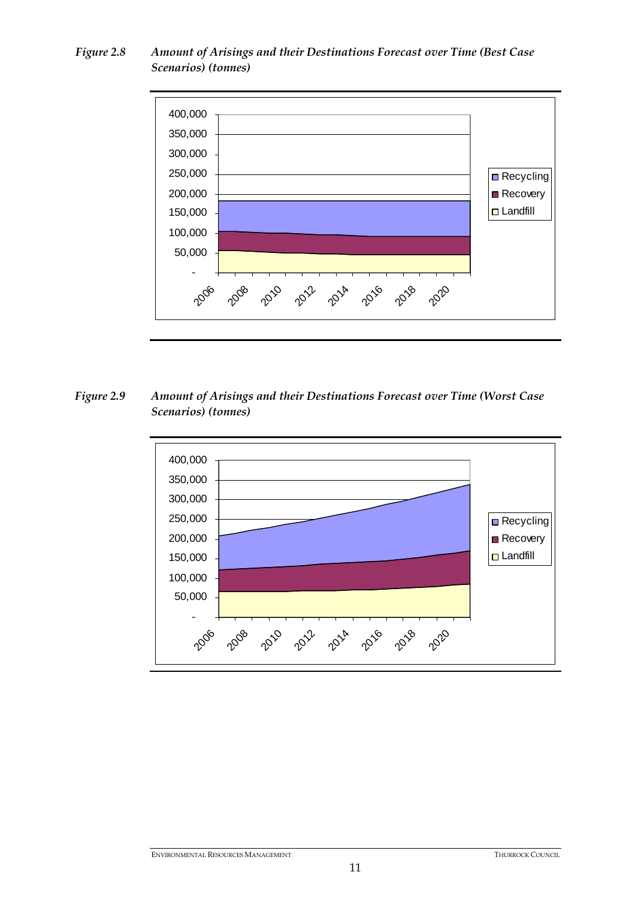*Figure 2.8 Amount of Arisings and their Destinations Forecast over Time (Best Case Scenarios) (tonnes)*

*Figure 2.9 Amount of Arisings and their Destinations Forecast over Time (Worst Case Scenarios) (tonnes)*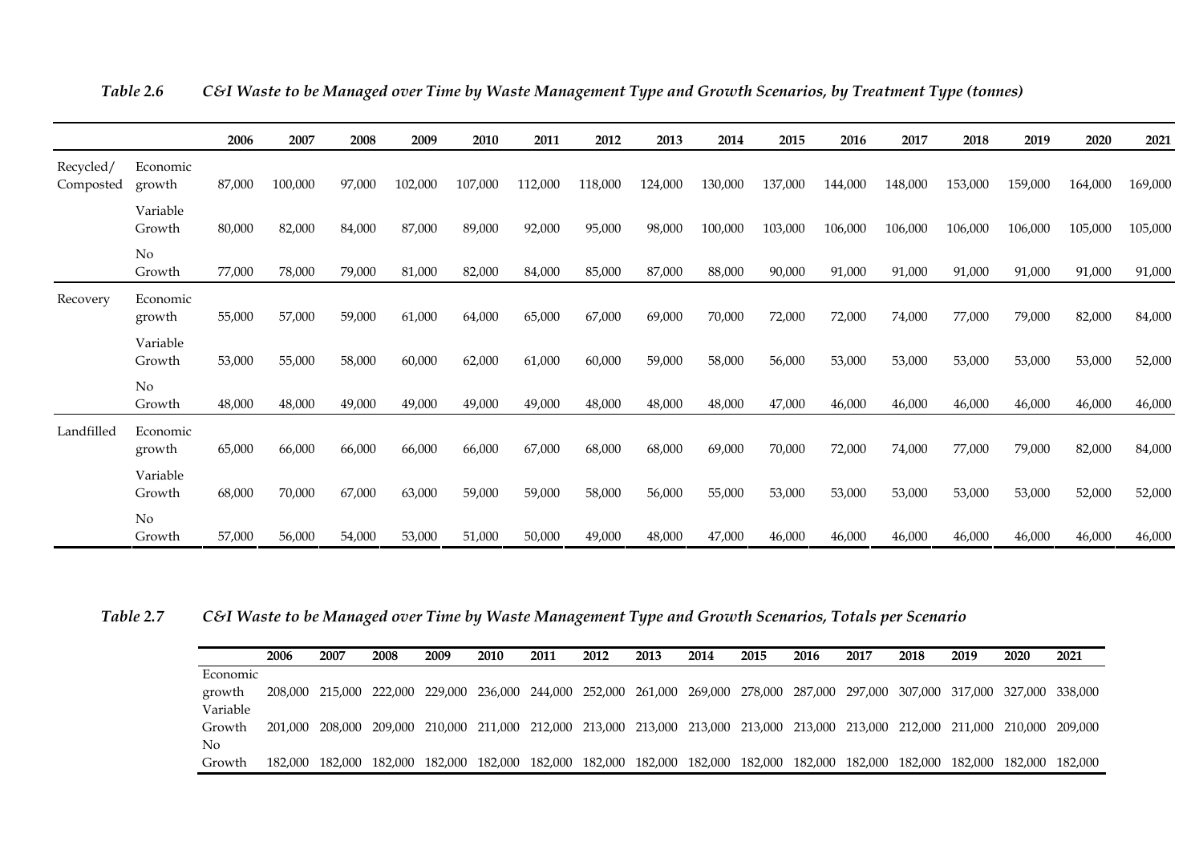*Table 2.6 C&I Waste to be Managed over Time by Waste Management Type and Growth Scenarios, by Treatment Type (tonnes)*

| | | 2006 | 2007 | 2008 | 2009 | 2010 | 2011 | 2012 | 2013 | 2014 | 2015 | 2016 | 2017 | 2018 | 2019 | 2020 | 2021 |
|---|---|---|---|---|---|---|---|---|---|---|---|---|---|---|---|---|---|
| Recycled/ Composted | Economic growth | 87,000 | 100,000 | 97,000 | 102,000 | 107,000 | 112,000 | 118,000 | 124,000 | 130,000 | 137,000 | 144,000 | 148,000 | 153,000 | 159,000 | 164,000 | 169,000 |
| | Variable Growth | 80,000 | 82,000 | 84,000 | 87,000 | 89,000 | 92,000 | 95,000 | 98,000 | 100,000 | 103,000 | 106,000 | 106,000 | 106,000 | 106,000 | 105,000 | 105,000 |
| | No Growth | 77,000 | 78,000 | 79,000 | 81,000 | 82,000 | 84,000 | 85,000 | 87,000 | 88,000 | 90,000 | 91,000 | 91,000 | 91,000 | 91,000 | 91,000 | 91,000 |
| Recovery | Economic growth | 55,000 | 57,000 | 59,000 | 61,000 | 64,000 | 65,000 | 67,000 | 69,000 | 70,000 | 72,000 | 72,000 | 74,000 | 77,000 | 79,000 | 82,000 | 84,000 |
| | Variable Growth | 53,000 | 55,000 | 58,000 | 60,000 | 62,000 | 61,000 | 60,000 | 59,000 | 58,000 | 56,000 | 53,000 | 53,000 | 53,000 | 53,000 | 53,000 | 52,000 |
| | No Growth | 48,000 | 48,000 | 49,000 | 49,000 | 49,000 | 49,000 | 48,000 | 48,000 | 48,000 | 47,000 | 46,000 | 46,000 | 46,000 | 46,000 | 46,000 | 46,000 |
| Landfilled | Economic growth | 65,000 | 66,000 | 66,000 | 66,000 | 66,000 | 67,000 | 68,000 | 68,000 | 69,000 | 70,000 | 72,000 | 74,000 | 77,000 | 79,000 | 82,000 | 84,000 |
| | Variable Growth | 68,000 | 70,000 | 67,000 | 63,000 | 59,000 | 59,000 | 58,000 | 56,000 | 55,000 | 53,000 | 53,000 | 53,000 | 53,000 | 53,000 | 52,000 | 52,000 |
| | No Growth | 57,000 | 56,000 | 54,000 | 53,000 | 51,000 | 50,000 | 49,000 | 48,000 | 47,000 | 46,000 | 46,000 | 46,000 | 46,000 | 46,000 | 46,000 | 46,000 |

*Table 2.7 C&I Waste to be Managed over Time by Waste Management Type and Growth Scenarios, Totals per Scenario*

| | 2006 | 2007 | 2008 | 2009 | 2010 | 2011 | 2012 | 2013 | 2014 | 2015 | 2016 | 2017 | 2018 | 2019 | 2020 | 2021 |
|---|---|---|---|---|---|---|---|---|---|---|---|---|---|---|---|---|
| Economic growth | 208,000 | 215,000 | 222,000 | 229,000 | 236,000 | 244,000 | 252,000 | 261,000 | 269,000 | 278,000 | 287,000 | 297,000 | 307,000 | 317,000 | 327,000 | 338,000 |
| Variable Growth | 201,000 | 208,000 | 209,000 | 210,000 | 211,000 | 212,000 | 213,000 | 213,000 | 213,000 | 213,000 | 213,000 | 213,000 | 212,000 | 211,000 | 210,000 | 209,000 |
| No Growth | 182,000 | 182,000 | 182,000 | 182,000 | 182,000 | 182,000 | 182,000 | 182,000 | 182,000 | 182,000 | 182,000 | 182,000 | 182,000 | 182,000 | 182,000 | 182,000 |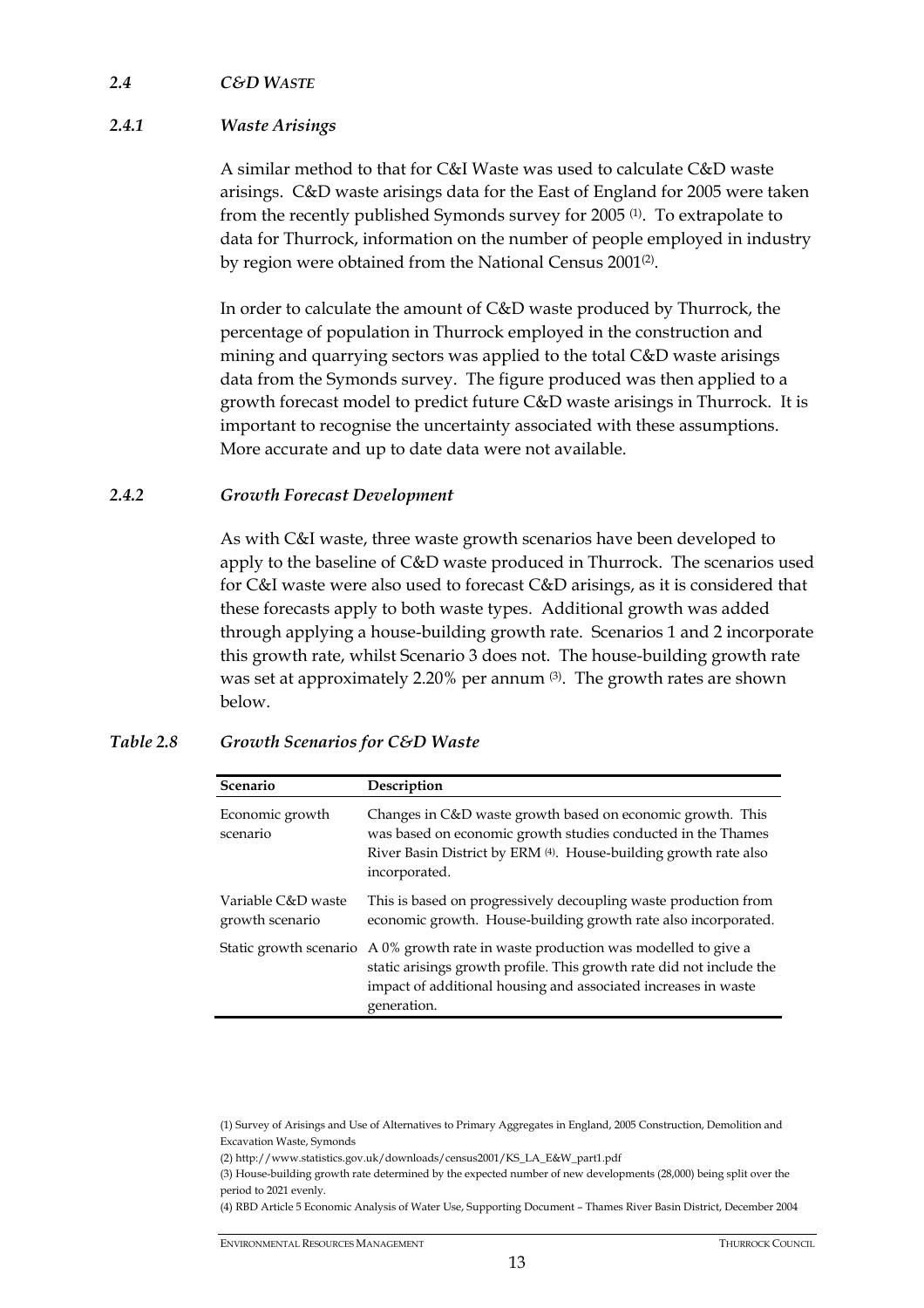### *2.4 C&D WASTE*

#### *2.4.1 Waste Arisings*

A similar method to that for C&I Waste was used to calculate C&D waste arisings. C&D waste arisings data for the East of England for 2005 were taken from the recently published Symonds survey for 2005 (1). To extrapolate to data for Thurrock, information on the number of people employed in industry by region were obtained from the National Census 2001(2).

In order to calculate the amount of C&D waste produced by Thurrock, the percentage of population in Thurrock employed in the construction and mining and quarrying sectors was applied to the total C&D waste arisings data from the Symonds survey. The figure produced was then applied to a growth forecast model to predict future C&D waste arisings in Thurrock. It is important to recognise the uncertainty associated with these assumptions. More accurate and up to date data were not available.

#### *2.4.2 Growth Forecast Development*

As with C&I waste, three waste growth scenarios have been developed to apply to the baseline of C&D waste produced in Thurrock. The scenarios used for C&I waste were also used to forecast C&D arisings, as it is considered that these forecasts apply to both waste types. Additional growth was added through applying a house-building growth rate. Scenarios 1 and 2 incorporate this growth rate, whilst Scenario 3 does not. The house-building growth rate was set at approximately 2.20% per annum (3). The growth rates are shown below.

*Table 2.8 Growth Scenarios for C&D Waste*

| Scenario | Description |
|---|---|
| Economic growth scenario | Changes in C&D waste growth based on economic growth. This was based on economic growth studies conducted in the Thames River Basin District by ERM (4). House-building growth rate also incorporated. |
| Variable C&D waste growth scenario | This is based on progressively decoupling waste production from economic growth. House-building growth rate also incorporated. |
| Static growth scenario | A 0% growth rate in waste production was modelled to give a static arisings growth profile. This growth rate did not include the impact of additional housing and associated increases in waste generation. |

(1) Survey of Arisings and Use of Alternatives to Primary Aggregates in England, 2005 Construction, Demolition and Excavation Waste, Symonds

(2) http://www.statistics.gov.uk/downloads/census2001/KS_LA_E&W_part1.pdf

(3) House-building growth rate determined by the expected number of new developments (28,000) being split over the period to 2021 evenly.

(4) RBD Article 5 Economic Analysis of Water Use, Supporting Document – Thames River Basin District, December 2004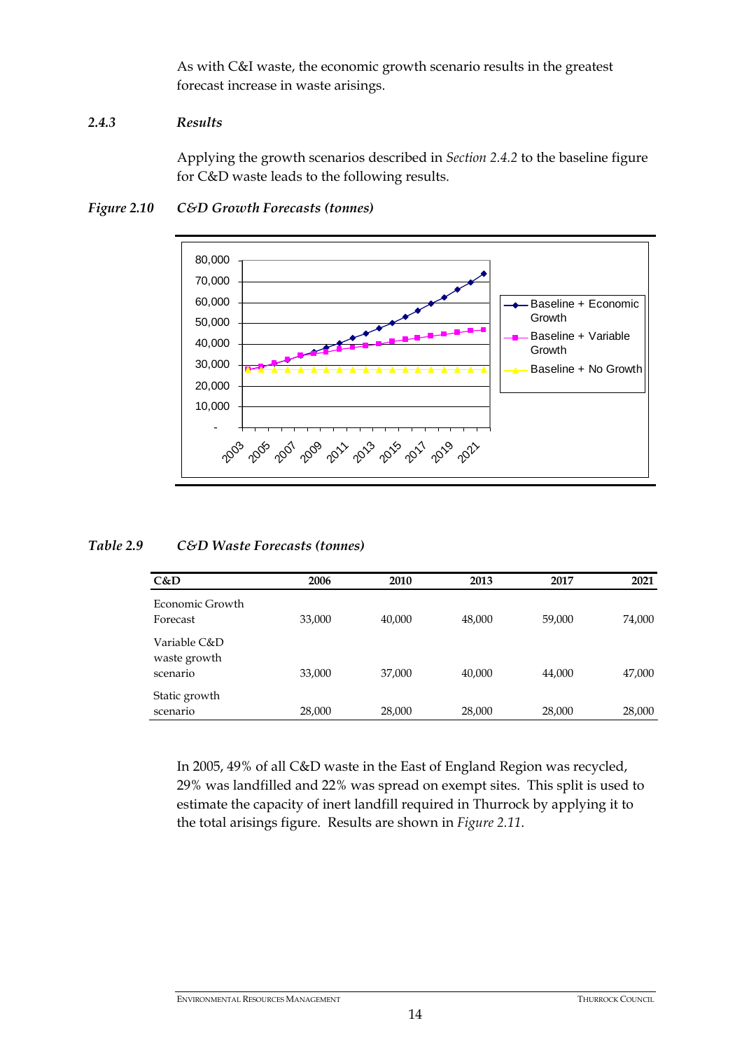As with C&I waste, the economic growth scenario results in the greatest forecast increase in waste arisings.

### 2.4.3 *Results*

Applying the growth scenarios described in *Section 2.4.2* to the baseline figure for C&D waste leads to the following results.

*Figure 2.10 C&D Growth Forecasts (tonnes)*

*Table 2.9 C&D Waste Forecasts (tonnes)*

| C&D | 2006 | 2010 | 2013 | 2017 | 2021 |
|---|---|---|---|---|---|
| Economic Growth Forecast | 33,000 | 40,000 | 48,000 | 59,000 | 74,000 |
| Variable C&D waste growth scenario | 33,000 | 37,000 | 40,000 | 44,000 | 47,000 |
| Static growth scenario | 28,000 | 28,000 | 28,000 | 28,000 | 28,000 |

In 2005, 49% of all C&D waste in the East of England Region was recycled, 29% was landfilled and 22% was spread on exempt sites. This split is used to estimate the capacity of inert landfill required in Thurrock by applying it to the total arisings figure. Results are shown in *Figure 2.11*.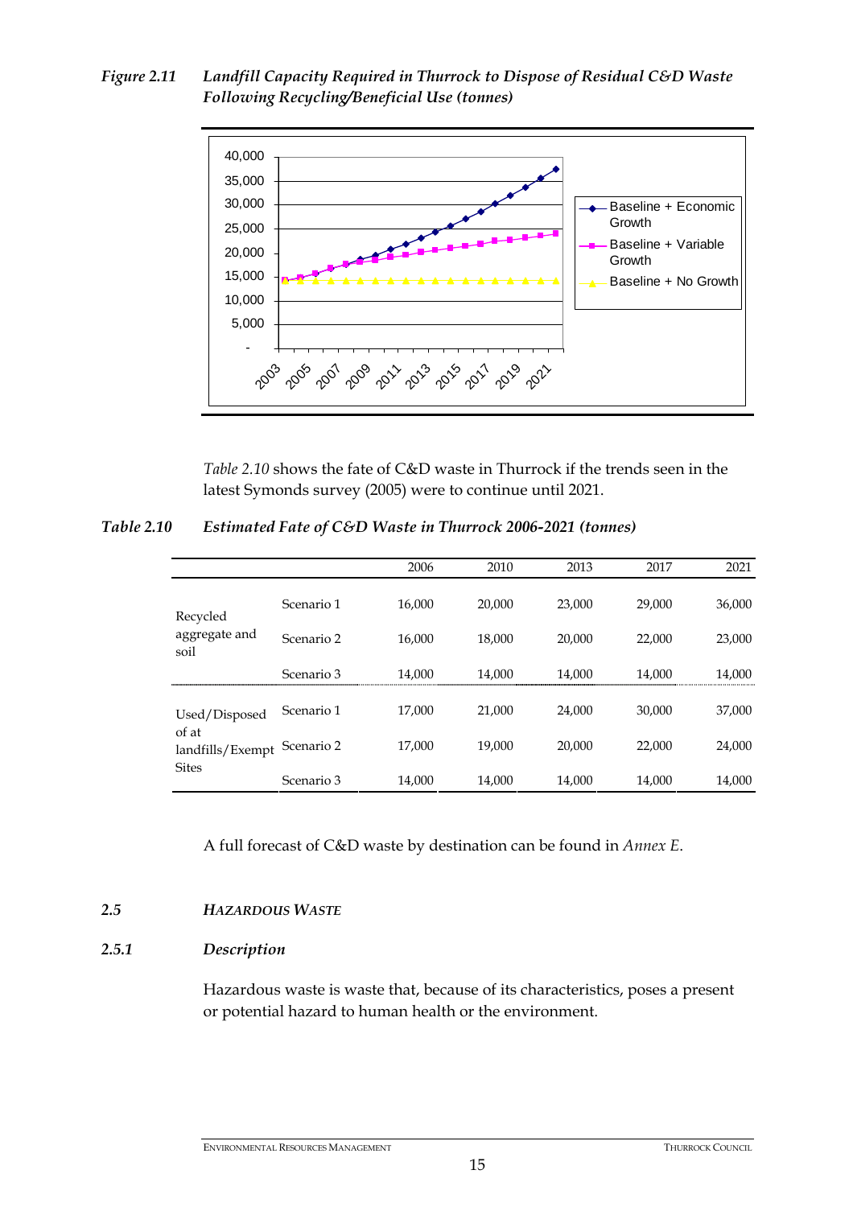*Figure 2.11 Landfill Capacity Required in Thurrock to Dispose of Residual C&D Waste Following Recycling/Beneficial Use (tonnes)*

*Table 2.10* shows the fate of C&D waste in Thurrock if the trends seen in the latest Symonds survey (2005) were to continue until 2021.

*Table 2.10 Estimated Fate of C&D Waste in Thurrock 2006-2021 (tonnes)*

| | | 2006 | 2010 | 2013 | 2017 | 2021 |
|---|---|---|---|---|---|---|
| Recycled aggregate and soil | Scenario 1 | 16,000 | 20,000 | 23,000 | 29,000 | 36,000 |
| | Scenario 2 | 16,000 | 18,000 | 20,000 | 22,000 | 23,000 |
| | Scenario 3 | 14,000 | 14,000 | 14,000 | 14,000 | 14,000 |
| Used/Disposed of at landfills/Exempt Sites | Scenario 1 | 17,000 | 21,000 | 24,000 | 30,000 | 37,000 |
| | Scenario 2 | 17,000 | 19,000 | 20,000 | 22,000 | 24,000 |
| | Scenario 3 | 14,000 | 14,000 | 14,000 | 14,000 | 14,000 |

A full forecast of C&D waste by destination can be found in *Annex E*.

## 2.5 HAZARDOUS WASTE

### 2.5.1 Description

Hazardous waste is waste that, because of its characteristics, poses a present or potential hazard to human health or the environment.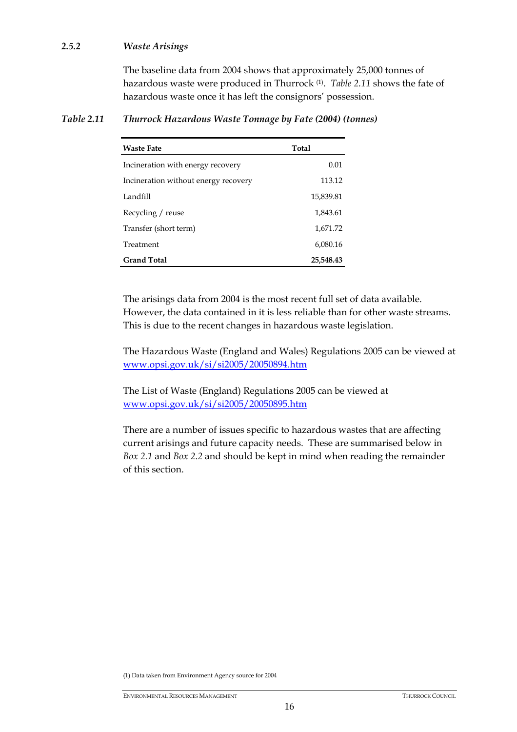### 2.5.2 *Waste Arisings*

The baseline data from 2004 shows that approximately 25,000 tonnes of hazardous waste were produced in Thurrock [(1)]. *Table 2.11* shows the fate of hazardous waste once it has left the consignors' possession.

***Table 2.11 Thurrock Hazardous Waste Tonnage by Fate (2004) (tonnes)***

| Waste Fate | Total |
|---|---|
| Incineration with energy recovery | 0.01 |
| Incineration without energy recovery | 113.12 |
| Landfill | 15,839.81 |
| Recycling / reuse | 1,843.61 |
| Transfer (short term) | 1,671.72 |
| Treatment | 6,080.16 |
| **Grand Total** | **25,548.43** |

The arisings data from 2004 is the most recent full set of data available. However, the data contained in it is less reliable than for other waste streams. This is due to the recent changes in hazardous waste legislation.

The Hazardous Waste (England and Wales) Regulations 2005 can be viewed at www.opsi.gov.uk/si/si2005/20050894.htm

The List of Waste (England) Regulations 2005 can be viewed at www.opsi.gov.uk/si/si2005/20050895.htm

There are a number of issues specific to hazardous wastes that are affecting current arisings and future capacity needs. These are summarised below in *Box 2.1* and *Box 2.2* and should be kept in mind when reading the remainder of this section.

(1) Data taken from Environment Agency source for 2004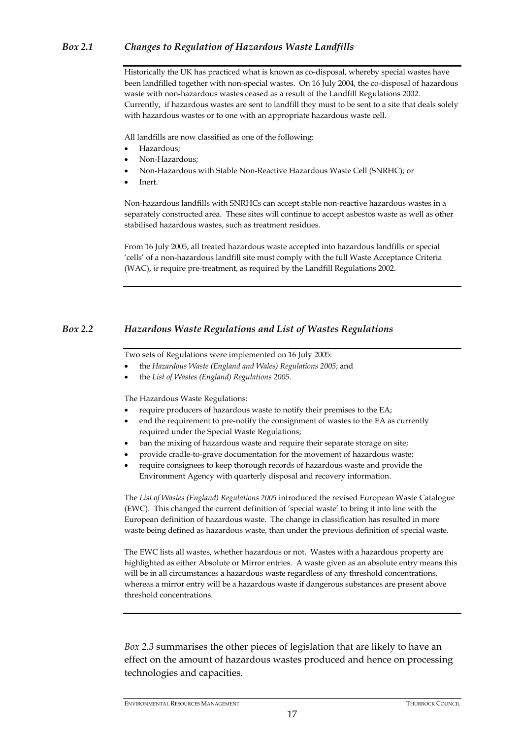### *Box 2.1 Changes to Regulation of Hazardous Waste Landfills*

Historically the UK has practiced what is known as co-disposal, whereby special wastes have been landfilled together with non-special wastes. On 16 July 2004, the co-disposal of hazardous waste with non-hazardous wastes ceased as a result of the Landfill Regulations 2002. Currently, if hazardous wastes are sent to landfill they must to be sent to a site that deals solely with hazardous wastes or to one with an appropriate hazardous waste cell.

All landfills are now classified as one of the following:

- Hazardous;
- Non-Hazardous;
- Non-Hazardous with Stable Non-Reactive Hazardous Waste Cell (SNRHC); or
- Inert.

Non-hazardous landfills with SNRHCs can accept stable non-reactive hazardous wastes in a separately constructed area. These sites will continue to accept asbestos waste as well as other stabilised hazardous wastes, such as treatment residues.

From 16 July 2005, all treated hazardous waste accepted into hazardous landfills or special 'cells' of a non-hazardous landfill site must comply with the full Waste Acceptance Criteria (WAC), *ie* require pre-treatment, as required by the Landfill Regulations 2002.

### *Box 2.2 Hazardous Waste Regulations and List of Wastes Regulations*

Two sets of Regulations were implemented on 16 July 2005:

- the *Hazardous Waste (England and Wales) Regulations 2005*; and
- the *List of Wastes (England) Regulations 2005*.

The Hazardous Waste Regulations:

- require producers of hazardous waste to notify their premises to the EA;
- end the requirement to pre-notify the consignment of wastes to the EA as currently required under the Special Waste Regulations;
- ban the mixing of hazardous waste and require their separate storage on site;
- provide cradle-to-grave documentation for the movement of hazardous waste;
- require consignees to keep thorough records of hazardous waste and provide the Environment Agency with quarterly disposal and recovery information.

The *List of Wastes (England) Regulations 2005* introduced the revised European Waste Catalogue (EWC). This changed the current definition of 'special waste' to bring it into line with the European definition of hazardous waste. The change in classification has resulted in more waste being defined as hazardous waste, than under the previous definition of special waste.

The EWC lists all wastes, whether hazardous or not. Wastes with a hazardous property are highlighted as either Absolute or Mirror entries. A waste given as an absolute entry means this will be in all circumstances a hazardous waste regardless of any threshold concentrations, whereas a mirror entry will be a hazardous waste if dangerous substances are present above threshold concentrations.

*Box 2.3* summarises the other pieces of legislation that are likely to have an effect on the amount of hazardous wastes produced and hence on processing technologies and capacities.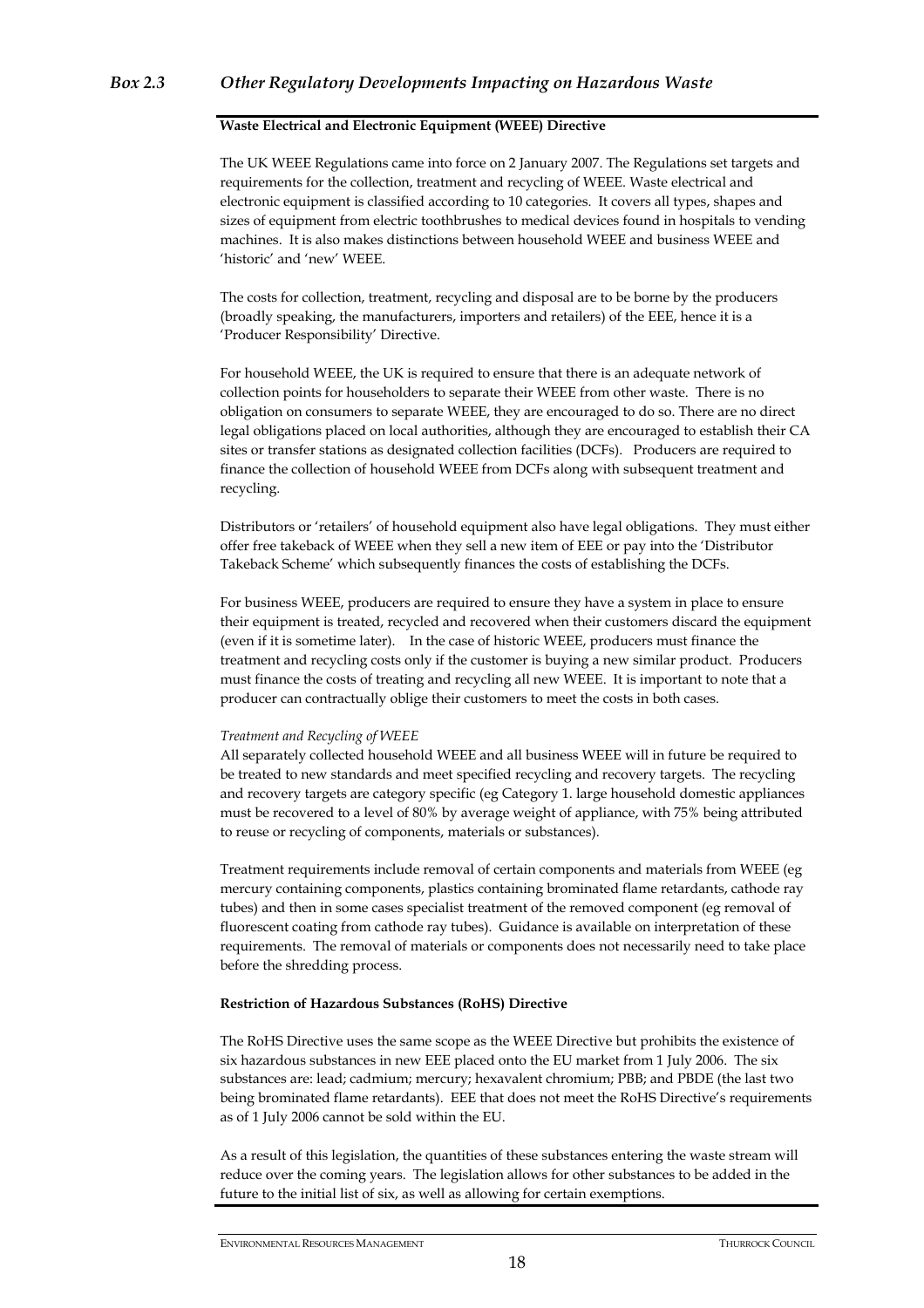## *Box 2.3 Other Regulatory Developments Impacting on Hazardous Waste*

**Waste Electrical and Electronic Equipment (WEEE) Directive**

The UK WEEE Regulations came into force on 2 January 2007. The Regulations set targets and requirements for the collection, treatment and recycling of WEEE. Waste electrical and electronic equipment is classified according to 10 categories. It covers all types, shapes and sizes of equipment from electric toothbrushes to medical devices found in hospitals to vending machines. It is also makes distinctions between household WEEE and business WEEE and 'historic' and 'new' WEEE.

The costs for collection, treatment, recycling and disposal are to be borne by the producers (broadly speaking, the manufacturers, importers and retailers) of the EEE, hence it is a 'Producer Responsibility' Directive.

For household WEEE, the UK is required to ensure that there is an adequate network of collection points for householders to separate their WEEE from other waste. There is no obligation on consumers to separate WEEE, they are encouraged to do so. There are no direct legal obligations placed on local authorities, although they are encouraged to establish their CA sites or transfer stations as designated collection facilities (DCFs). Producers are required to finance the collection of household WEEE from DCFs along with subsequent treatment and recycling.

Distributors or 'retailers' of household equipment also have legal obligations. They must either offer free takeback of WEEE when they sell a new item of EEE or pay into the 'Distributor Takeback Scheme' which subsequently finances the costs of establishing the DCFs.

For business WEEE, producers are required to ensure they have a system in place to ensure their equipment is treated, recycled and recovered when their customers discard the equipment (even if it is sometime later). In the case of historic WEEE, producers must finance the treatment and recycling costs only if the customer is buying a new similar product. Producers must finance the costs of treating and recycling all new WEEE. It is important to note that a producer can contractually oblige their customers to meet the costs in both cases.

*Treatment and Recycling of WEEE*

All separately collected household WEEE and all business WEEE will in future be required to be treated to new standards and meet specified recycling and recovery targets. The recycling and recovery targets are category specific (eg Category 1. large household domestic appliances must be recovered to a level of 80% by average weight of appliance, with 75% being attributed to reuse or recycling of components, materials or substances).

Treatment requirements include removal of certain components and materials from WEEE (eg mercury containing components, plastics containing brominated flame retardants, cathode ray tubes) and then in some cases specialist treatment of the removed component (eg removal of fluorescent coating from cathode ray tubes). Guidance is available on interpretation of these requirements. The removal of materials or components does not necessarily need to take place before the shredding process.

**Restriction of Hazardous Substances (RoHS) Directive**

The RoHS Directive uses the same scope as the WEEE Directive but prohibits the existence of six hazardous substances in new EEE placed onto the EU market from 1 July 2006. The six substances are: lead; cadmium; mercury; hexavalent chromium; PBB; and PBDE (the last two being brominated flame retardants). EEE that does not meet the RoHS Directive's requirements as of 1 July 2006 cannot be sold within the EU.

As a result of this legislation, the quantities of these substances entering the waste stream will reduce over the coming years. The legislation allows for other substances to be added in the future to the initial list of six, as well as allowing for certain exemptions.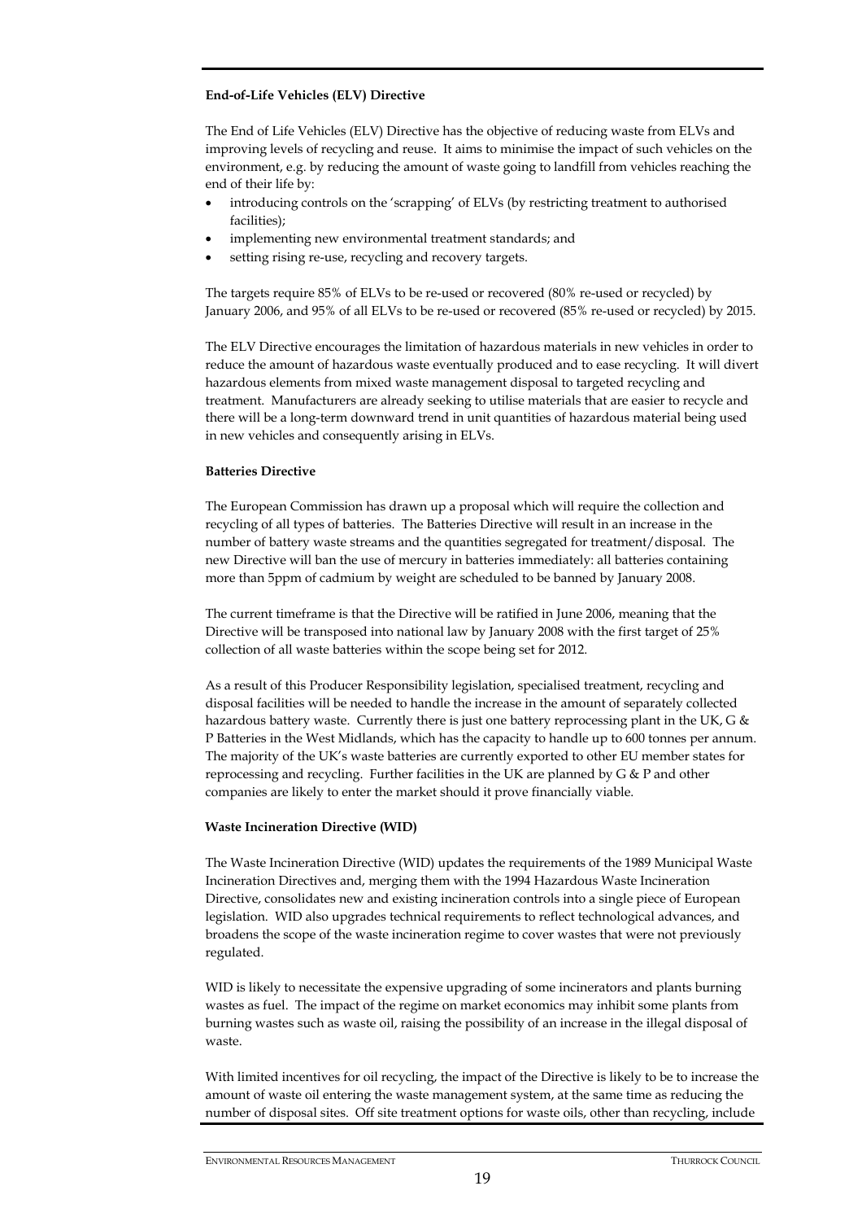**End-of-Life Vehicles (ELV) Directive**

The End of Life Vehicles (ELV) Directive has the objective of reducing waste from ELVs and improving levels of recycling and reuse. It aims to minimise the impact of such vehicles on the environment, e.g. by reducing the amount of waste going to landfill from vehicles reaching the end of their life by:

- introducing controls on the 'scrapping' of ELVs (by restricting treatment to authorised facilities);
- implementing new environmental treatment standards; and
- setting rising re-use, recycling and recovery targets.

The targets require 85% of ELVs to be re-used or recovered (80% re-used or recycled) by January 2006, and 95% of all ELVs to be re-used or recovered (85% re-used or recycled) by 2015.

The ELV Directive encourages the limitation of hazardous materials in new vehicles in order to reduce the amount of hazardous waste eventually produced and to ease recycling. It will divert hazardous elements from mixed waste management disposal to targeted recycling and treatment. Manufacturers are already seeking to utilise materials that are easier to recycle and there will be a long-term downward trend in unit quantities of hazardous material being used in new vehicles and consequently arising in ELVs.

**Batteries Directive**

The European Commission has drawn up a proposal which will require the collection and recycling of all types of batteries. The Batteries Directive will result in an increase in the number of battery waste streams and the quantities segregated for treatment/disposal. The new Directive will ban the use of mercury in batteries immediately: all batteries containing more than 5ppm of cadmium by weight are scheduled to be banned by January 2008.

The current timeframe is that the Directive will be ratified in June 2006, meaning that the Directive will be transposed into national law by January 2008 with the first target of 25% collection of all waste batteries within the scope being set for 2012.

As a result of this Producer Responsibility legislation, specialised treatment, recycling and disposal facilities will be needed to handle the increase in the amount of separately collected hazardous battery waste. Currently there is just one battery reprocessing plant in the UK, G & P Batteries in the West Midlands, which has the capacity to handle up to 600 tonnes per annum. The majority of the UK's waste batteries are currently exported to other EU member states for reprocessing and recycling. Further facilities in the UK are planned by G & P and other companies are likely to enter the market should it prove financially viable.

**Waste Incineration Directive (WID)**

The Waste Incineration Directive (WID) updates the requirements of the 1989 Municipal Waste Incineration Directives and, merging them with the 1994 Hazardous Waste Incineration Directive, consolidates new and existing incineration controls into a single piece of European legislation. WID also upgrades technical requirements to reflect technological advances, and broadens the scope of the waste incineration regime to cover wastes that were not previously regulated.

WID is likely to necessitate the expensive upgrading of some incinerators and plants burning wastes as fuel. The impact of the regime on market economics may inhibit some plants from burning wastes such as waste oil, raising the possibility of an increase in the illegal disposal of waste.

With limited incentives for oil recycling, the impact of the Directive is likely to be to increase the amount of waste oil entering the waste management system, at the same time as reducing the number of disposal sites. Off site treatment options for waste oils, other than recycling, include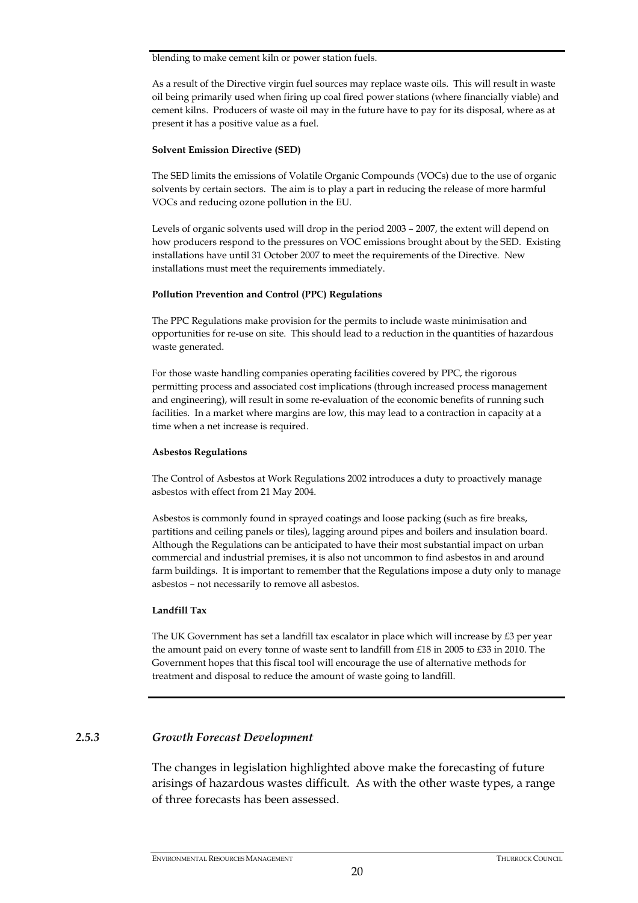blending to make cement kiln or power station fuels.

As a result of the Directive virgin fuel sources may replace waste oils. This will result in waste oil being primarily used when firing up coal fired power stations (where financially viable) and cement kilns. Producers of waste oil may in the future have to pay for its disposal, where as at present it has a positive value as a fuel.

**Solvent Emission Directive (SED)**

The SED limits the emissions of Volatile Organic Compounds (VOCs) due to the use of organic solvents by certain sectors. The aim is to play a part in reducing the release of more harmful VOCs and reducing ozone pollution in the EU.

Levels of organic solvents used will drop in the period 2003 – 2007, the extent will depend on how producers respond to the pressures on VOC emissions brought about by the SED. Existing installations have until 31 October 2007 to meet the requirements of the Directive. New installations must meet the requirements immediately.

**Pollution Prevention and Control (PPC) Regulations**

The PPC Regulations make provision for the permits to include waste minimisation and opportunities for re-use on site. This should lead to a reduction in the quantities of hazardous waste generated.

For those waste handling companies operating facilities covered by PPC, the rigorous permitting process and associated cost implications (through increased process management and engineering), will result in some re-evaluation of the economic benefits of running such facilities. In a market where margins are low, this may lead to a contraction in capacity at a time when a net increase is required.

**Asbestos Regulations**

The Control of Asbestos at Work Regulations 2002 introduces a duty to proactively manage asbestos with effect from 21 May 2004.

Asbestos is commonly found in sprayed coatings and loose packing (such as fire breaks, partitions and ceiling panels or tiles), lagging around pipes and boilers and insulation board. Although the Regulations can be anticipated to have their most substantial impact on urban commercial and industrial premises, it is also not uncommon to find asbestos in and around farm buildings. It is important to remember that the Regulations impose a duty only to manage asbestos – not necessarily to remove all asbestos.

**Landfill Tax**

The UK Government has set a landfill tax escalator in place which will increase by £3 per year the amount paid on every tonne of waste sent to landfill from £18 in 2005 to £33 in 2010. The Government hopes that this fiscal tool will encourage the use of alternative methods for treatment and disposal to reduce the amount of waste going to landfill.

### 2.5.3 *Growth Forecast Development*

The changes in legislation highlighted above make the forecasting of future arisings of hazardous wastes difficult. As with the other waste types, a range of three forecasts has been assessed.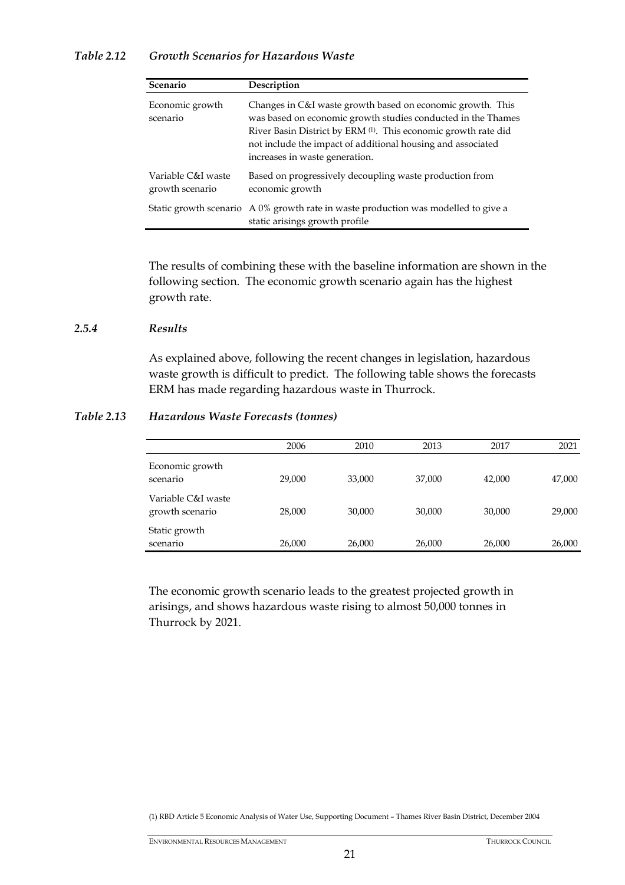*Table 2.12 Growth Scenarios for Hazardous Waste*

| Scenario | Description |
|---|---|
| Economic growth scenario | Changes in C&I waste growth based on economic growth. This was based on economic growth studies conducted in the Thames River Basin District by ERM [1]. This economic growth rate did not include the impact of additional housing and associated increases in waste generation. |
| Variable C&I waste growth scenario | Based on progressively decoupling waste production from economic growth |
| Static growth scenario | A 0% growth rate in waste production was modelled to give a static arisings growth profile |

The results of combining these with the baseline information are shown in the following section. The economic growth scenario again has the highest growth rate.

### 2.5.4 *Results*

As explained above, following the recent changes in legislation, hazardous waste growth is difficult to predict. The following table shows the forecasts ERM has made regarding hazardous waste in Thurrock.

*Table 2.13 Hazardous Waste Forecasts (tonnes)*

| | 2006 | 2010 | 2013 | 2017 | 2021 |
|---|---|---|---|---|---|
| Economic growth scenario | 29,000 | 33,000 | 37,000 | 42,000 | 47,000 |
| Variable C&I waste growth scenario | 28,000 | 30,000 | 30,000 | 30,000 | 29,000 |
| Static growth scenario | 26,000 | 26,000 | 26,000 | 26,000 | 26,000 |

The economic growth scenario leads to the greatest projected growth in arisings, and shows hazardous waste rising to almost 50,000 tonnes in Thurrock by 2021.

(1) RBD Article 5 Economic Analysis of Water Use, Supporting Document – Thames River Basin District, December 2004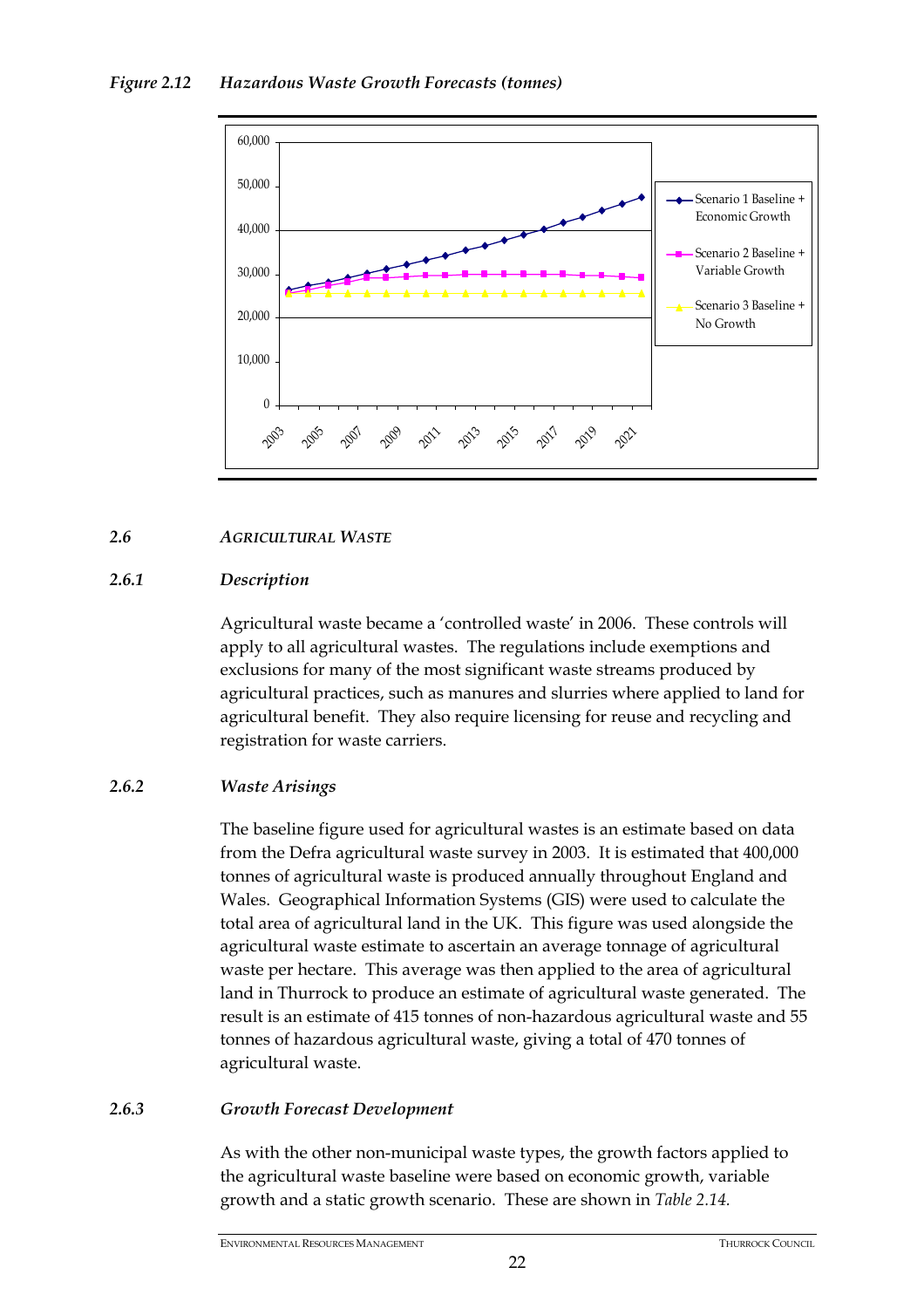*Figure 2.12 Hazardous Waste Growth Forecasts (tonnes)*

## 2.6 AGRICULTURAL WASTE

### 2.6.1 Description

Agricultural waste became a 'controlled waste' in 2006. These controls will apply to all agricultural wastes. The regulations include exemptions and exclusions for many of the most significant waste streams produced by agricultural practices, such as manures and slurries where applied to land for agricultural benefit. They also require licensing for reuse and recycling and registration for waste carriers.

### 2.6.2 Waste Arisings

The baseline figure used for agricultural wastes is an estimate based on data from the Defra agricultural waste survey in 2003. It is estimated that 400,000 tonnes of agricultural waste is produced annually throughout England and Wales. Geographical Information Systems (GIS) were used to calculate the total area of agricultural land in the UK. This figure was used alongside the agricultural waste estimate to ascertain an average tonnage of agricultural waste per hectare. This average was then applied to the area of agricultural land in Thurrock to produce an estimate of agricultural waste generated. The result is an estimate of 415 tonnes of non-hazardous agricultural waste and 55 tonnes of hazardous agricultural waste, giving a total of 470 tonnes of agricultural waste.

### 2.6.3 Growth Forecast Development

As with the other non-municipal waste types, the growth factors applied to the agricultural waste baseline were based on economic growth, variable growth and a static growth scenario. These are shown in *Table 2.14.*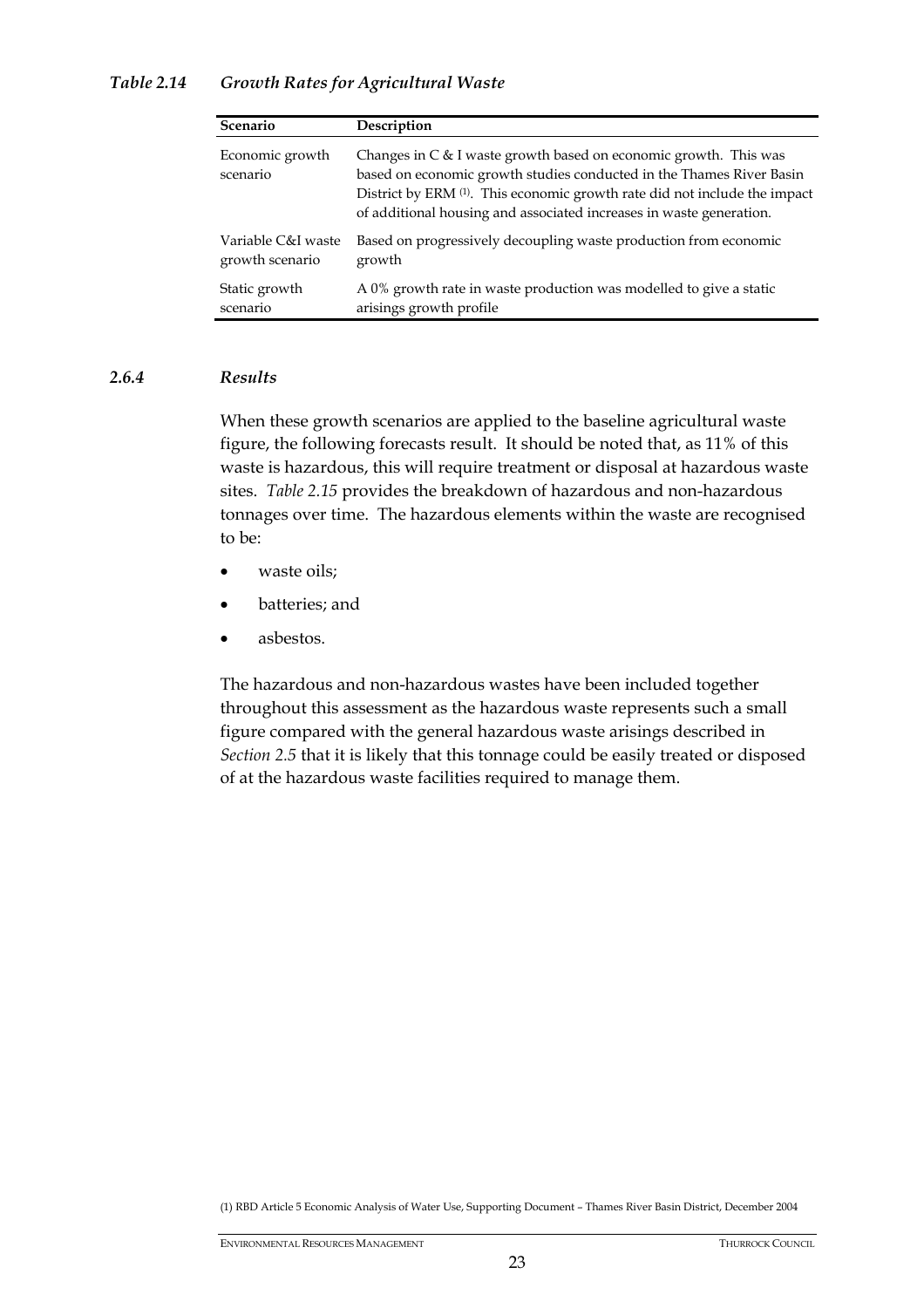*Table 2.14 Growth Rates for Agricultural Waste*

| Scenario | Description |
|---|---|
| Economic growth scenario | Changes in C & I waste growth based on economic growth. This was based on economic growth studies conducted in the Thames River Basin District by ERM [(1)]. This economic growth rate did not include the impact of additional housing and associated increases in waste generation. |
| Variable C&I waste growth scenario | Based on progressively decoupling waste production from economic growth |
| Static growth scenario | A 0% growth rate in waste production was modelled to give a static arisings growth profile |

### 2.6.4 *Results*

When these growth scenarios are applied to the baseline agricultural waste figure, the following forecasts result. It should be noted that, as 11% of this waste is hazardous, this will require treatment or disposal at hazardous waste sites. *Table 2.15* provides the breakdown of hazardous and non-hazardous tonnages over time. The hazardous elements within the waste are recognised to be:

- waste oils;
- batteries; and
- asbestos.

The hazardous and non-hazardous wastes have been included together throughout this assessment as the hazardous waste represents such a small figure compared with the general hazardous waste arisings described in *Section 2.5* that it is likely that this tonnage could be easily treated or disposed of at the hazardous waste facilities required to manage them.

(1) RBD Article 5 Economic Analysis of Water Use, Supporting Document – Thames River Basin District, December 2004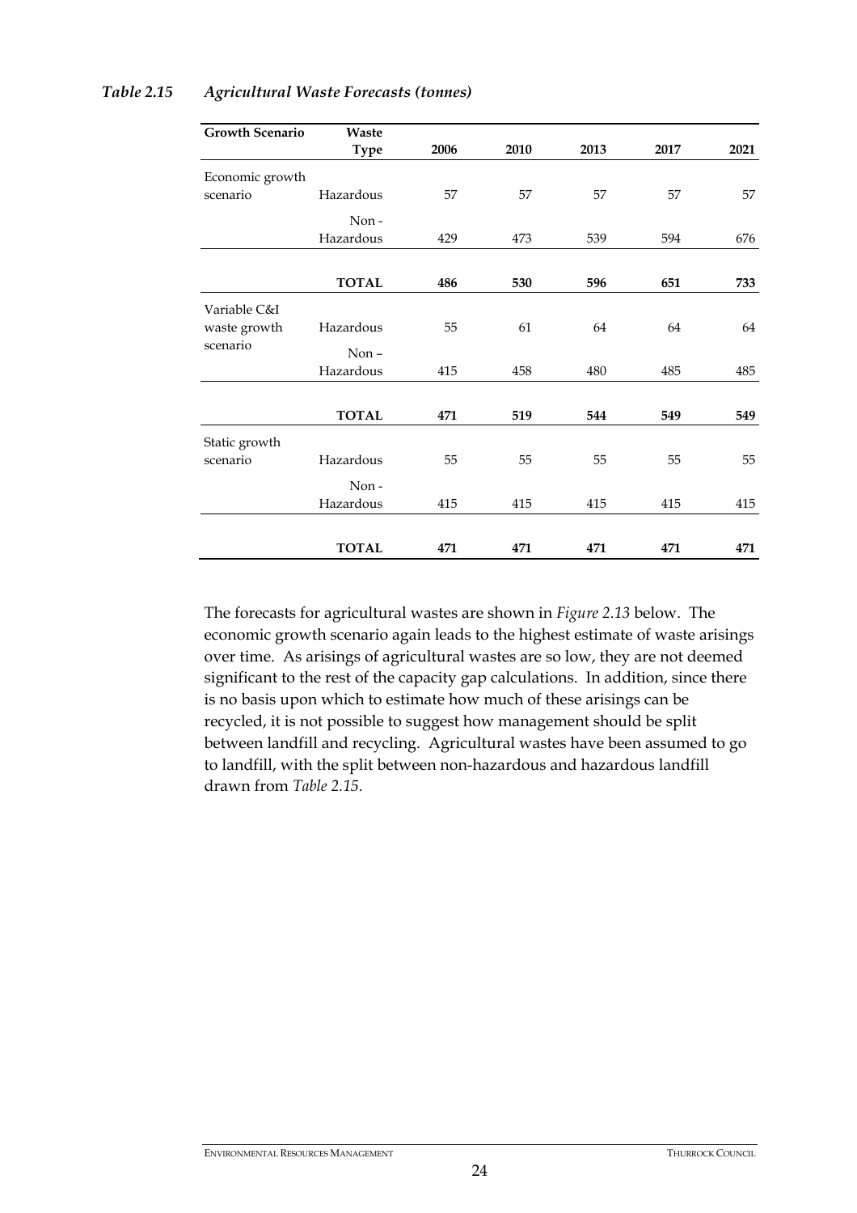*Table 2.15 Agricultural Waste Forecasts (tonnes)*

| Growth Scenario | Waste Type | 2006 | 2010 | 2013 | 2017 | 2021 |
|---|---|---|---|---|---|---|
| Economic growth scenario | Hazardous | 57 | 57 | 57 | 57 | 57 |
| | Non - Hazardous | 429 | 473 | 539 | 594 | 676 |
| | **TOTAL** | **486** | **530** | **596** | **651** | **733** |
| Variable C&I waste growth scenario | Hazardous | 55 | 61 | 64 | 64 | 64 |
| | Non – Hazardous | 415 | 458 | 480 | 485 | 485 |
| | **TOTAL** | **471** | **519** | **544** | **549** | **549** |
| Static growth scenario | Hazardous | 55 | 55 | 55 | 55 | 55 |
| | Non - Hazardous | 415 | 415 | 415 | 415 | 415 |
| | **TOTAL** | **471** | **471** | **471** | **471** | **471** |

The forecasts for agricultural wastes are shown in *Figure 2.13* below. The economic growth scenario again leads to the highest estimate of waste arisings over time. As arisings of agricultural wastes are so low, they are not deemed significant to the rest of the capacity gap calculations. In addition, since there is no basis upon which to estimate how much of these arisings can be recycled, it is not possible to suggest how management should be split between landfill and recycling. Agricultural wastes have been assumed to go to landfill, with the split between non-hazardous and hazardous landfill drawn from *Table 2.15*.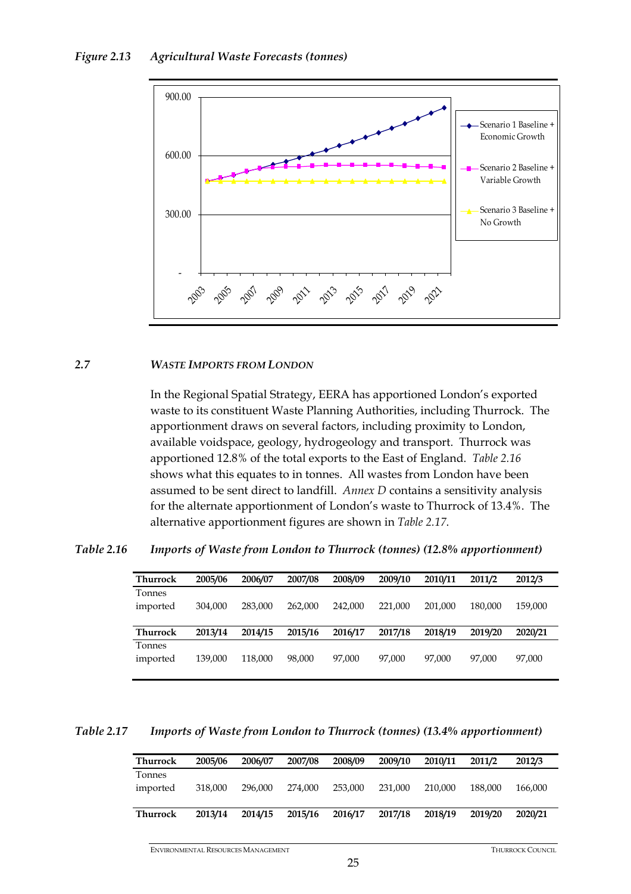*Figure 2.13 Agricultural Waste Forecasts (tonnes)*

## 2.7 WASTE IMPORTS FROM LONDON

In the Regional Spatial Strategy, EERA has apportioned London's exported waste to its constituent Waste Planning Authorities, including Thurrock. The apportionment draws on several factors, including proximity to London, available voidspace, geology, hydrogeology and transport. Thurrock was apportioned 12.8% of the total exports to the East of England. *Table 2.16* shows what this equates to in tonnes. All wastes from London have been assumed to be sent direct to landfill. *Annex D* contains a sensitivity analysis for the alternate apportionment of London's waste to Thurrock of 13.4%. The alternative apportionment figures are shown in *Table 2.17*.

*Table 2.16 Imports of Waste from London to Thurrock (tonnes) (12.8% apportionment)*

| Thurrock | 2005/06 | 2006/07 | 2007/08 | 2008/09 | 2009/10 | 2010/11 | 2011/2 | 2012/3 |
|---|---|---|---|---|---|---|---|---|
| Tonnes imported | 304,000 | 283,000 | 262,000 | 242,000 | 221,000 | 201,000 | 180,000 | 159,000 |
| **Thurrock** | **2013/14** | **2014/15** | **2015/16** | **2016/17** | **2017/18** | **2018/19** | **2019/20** | **2020/21** |
| Tonnes imported | 139,000 | 118,000 | 98,000 | 97,000 | 97,000 | 97,000 | 97,000 | 97,000 |

*Table 2.17 Imports of Waste from London to Thurrock (tonnes) (13.4% apportionment)*

| Thurrock | 2005/06 | 2006/07 | 2007/08 | 2008/09 | 2009/10 | 2010/11 | 2011/2 | 2012/3 |
|---|---|---|---|---|---|---|---|---|
| Tonnes imported | 318,000 | 296,000 | 274,000 | 253,000 | 231,000 | 210,000 | 188,000 | 166,000 |
| **Thurrock** | **2013/14** | **2014/15** | **2015/16** | **2016/17** | **2017/18** | **2018/19** | **2019/20** | **2020/21** |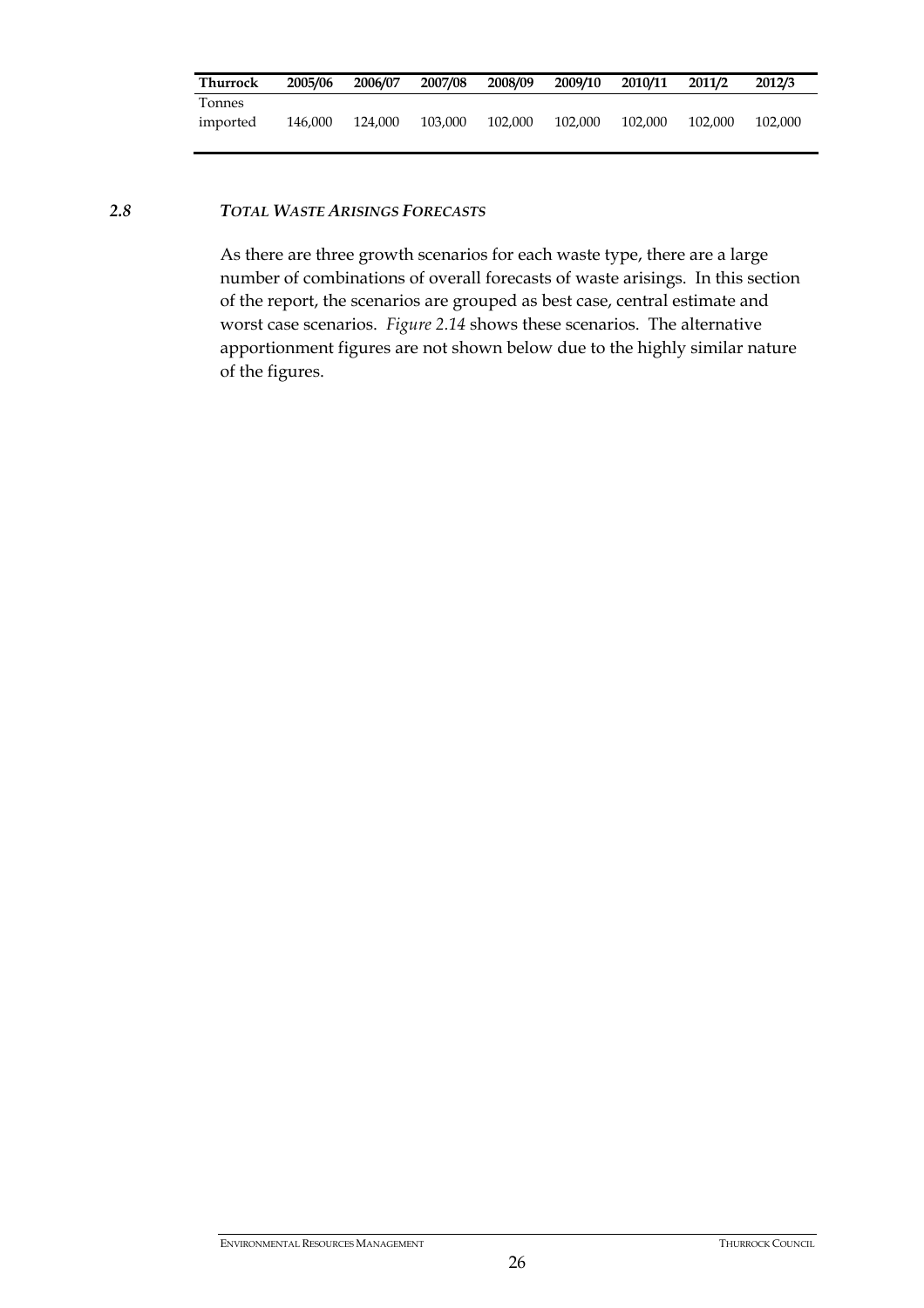| Thurrock | 2005/06 | 2006/07 | 2007/08 | 2008/09 | 2009/10 | 2010/11 | 2011/2 | 2012/3 |
|---|---|---|---|---|---|---|---|---|
| Tonnes imported | 146,000 | 124,000 | 103,000 | 102,000 | 102,000 | 102,000 | 102,000 | 102,000 |

## *2.8 TOTAL WASTE ARISINGS FORECASTS*

As there are three growth scenarios for each waste type, there are a large number of combinations of overall forecasts of waste arisings. In this section of the report, the scenarios are grouped as best case, central estimate and worst case scenarios. *Figure 2.14* shows these scenarios. The alternative apportionment figures are not shown below due to the highly similar nature of the figures.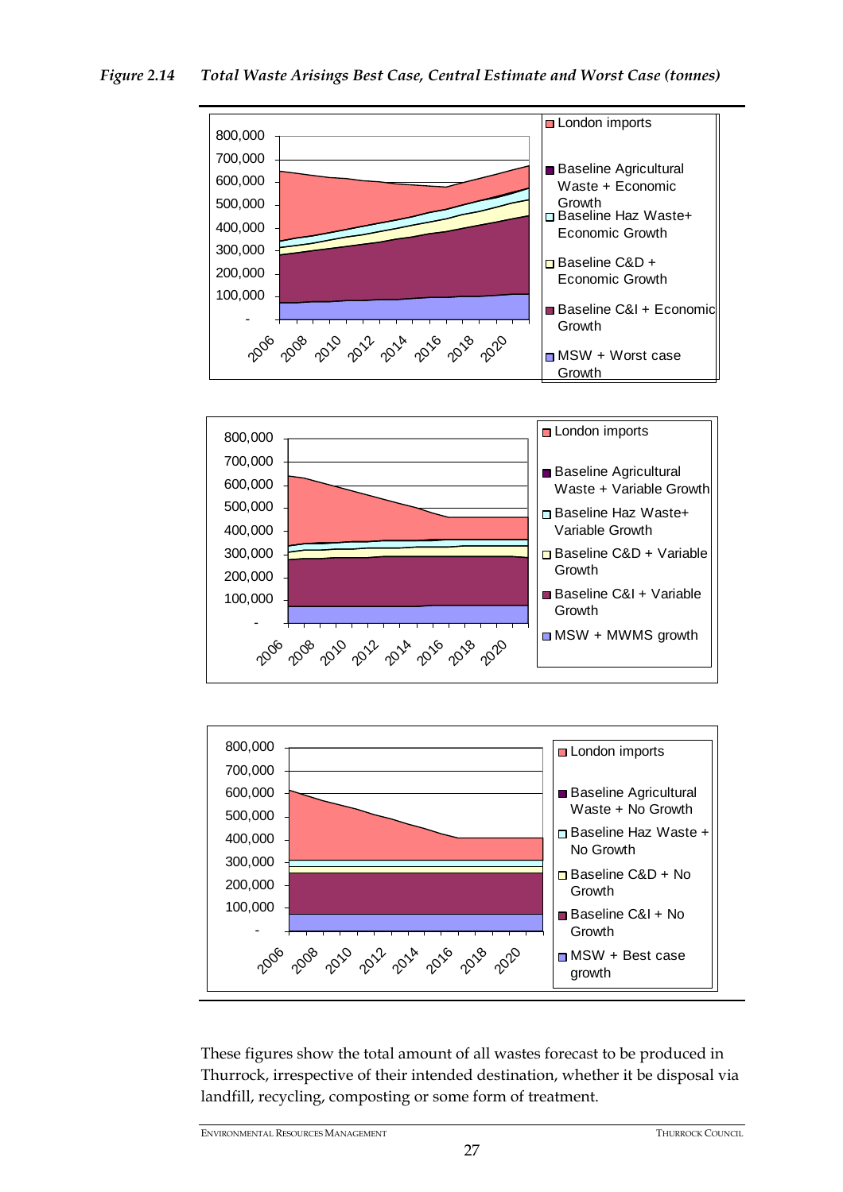*Figure 2.14 Total Waste Arisings Best Case, Central Estimate and Worst Case (tonnes)*

These figures show the total amount of all wastes forecast to be produced in Thurrock, irrespective of their intended destination, whether it be disposal via landfill, recycling, composting or some form of treatment.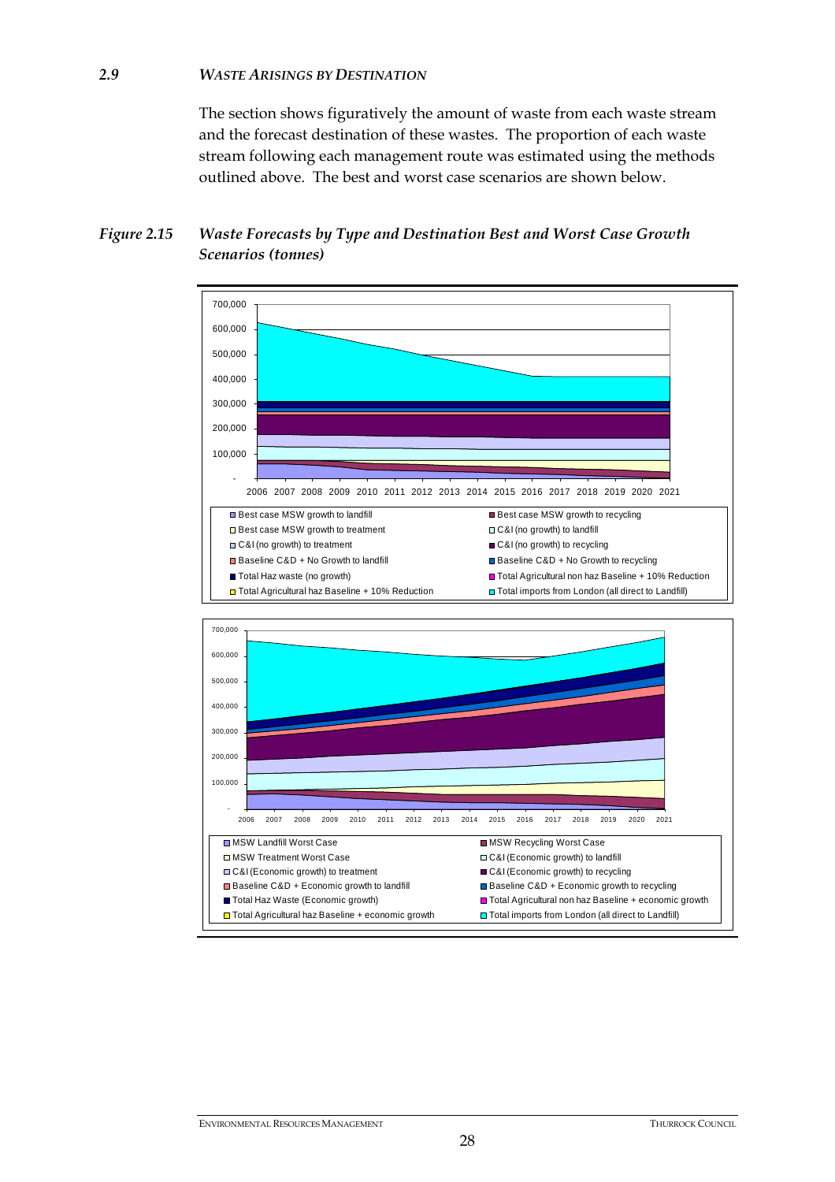## 2.9 *WASTE ARISINGS BY DESTINATION*

The section shows figuratively the amount of waste from each waste stream and the forecast destination of these wastes. The proportion of each waste stream following each management route was estimated using the methods outlined above. The best and worst case scenarios are shown below.

***Figure 2.15 Waste Forecasts by Type and Destination Best and Worst Case Growth Scenarios (tonnes)***

700,000
600,000
500,000
400,000
300,000
200,000
100,000
-

2006 2007 2008 2009 2010 2011 2012 2013 2014 2015 2016 2017 2018 2019 2020 2021

- Best case MSW growth to landfill
- Best case MSW growth to recycling
- Best case MSW growth to treatment
- C&I (no growth) to landfill
- C&I (no growth) to treatment
- C&I (no growth) to recycling
- Baseline C&D + No Growth to landfill
- Baseline C&D + No Growth to recycling
- Total Haz waste (no growth)
- Total Agricultural non haz Baseline + 10% Reduction
- Total Agricultural haz Baseline + 10% Reduction
- Total imports from London (all direct to Landfill)

700,000
600,000
500,000
400,000
300,000
200,000
100,000
-

2006 2007 2008 2009 2010 2011 2012 2013 2014 2015 2016 2017 2018 2019 2020 2021

- MSW Landfill Worst Case
- MSW Recycling Worst Case
- MSW Treatment Worst Case
- C&I (Economic growth) to landfill
- C&I (Economic growth) to treatment
- C&I (Economic growth) to recycling
- Baseline C&D + Economic growth to landfill
- Baseline C&D + Economic growth to recycling
- Total Haz Waste (Economic growth)
- Total Agricultural non haz Baseline + economic growth
- Total Agricultural haz Baseline + economic growth
- Total imports from London (all direct to Landfill)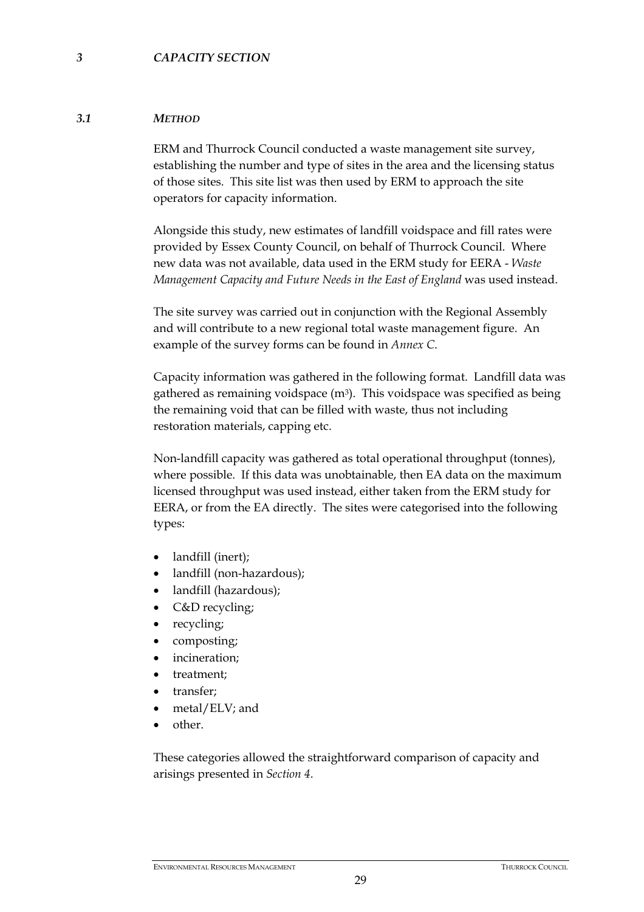# *3 CAPACITY SECTION*

## *3.1 METHOD*

ERM and Thurrock Council conducted a waste management site survey, establishing the number and type of sites in the area and the licensing status of those sites. This site list was then used by ERM to approach the site operators for capacity information.

Alongside this study, new estimates of landfill voidspace and fill rates were provided by Essex County Council, on behalf of Thurrock Council. Where new data was not available, data used in the ERM study for EERA - *Waste Management Capacity and Future Needs in the East of England* was used instead.

The site survey was carried out in conjunction with the Regional Assembly and will contribute to a new regional total waste management figure. An example of the survey forms can be found in *Annex C*.

Capacity information was gathered in the following format. Landfill data was gathered as remaining voidspace ($m^3$). This voidspace was specified as being the remaining void that can be filled with waste, thus not including restoration materials, capping etc.

Non-landfill capacity was gathered as total operational throughput (tonnes), where possible. If this data was unobtainable, then EA data on the maximum licensed throughput was used instead, either taken from the ERM study for EERA, or from the EA directly. The sites were categorised into the following types:

- landfill (inert);
- landfill (non-hazardous);
- landfill (hazardous);
- C&D recycling;
- recycling;
- composting;
- incineration;
- treatment;
- transfer;
- metal/ELV; and
- other.

These categories allowed the straightforward comparison of capacity and arisings presented in *Section 4*.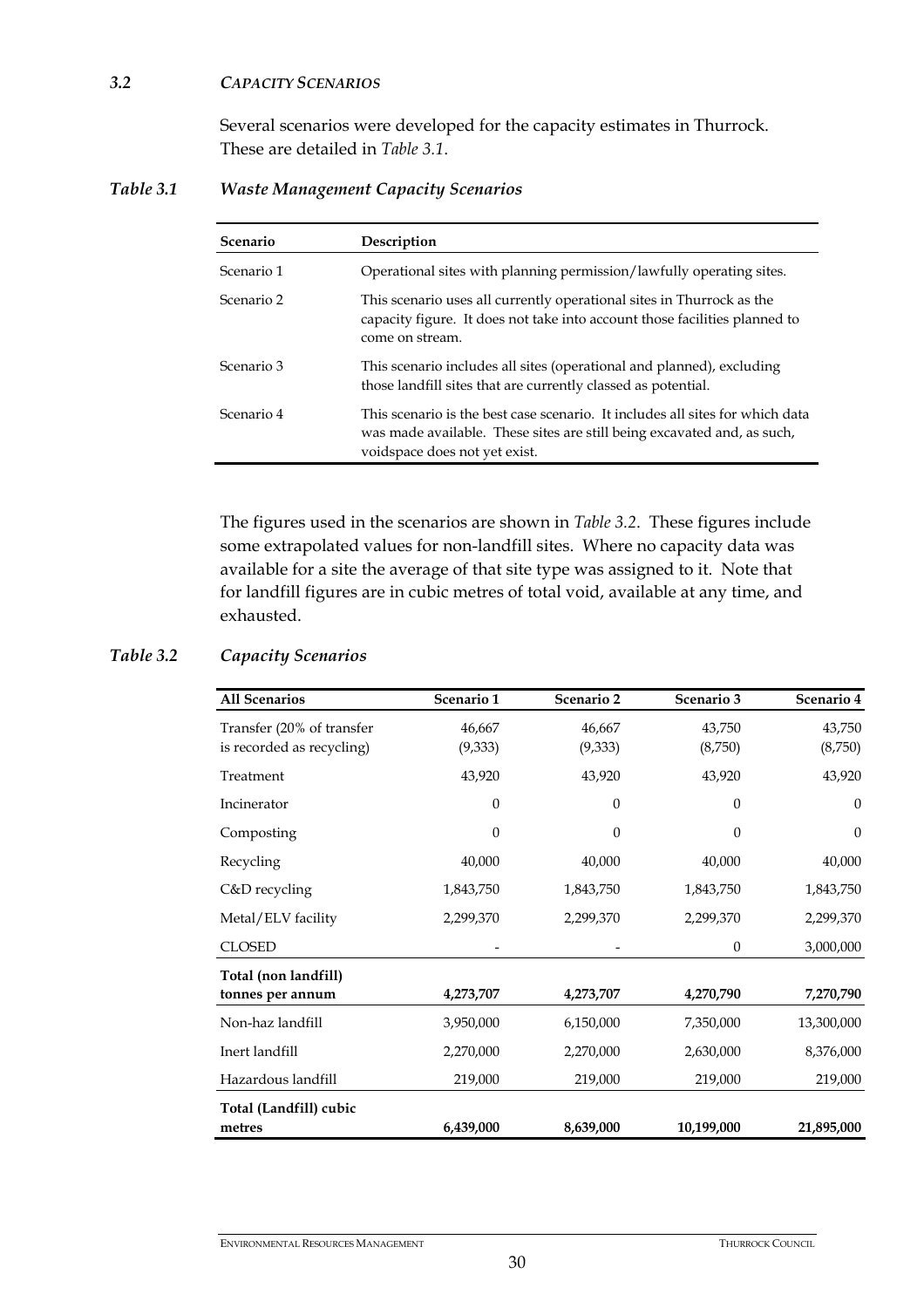### 3.2 *CAPACITY SCENARIOS*

Several scenarios were developed for the capacity estimates in Thurrock. These are detailed in *Table 3.1*.

***Table 3.1 Waste Management Capacity Scenarios***

| Scenario | Description |
|---|---|
| Scenario 1 | Operational sites with planning permission/lawfully operating sites. |
| Scenario 2 | This scenario uses all currently operational sites in Thurrock as the capacity figure. It does not take into account those facilities planned to come on stream. |
| Scenario 3 | This scenario includes all sites (operational and planned), excluding those landfill sites that are currently classed as potential. |
| Scenario 4 | This scenario is the best case scenario. It includes all sites for which data was made available. These sites are still being excavated and, as such, voidspace does not yet exist. |

The figures used in the scenarios are shown in *Table 3.2*. These figures include some extrapolated values for non-landfill sites. Where no capacity data was available for a site the average of that site type was assigned to it. Note that for landfill figures are in cubic metres of total void, available at any time, and exhausted.

***Table 3.2 Capacity Scenarios***

| All Scenarios | Scenario 1 | Scenario 2 | Scenario 3 | Scenario 4 |
|---|---|---|---|---|
| Transfer (20% of transfer is recorded as recycling) | 46,667 (9,333) | 46,667 (9,333) | 43,750 (8,750) | 43,750 (8,750) |
| Treatment | 43,920 | 43,920 | 43,920 | 43,920 |
| Incinerator | 0 | 0 | 0 | 0 |
| Composting | 0 | 0 | 0 | 0 |
| Recycling | 40,000 | 40,000 | 40,000 | 40,000 |
| C&D recycling | 1,843,750 | 1,843,750 | 1,843,750 | 1,843,750 |
| Metal/ELV facility | 2,299,370 | 2,299,370 | 2,299,370 | 2,299,370 |
| CLOSED | - | - | 0 | 3,000,000 |
| **Total (non landfill) tonnes per annum** | **4,273,707** | **4,273,707** | **4,270,790** | **7,270,790** |
| Non-haz landfill | 3,950,000 | 6,150,000 | 7,350,000 | 13,300,000 |
| Inert landfill | 2,270,000 | 2,270,000 | 2,630,000 | 8,376,000 |
| Hazardous landfill | 219,000 | 219,000 | 219,000 | 219,000 |
| **Total (Landfill) cubic metres** | **6,439,000** | **8,639,000** | **10,199,000** | **21,895,000** |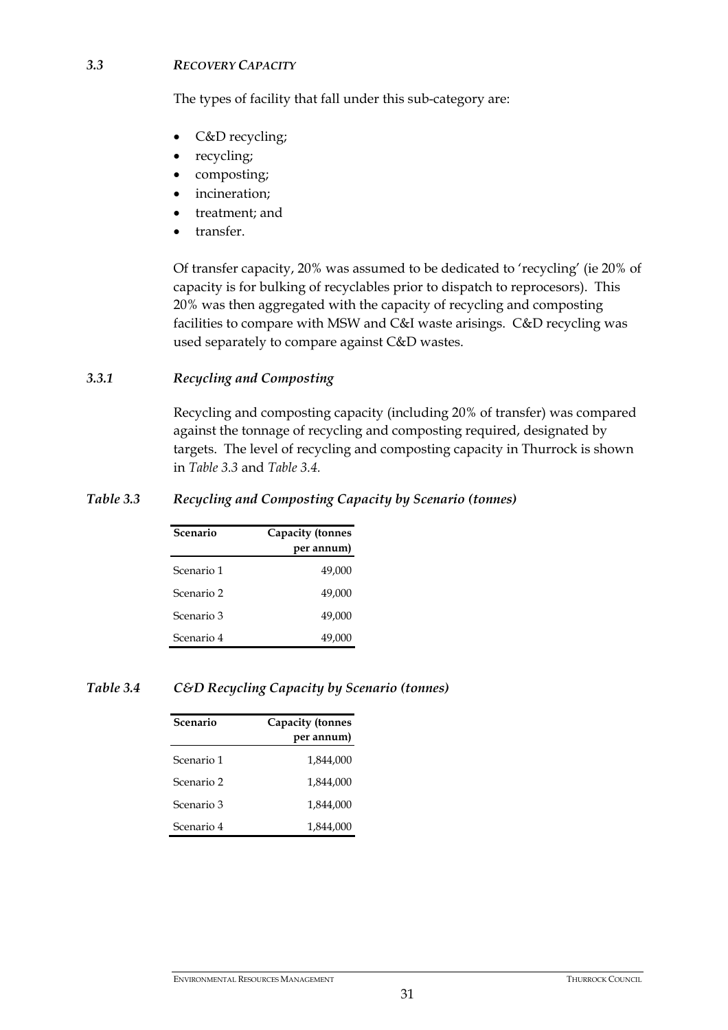### *3.3 Recovery Capacity*

The types of facility that fall under this sub-category are:

- C&D recycling;
- recycling;
- composting;
- incineration;
- treatment; and
- transfer.

Of transfer capacity, 20% was assumed to be dedicated to 'recycling' (ie 20% of capacity is for bulking of recyclables prior to dispatch to reprocesors). This 20% was then aggregated with the capacity of recycling and composting facilities to compare with MSW and C&I waste arisings. C&D recycling was used separately to compare against C&D wastes.

#### *3.3.1 Recycling and Composting*

Recycling and composting capacity (including 20% of transfer) was compared against the tonnage of recycling and composting required, designated by targets. The level of recycling and composting capacity in Thurrock is shown in *Table 3.3* and *Table 3.4.*

***Table 3.3 Recycling and Composting Capacity by Scenario (tonnes)***

| Scenario | Capacity (tonnes per annum) |
|---|---|
| Scenario 1 | 49,000 |
| Scenario 2 | 49,000 |
| Scenario 3 | 49,000 |
| Scenario 4 | 49,000 |

***Table 3.4 C&D Recycling Capacity by Scenario (tonnes)***

| Scenario | Capacity (tonnes per annum) |
|---|---|
| Scenario 1 | 1,844,000 |
| Scenario 2 | 1,844,000 |
| Scenario 3 | 1,844,000 |
| Scenario 4 | 1,844,000 |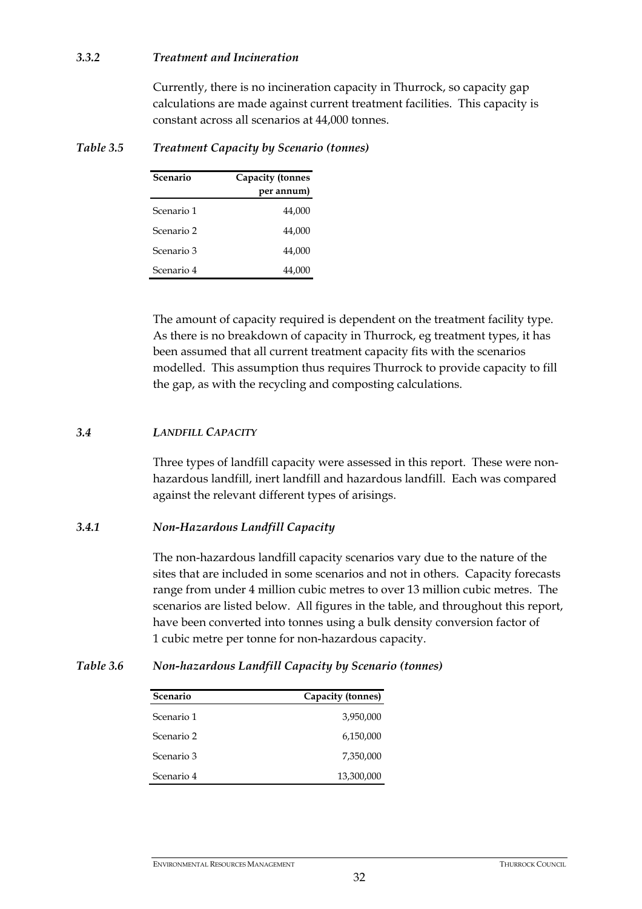### *3.3.2 Treatment and Incineration*

Currently, there is no incineration capacity in Thurrock, so capacity gap calculations are made against current treatment facilities. This capacity is constant across all scenarios at 44,000 tonnes.

*Table 3.5 Treatment Capacity by Scenario (tonnes)*

| Scenario | Capacity (tonnes per annum) |
|---|---:|
| Scenario 1 | 44,000 |
| Scenario 2 | 44,000 |
| Scenario 3 | 44,000 |
| Scenario 4 | 44,000 |

The amount of capacity required is dependent on the treatment facility type. As there is no breakdown of capacity in Thurrock, eg treatment types, it has been assumed that all current treatment capacity fits with the scenarios modelled. This assumption thus requires Thurrock to provide capacity to fill the gap, as with the recycling and composting calculations.

## *3.4 LANDFILL CAPACITY*

Three types of landfill capacity were assessed in this report. These were non-hazardous landfill, inert landfill and hazardous landfill. Each was compared against the relevant different types of arisings.

### *3.4.1 Non-Hazardous Landfill Capacity*

The non-hazardous landfill capacity scenarios vary due to the nature of the sites that are included in some scenarios and not in others. Capacity forecasts range from under 4 million cubic metres to over 13 million cubic metres. The scenarios are listed below. All figures in the table, and throughout this report, have been converted into tonnes using a bulk density conversion factor of 1 cubic metre per tonne for non-hazardous capacity.

*Table 3.6 Non-hazardous Landfill Capacity by Scenario (tonnes)*

| Scenario | Capacity (tonnes) |
|---|---:|
| Scenario 1 | 3,950,000 |
| Scenario 2 | 6,150,000 |
| Scenario 3 | 7,350,000 |
| Scenario 4 | 13,300,000 |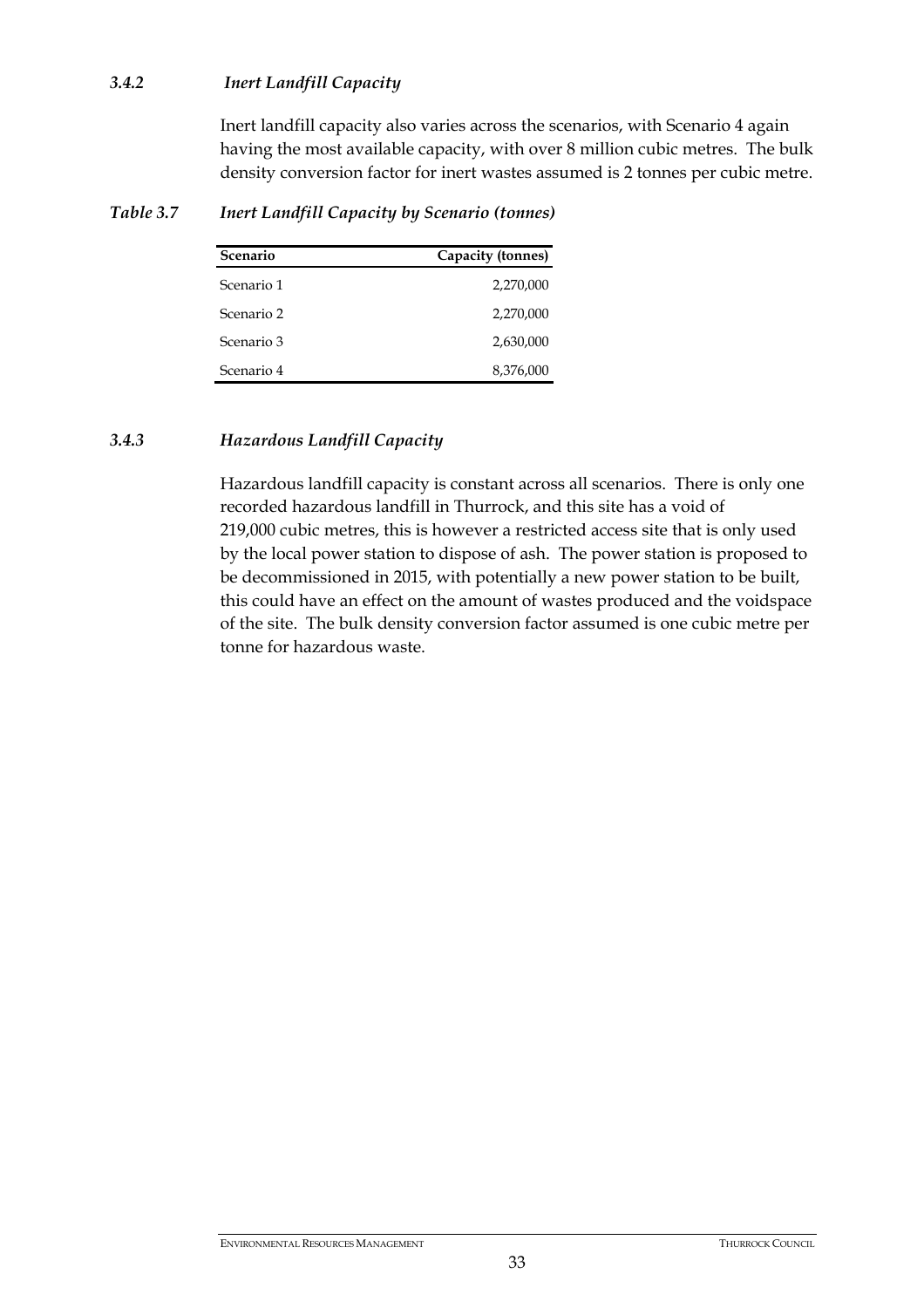### *3.4.2 Inert Landfill Capacity*

Inert landfill capacity also varies across the scenarios, with Scenario 4 again having the most available capacity, with over 8 million cubic metres. The bulk density conversion factor for inert wastes assumed is 2 tonnes per cubic metre.

*Table 3.7 Inert Landfill Capacity by Scenario (tonnes)*

| Scenario | Capacity (tonnes) |
|---|---:|
| Scenario 1 | 2,270,000 |
| Scenario 2 | 2,270,000 |
| Scenario 3 | 2,630,000 |
| Scenario 4 | 8,376,000 |

### *3.4.3 Hazardous Landfill Capacity*

Hazardous landfill capacity is constant across all scenarios. There is only one recorded hazardous landfill in Thurrock, and this site has a void of 219,000 cubic metres, this is however a restricted access site that is only used by the local power station to dispose of ash. The power station is proposed to be decommissioned in 2015, with potentially a new power station to be built, this could have an effect on the amount of wastes produced and the voidspace of the site. The bulk density conversion factor assumed is one cubic metre per tonne for hazardous waste.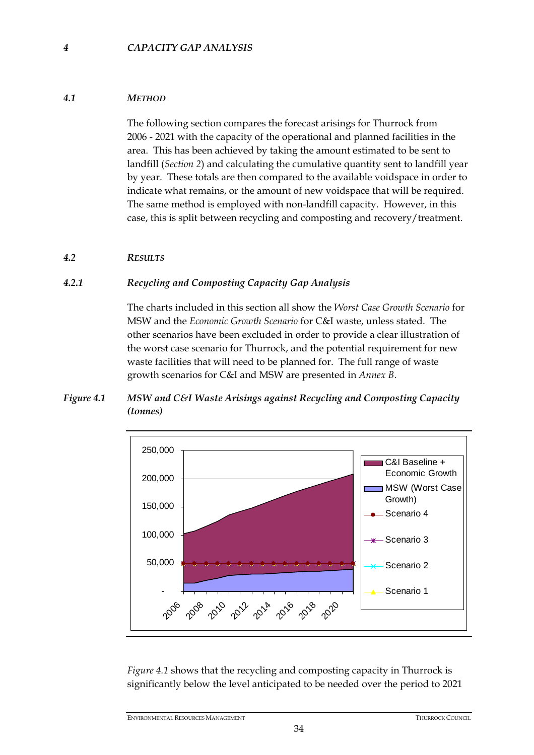## 4 CAPACITY GAP ANALYSIS

### 4.1 METHOD

The following section compares the forecast arisings for Thurrock from 2006 - 2021 with the capacity of the operational and planned facilities in the area. This has been achieved by taking the amount estimated to be sent to landfill (*Section 2*) and calculating the cumulative quantity sent to landfill year by year. These totals are then compared to the available voidspace in order to indicate what remains, or the amount of new voidspace that will be required. The same method is employed with non-landfill capacity. However, in this case, this is split between recycling and composting and recovery/treatment.

### 4.2 RESULTS

#### 4.2.1 Recycling and Composting Capacity Gap Analysis

The charts included in this section all show the *Worst Case Growth Scenario* for MSW and the *Economic Growth Scenario* for C&I waste, unless stated. The other scenarios have been excluded in order to provide a clear illustration of the worst case scenario for Thurrock, and the potential requirement for new waste facilities that will need to be planned for. The full range of waste growth scenarios for C&I and MSW are presented in *Annex B*.

***Figure 4.1 MSW and C&I Waste Arisings against Recycling and Composting Capacity (tonnes)***

*Figure 4.1* shows that the recycling and composting capacity in Thurrock is significantly below the level anticipated to be needed over the period to 2021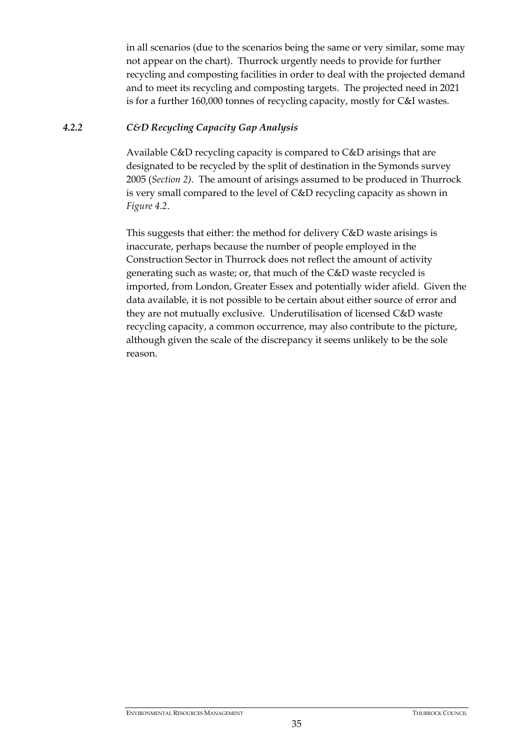in all scenarios (due to the scenarios being the same or very similar, some may not appear on the chart). Thurrock urgently needs to provide for further recycling and composting facilities in order to deal with the projected demand and to meet its recycling and composting targets. The projected need in 2021 is for a further 160,000 tonnes of recycling capacity, mostly for C&I wastes.

### *4.2.2 C&D Recycling Capacity Gap Analysis*

Available C&D recycling capacity is compared to C&D arisings that are designated to be recycled by the split of destination in the Symonds survey 2005 (*Section 2)*. The amount of arisings assumed to be produced in Thurrock is very small compared to the level of C&D recycling capacity as shown in *Figure 4.2*.

This suggests that either: the method for delivery C&D waste arisings is inaccurate, perhaps because the number of people employed in the Construction Sector in Thurrock does not reflect the amount of activity generating such as waste; or, that much of the C&D waste recycled is imported, from London, Greater Essex and potentially wider afield. Given the data available, it is not possible to be certain about either source of error and they are not mutually exclusive. Underutilisation of licensed C&D waste recycling capacity, a common occurrence, may also contribute to the picture, although given the scale of the discrepancy it seems unlikely to be the sole reason.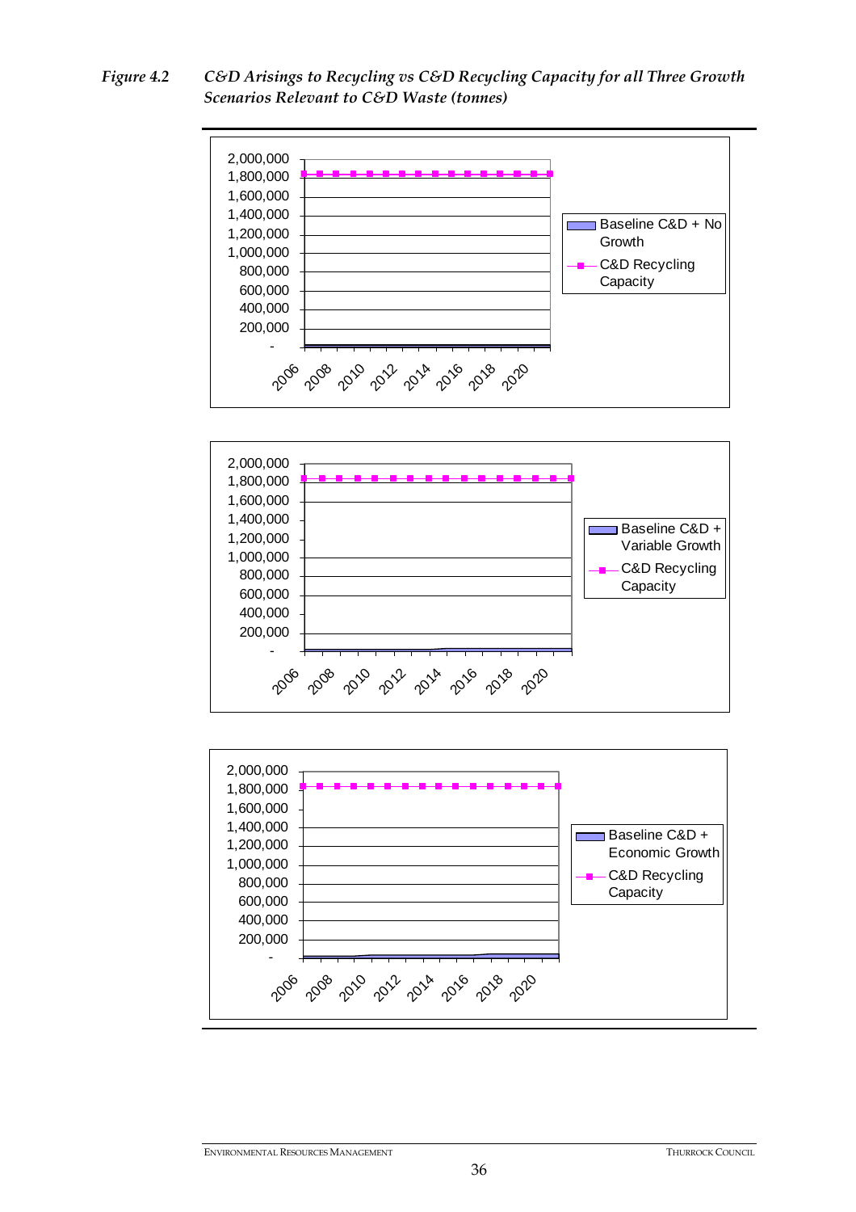*Figure 4.2 C&D Arisings to Recycling vs C&D Recycling Capacity for all Three Growth Scenarios Relevant to C&D Waste (tonnes)*

2,000,000
1,800,000
1,600,000
1,400,000
1,200,000
1,000,000
800,000
600,000
400,000
200,000
-

2006 2008 2010 2012 2014 2016 2018 2020

Baseline C&D + No Growth
C&D Recycling Capacity

2,000,000
1,800,000
1,600,000
1,400,000
1,200,000
1,000,000
800,000
600,000
400,000
200,000
-

2006 2008 2010 2012 2014 2016 2018 2020

Baseline C&D + Variable Growth
C&D Recycling Capacity

2,000,000
1,800,000
1,600,000
1,400,000
1,200,000
1,000,000
800,000
600,000
400,000
200,000
-

2006 2008 2010 2012 2014 2016 2018 2020

Baseline C&D + Economic Growth
C&D Recycling Capacity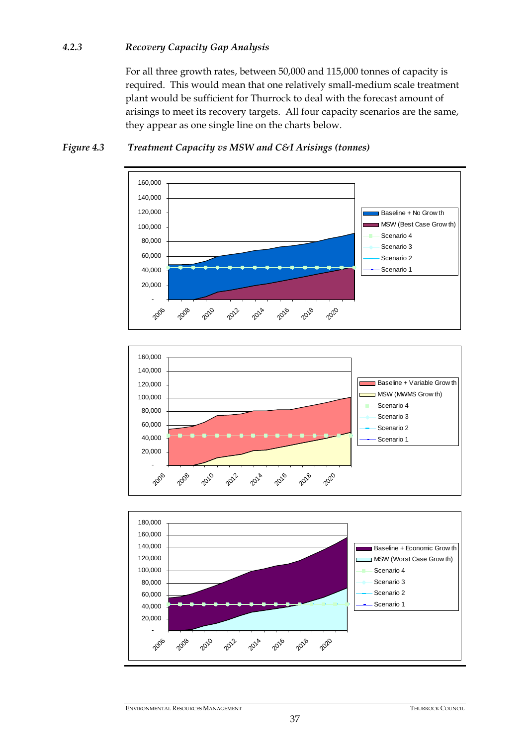### 4.2.3 *Recovery Capacity Gap Analysis*

For all three growth rates, between 50,000 and 115,000 tonnes of capacity is required. This would mean that one relatively small-medium scale treatment plant would be sufficient for Thurrock to deal with the forecast amount of arisings to meet its recovery targets. All four capacity scenarios are the same, they appear as one single line on the charts below.

***Figure 4.3 Treatment Capacity vs MSW and C&I Arisings (tonnes)***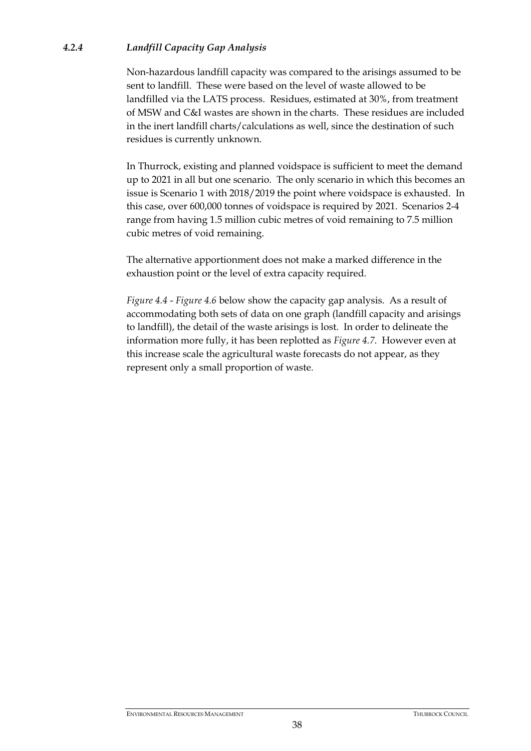#### *4.2.4 Landfill Capacity Gap Analysis*

Non-hazardous landfill capacity was compared to the arisings assumed to be sent to landfill. These were based on the level of waste allowed to be landfilled via the LATS process. Residues, estimated at 30%, from treatment of MSW and C&I wastes are shown in the charts. These residues are included in the inert landfill charts/calculations as well, since the destination of such residues is currently unknown.

In Thurrock, existing and planned voidspace is sufficient to meet the demand up to 2021 in all but one scenario. The only scenario in which this becomes an issue is Scenario 1 with 2018/2019 the point where voidspace is exhausted. In this case, over 600,000 tonnes of voidspace is required by 2021. Scenarios 2-4 range from having 1.5 million cubic metres of void remaining to 7.5 million cubic metres of void remaining.

The alternative apportionment does not make a marked difference in the exhaustion point or the level of extra capacity required.

*Figure 4.4* - *Figure 4.6* below show the capacity gap analysis. As a result of accommodating both sets of data on one graph (landfill capacity and arisings to landfill), the detail of the waste arisings is lost. In order to delineate the information more fully, it has been replotted as *Figure 4.7*. However even at this increase scale the agricultural waste forecasts do not appear, as they represent only a small proportion of waste.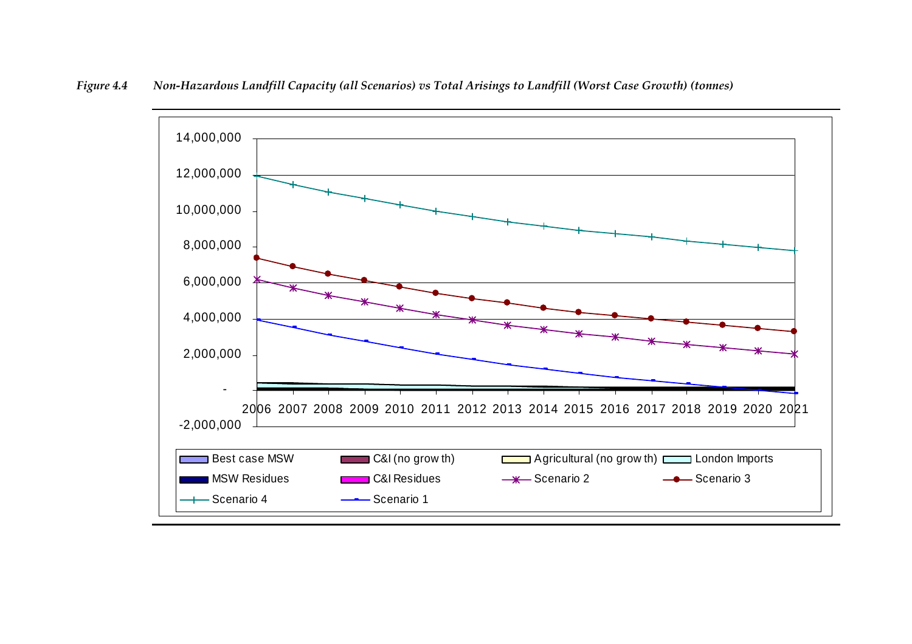*Figure 4.4 Non-Hazardous Landfill Capacity (all Scenarios) vs Total Arisings to Landfill (Worst Case Growth) (tonnes)*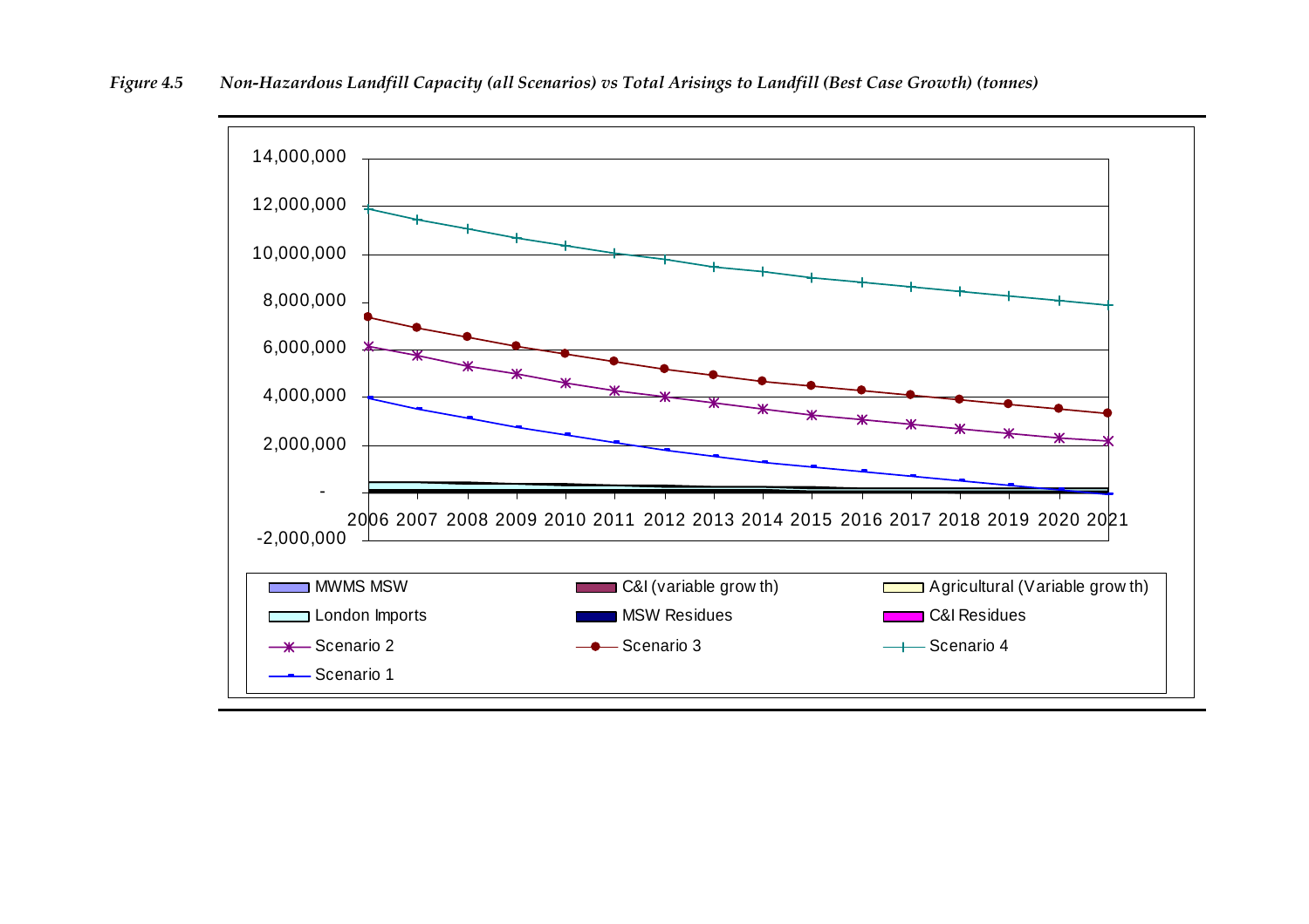*Figure 4.5 Non-Hazardous Landfill Capacity (all Scenarios) vs Total Arisings to Landfill (Best Case Growth) (tonnes)*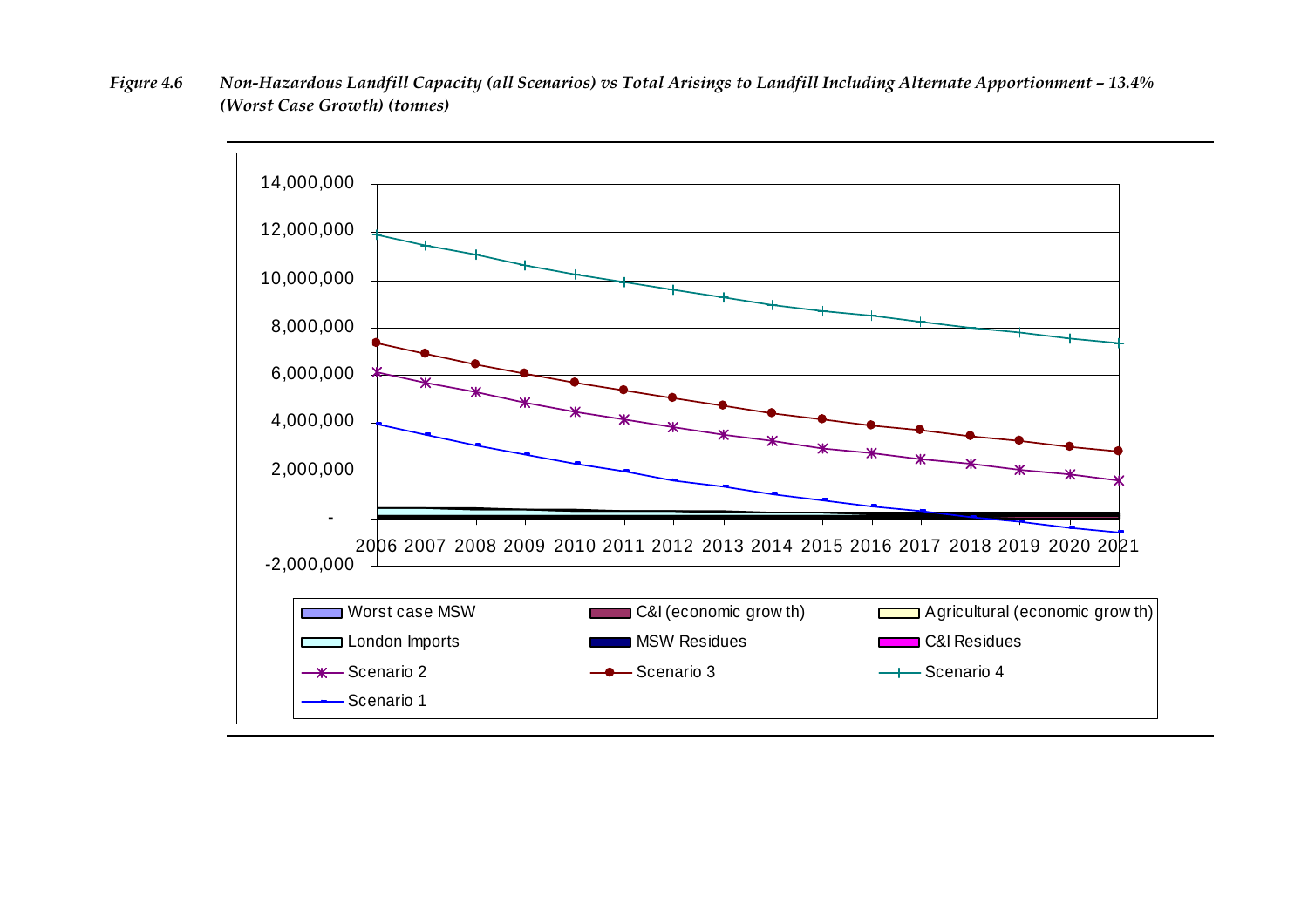*Figure 4.6 Non-Hazardous Landfill Capacity (all Scenarios) vs Total Arisings to Landfill Including Alternate Apportionment – 13.4% (Worst Case Growth) (tonnes)*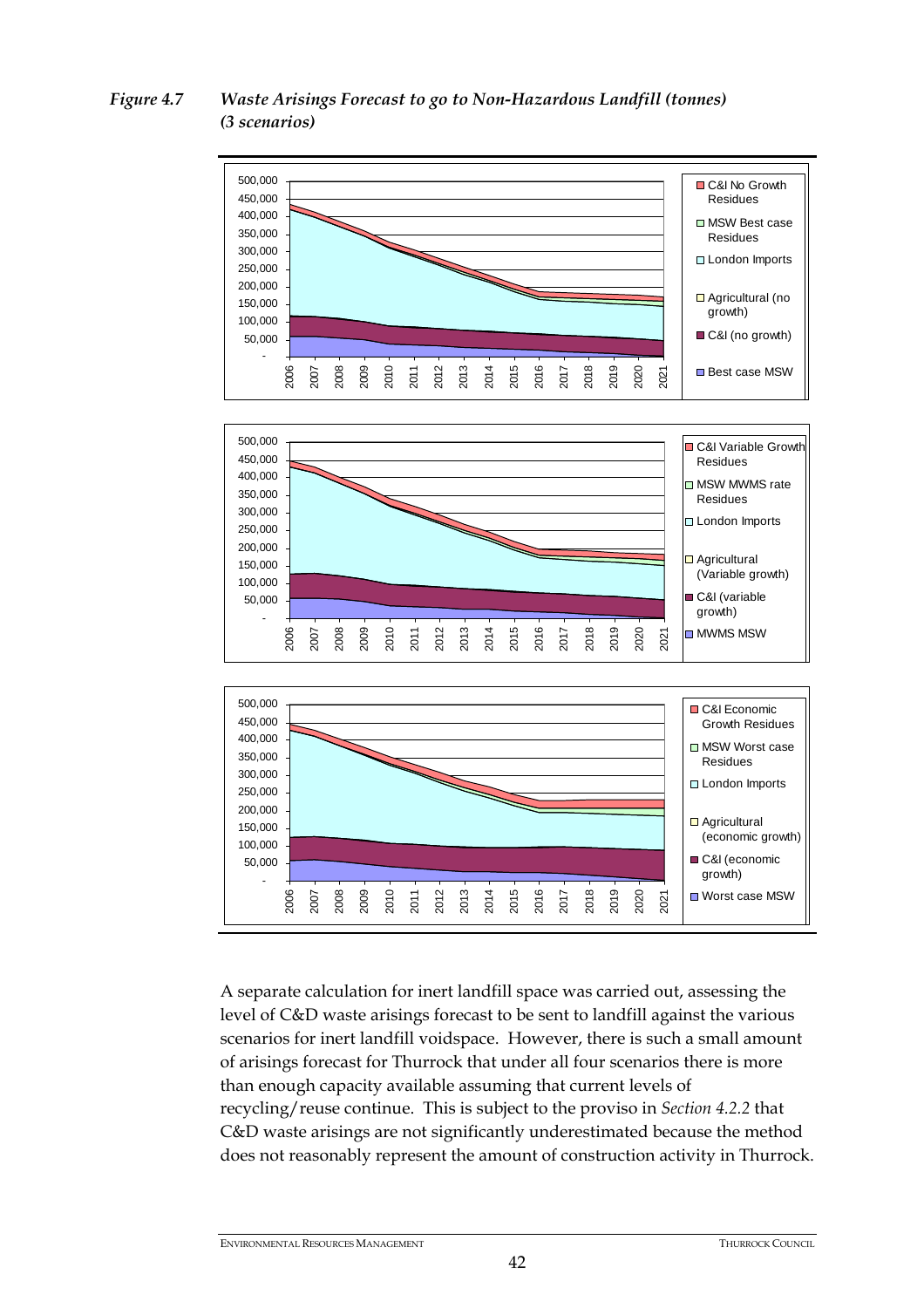*Figure 4.7 Waste Arisings Forecast to go to Non-Hazardous Landfill (tonnes) (3 scenarios)*

A separate calculation for inert landfill space was carried out, assessing the level of C&D waste arisings forecast to be sent to landfill against the various scenarios for inert landfill voidspace. However, there is such a small amount of arisings forecast for Thurrock that under all four scenarios there is more than enough capacity available assuming that current levels of recycling/reuse continue. This is subject to the proviso in *Section 4.2.2* that C&D waste arisings are not significantly underestimated because the method does not reasonably represent the amount of construction activity in Thurrock.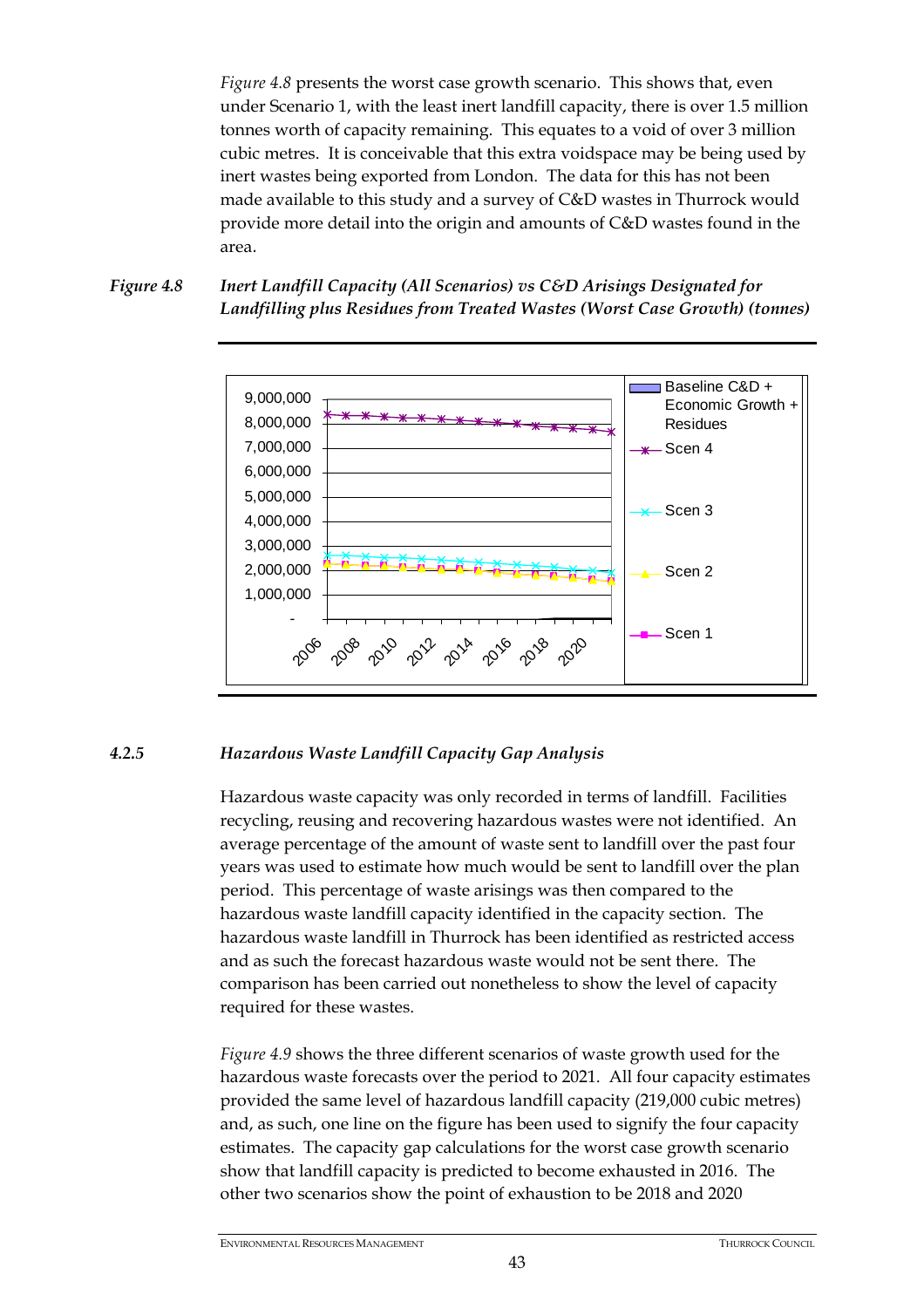*Figure 4.8* presents the worst case growth scenario. This shows that, even under Scenario 1, with the least inert landfill capacity, there is over 1.5 million tonnes worth of capacity remaining. This equates to a void of over 3 million cubic metres. It is conceivable that this extra voidspace may be being used by inert wastes being exported from London. The data for this has not been made available to this study and a survey of C&D wastes in Thurrock would provide more detail into the origin and amounts of C&D wastes found in the area.

*Figure 4.8 Inert Landfill Capacity (All Scenarios) vs C&D Arisings Designated for Landfilling plus Residues from Treated Wastes (Worst Case Growth) (tonnes)*

### 4.2.5 *Hazardous Waste Landfill Capacity Gap Analysis*

Hazardous waste capacity was only recorded in terms of landfill. Facilities recycling, reusing and recovering hazardous wastes were not identified. An average percentage of the amount of waste sent to landfill over the past four years was used to estimate how much would be sent to landfill over the plan period. This percentage of waste arisings was then compared to the hazardous waste landfill capacity identified in the capacity section. The hazardous waste landfill in Thurrock has been identified as restricted access and as such the forecast hazardous waste would not be sent there. The comparison has been carried out nonetheless to show the level of capacity required for these wastes.

*Figure 4.9* shows the three different scenarios of waste growth used for the hazardous waste forecasts over the period to 2021. All four capacity estimates provided the same level of hazardous landfill capacity (219,000 cubic metres) and, as such, one line on the figure has been used to signify the four capacity estimates. The capacity gap calculations for the worst case growth scenario show that landfill capacity is predicted to become exhausted in 2016. The other two scenarios show the point of exhaustion to be 2018 and 2020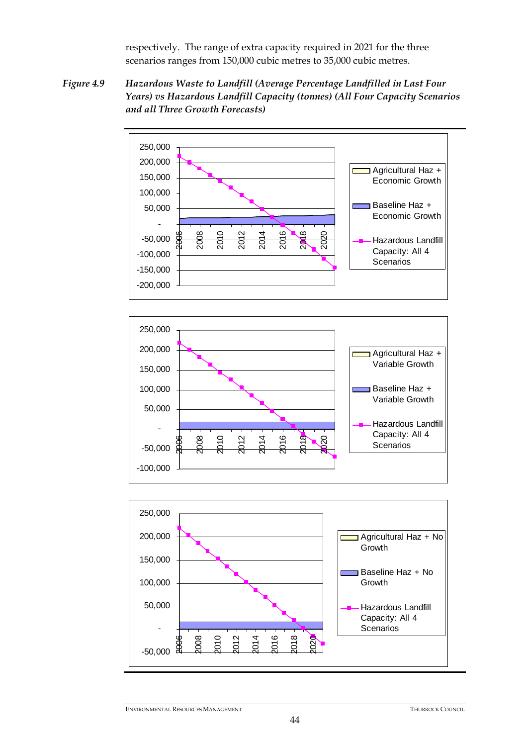respectively. The range of extra capacity required in 2021 for the three scenarios ranges from 150,000 cubic metres to 35,000 cubic metres.

*Figure 4.9 Hazardous Waste to Landfill (Average Percentage Landfilled in Last Four Years) vs Hazardous Landfill Capacity (tonnes) (All Four Capacity Scenarios and all Three Growth Forecasts)*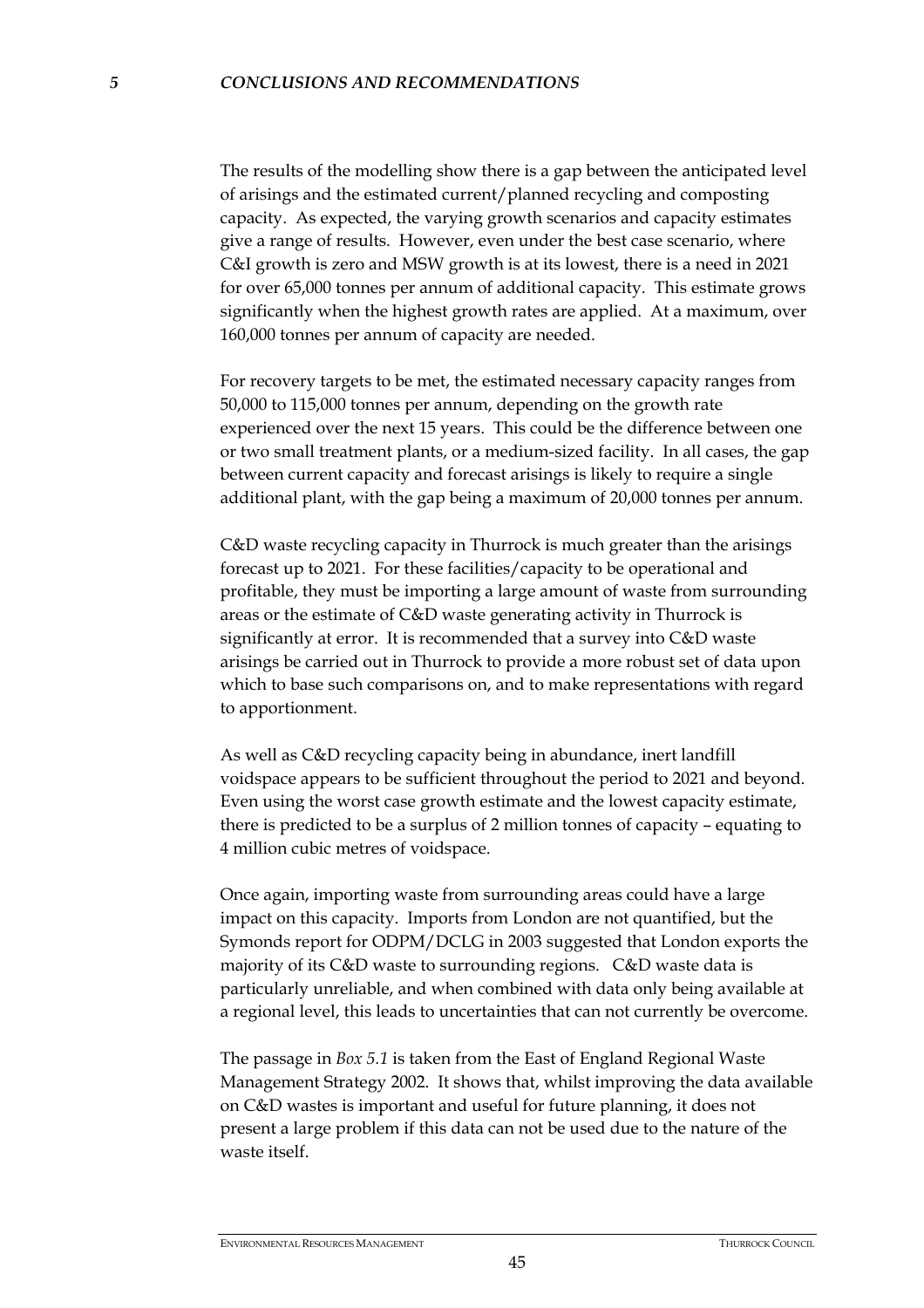# 5 *CONCLUSIONS AND RECOMMENDATIONS*

The results of the modelling show there is a gap between the anticipated level of arisings and the estimated current/planned recycling and composting capacity. As expected, the varying growth scenarios and capacity estimates give a range of results. However, even under the best case scenario, where C&I growth is zero and MSW growth is at its lowest, there is a need in 2021 for over 65,000 tonnes per annum of additional capacity. This estimate grows significantly when the highest growth rates are applied. At a maximum, over 160,000 tonnes per annum of capacity are needed.

For recovery targets to be met, the estimated necessary capacity ranges from 50,000 to 115,000 tonnes per annum, depending on the growth rate experienced over the next 15 years. This could be the difference between one or two small treatment plants, or a medium-sized facility. In all cases, the gap between current capacity and forecast arisings is likely to require a single additional plant, with the gap being a maximum of 20,000 tonnes per annum.

C&D waste recycling capacity in Thurrock is much greater than the arisings forecast up to 2021. For these facilities/capacity to be operational and profitable, they must be importing a large amount of waste from surrounding areas or the estimate of C&D waste generating activity in Thurrock is significantly at error. It is recommended that a survey into C&D waste arisings be carried out in Thurrock to provide a more robust set of data upon which to base such comparisons on, and to make representations with regard to apportionment.

As well as C&D recycling capacity being in abundance, inert landfill voidspace appears to be sufficient throughout the period to 2021 and beyond. Even using the worst case growth estimate and the lowest capacity estimate, there is predicted to be a surplus of 2 million tonnes of capacity – equating to 4 million cubic metres of voidspace.

Once again, importing waste from surrounding areas could have a large impact on this capacity. Imports from London are not quantified, but the Symonds report for ODPM/DCLG in 2003 suggested that London exports the majority of its C&D waste to surrounding regions. C&D waste data is particularly unreliable, and when combined with data only being available at a regional level, this leads to uncertainties that can not currently be overcome.

The passage in *Box 5.1* is taken from the East of England Regional Waste Management Strategy 2002. It shows that, whilst improving the data available on C&D wastes is important and useful for future planning, it does not present a large problem if this data can not be used due to the nature of the waste itself.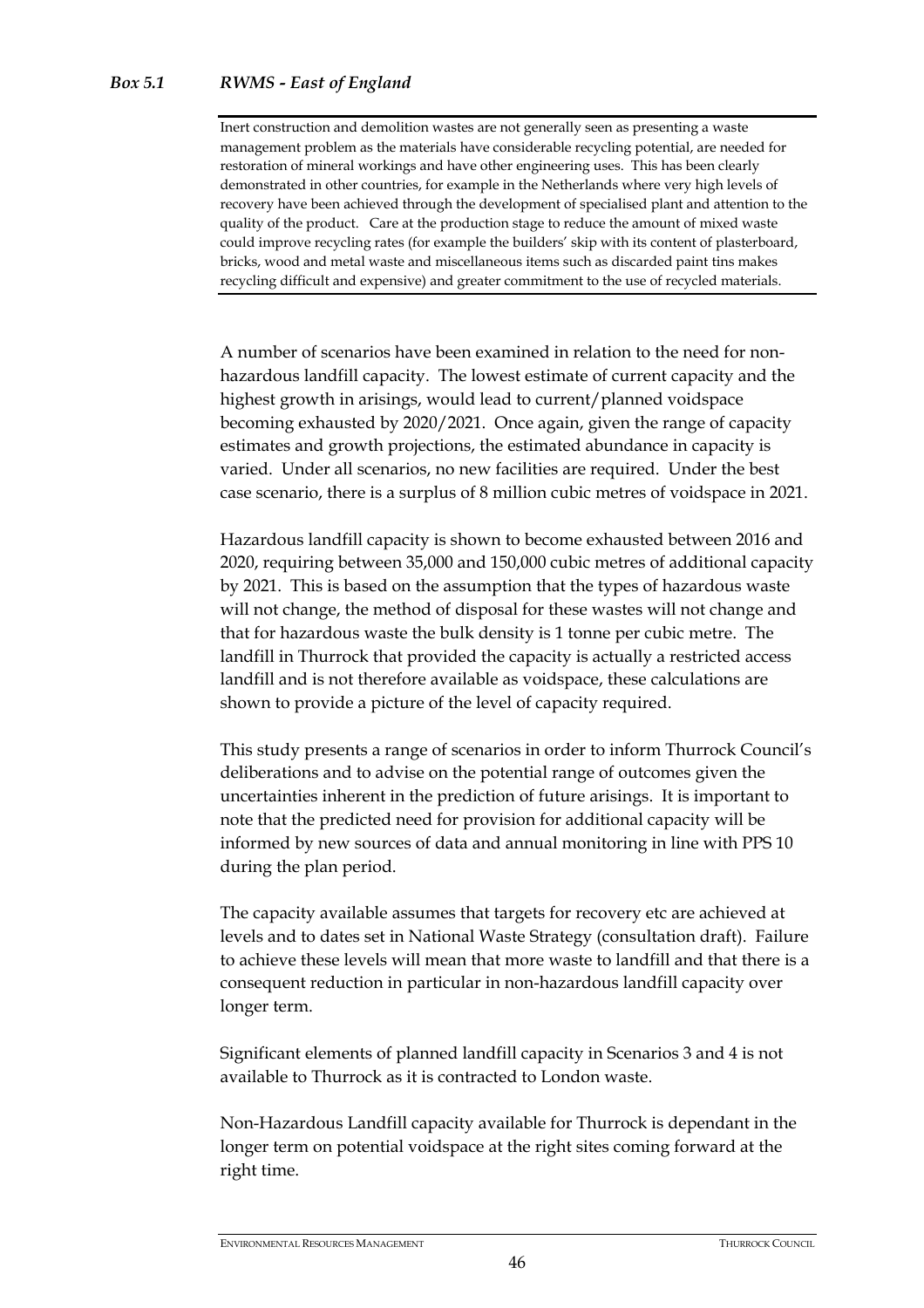### *Box 5.1 RWMS - East of England*

> Inert construction and demolition wastes are not generally seen as presenting a waste management problem as the materials have considerable recycling potential, are needed for restoration of mineral workings and have other engineering uses. This has been clearly demonstrated in other countries, for example in the Netherlands where very high levels of recovery have been achieved through the development of specialised plant and attention to the quality of the product. Care at the production stage to reduce the amount of mixed waste could improve recycling rates (for example the builders' skip with its content of plasterboard, bricks, wood and metal waste and miscellaneous items such as discarded paint tins makes recycling difficult and expensive) and greater commitment to the use of recycled materials.

A number of scenarios have been examined in relation to the need for non-hazardous landfill capacity. The lowest estimate of current capacity and the highest growth in arisings, would lead to current/planned voidspace becoming exhausted by 2020/2021. Once again, given the range of capacity estimates and growth projections, the estimated abundance in capacity is varied. Under all scenarios, no new facilities are required. Under the best case scenario, there is a surplus of 8 million cubic metres of voidspace in 2021.

Hazardous landfill capacity is shown to become exhausted between 2016 and 2020, requiring between 35,000 and 150,000 cubic metres of additional capacity by 2021. This is based on the assumption that the types of hazardous waste will not change, the method of disposal for these wastes will not change and that for hazardous waste the bulk density is 1 tonne per cubic metre. The landfill in Thurrock that provided the capacity is actually a restricted access landfill and is not therefore available as voidspace, these calculations are shown to provide a picture of the level of capacity required.

This study presents a range of scenarios in order to inform Thurrock Council's deliberations and to advise on the potential range of outcomes given the uncertainties inherent in the prediction of future arisings. It is important to note that the predicted need for provision for additional capacity will be informed by new sources of data and annual monitoring in line with PPS 10 during the plan period.

The capacity available assumes that targets for recovery etc are achieved at levels and to dates set in National Waste Strategy (consultation draft). Failure to achieve these levels will mean that more waste to landfill and that there is a consequent reduction in particular in non-hazardous landfill capacity over longer term.

Significant elements of planned landfill capacity in Scenarios 3 and 4 is not available to Thurrock as it is contracted to London waste.

Non-Hazardous Landfill capacity available for Thurrock is dependant in the longer term on potential voidspace at the right sites coming forward at the right time.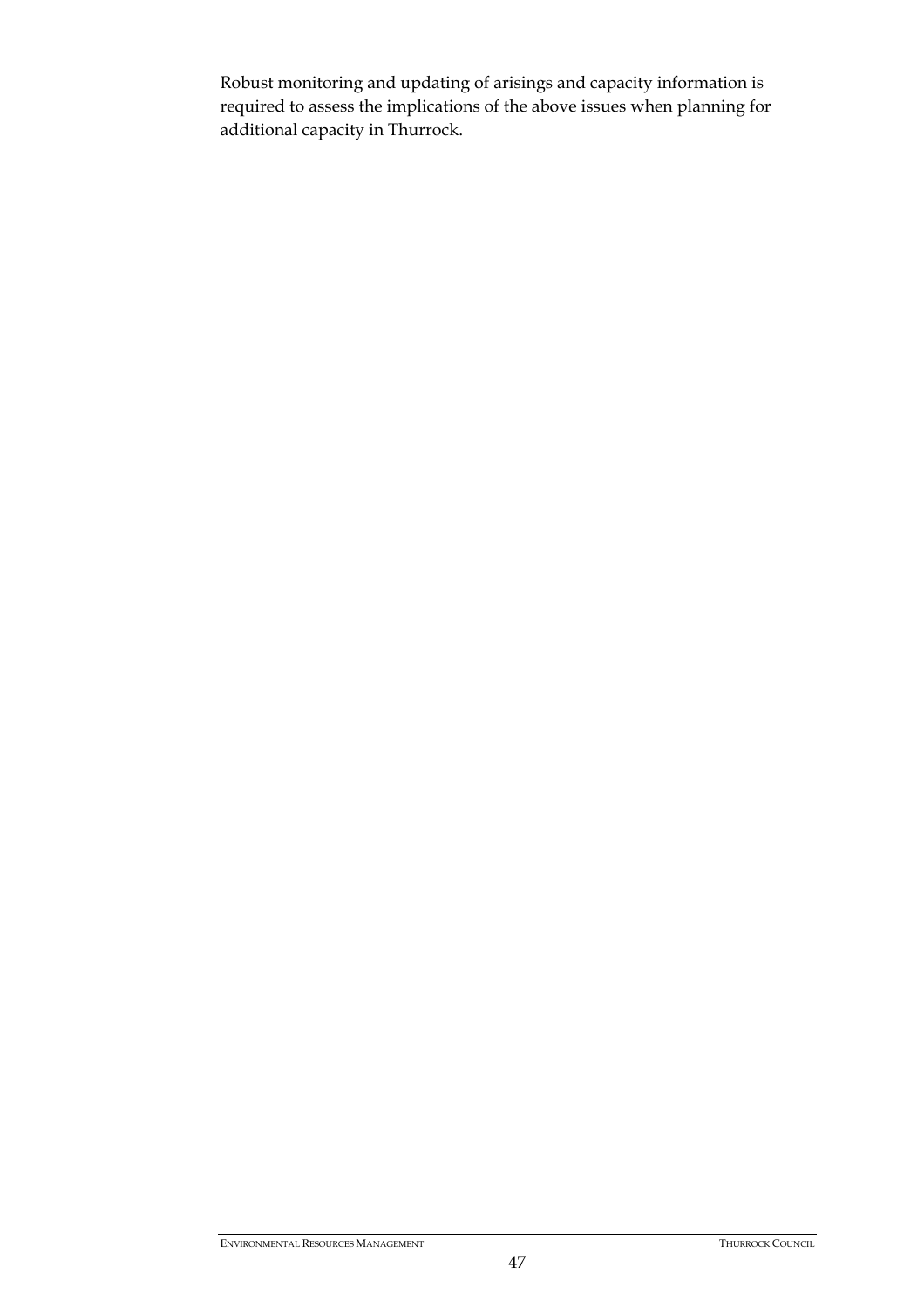Robust monitoring and updating of arisings and capacity information is required to assess the implications of the above issues when planning for additional capacity in Thurrock.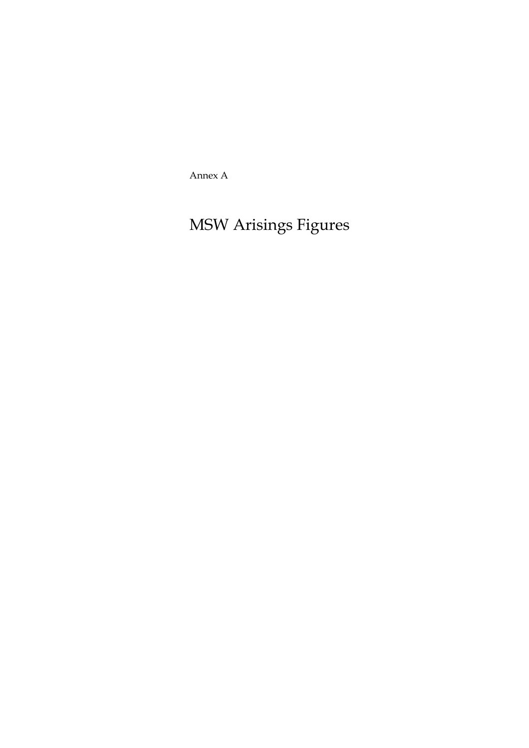Annex A

# MSW Arisings Figures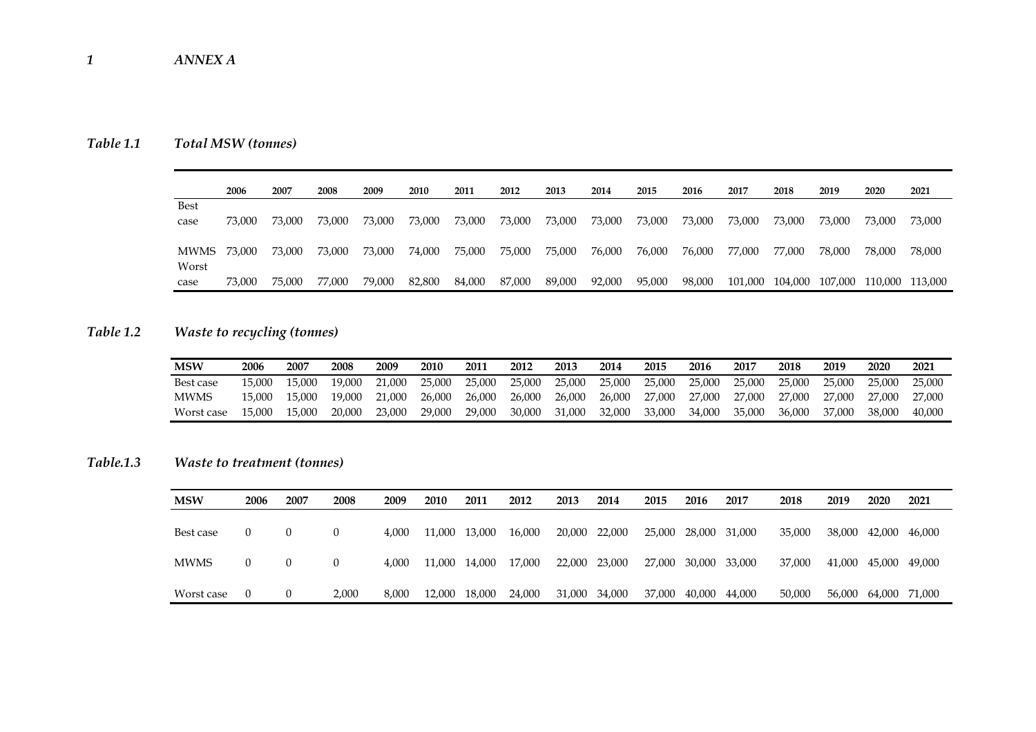## 1 ANNEX A

*Table 1.1 Total MSW (tonnes)*

| | 2006 | 2007 | 2008 | 2009 | 2010 | 2011 | 2012 | 2013 | 2014 | 2015 | 2016 | 2017 | 2018 | 2019 | 2020 | 2021 |
|---|---|---|---|---|---|---|---|---|---|---|---|---|---|---|---|---|
| Best case | 73,000 | 73,000 | 73,000 | 73,000 | 73,000 | 73,000 | 73,000 | 73,000 | 73,000 | 73,000 | 73,000 | 73,000 | 73,000 | 73,000 | 73,000 | 73,000 |
| MWMS | 73,000 | 73,000 | 73,000 | 73,000 | 74,000 | 75,000 | 75,000 | 75,000 | 76,000 | 76,000 | 76,000 | 77,000 | 77,000 | 78,000 | 78,000 | 78,000 |
| Worst case | 73,000 | 75,000 | 77,000 | 79,000 | 82,800 | 84,000 | 87,000 | 89,000 | 92,000 | 95,000 | 98,000 | 101,000 | 104,000 | 107,000 | 110,000 | 113,000 |

*Table 1.2 Waste to recycling (tonnes)*

| MSW | 2006 | 2007 | 2008 | 2009 | 2010 | 2011 | 2012 | 2013 | 2014 | 2015 | 2016 | 2017 | 2018 | 2019 | 2020 | 2021 |
|---|---|---|---|---|---|---|---|---|---|---|---|---|---|---|---|---|
| Best case | 15,000 | 15,000 | 19,000 | 21,000 | 25,000 | 25,000 | 25,000 | 25,000 | 25,000 | 25,000 | 25,000 | 25,000 | 25,000 | 25,000 | 25,000 | 25,000 |
| MWMS | 15,000 | 15,000 | 19,000 | 21,000 | 26,000 | 26,000 | 26,000 | 26,000 | 26,000 | 27,000 | 27,000 | 27,000 | 27,000 | 27,000 | 27,000 | 27,000 |
| Worst case | 15,000 | 15,000 | 20,000 | 23,000 | 29,000 | 29,000 | 30,000 | 31,000 | 32,000 | 33,000 | 34,000 | 35,000 | 36,000 | 37,000 | 38,000 | 40,000 |

*Table.1.3 Waste to treatment (tonnes)*

| MSW | 2006 | 2007 | 2008 | 2009 | 2010 | 2011 | 2012 | 2013 | 2014 | 2015 | 2016 | 2017 | 2018 | 2019 | 2020 | 2021 |
|---|---|---|---|---|---|---|---|---|---|---|---|---|---|---|---|---|
| Best case | 0 | 0 | 0 | 4,000 | 11,000 | 13,000 | 16,000 | 20,000 | 22,000 | 25,000 | 28,000 | 31,000 | 35,000 | 38,000 | 42,000 | 46,000 |
| MWMS | 0 | 0 | 0 | 4,000 | 11,000 | 14,000 | 17,000 | 22,000 | 23,000 | 27,000 | 30,000 | 33,000 | 37,000 | 41,000 | 45,000 | 49,000 |
| Worst case | 0 | 0 | 2,000 | 8,000 | 12,000 | 18,000 | 24,000 | 31,000 | 34,000 | 37,000 | 40,000 | 44,000 | 50,000 | 56,000 | 64,000 | 71,000 |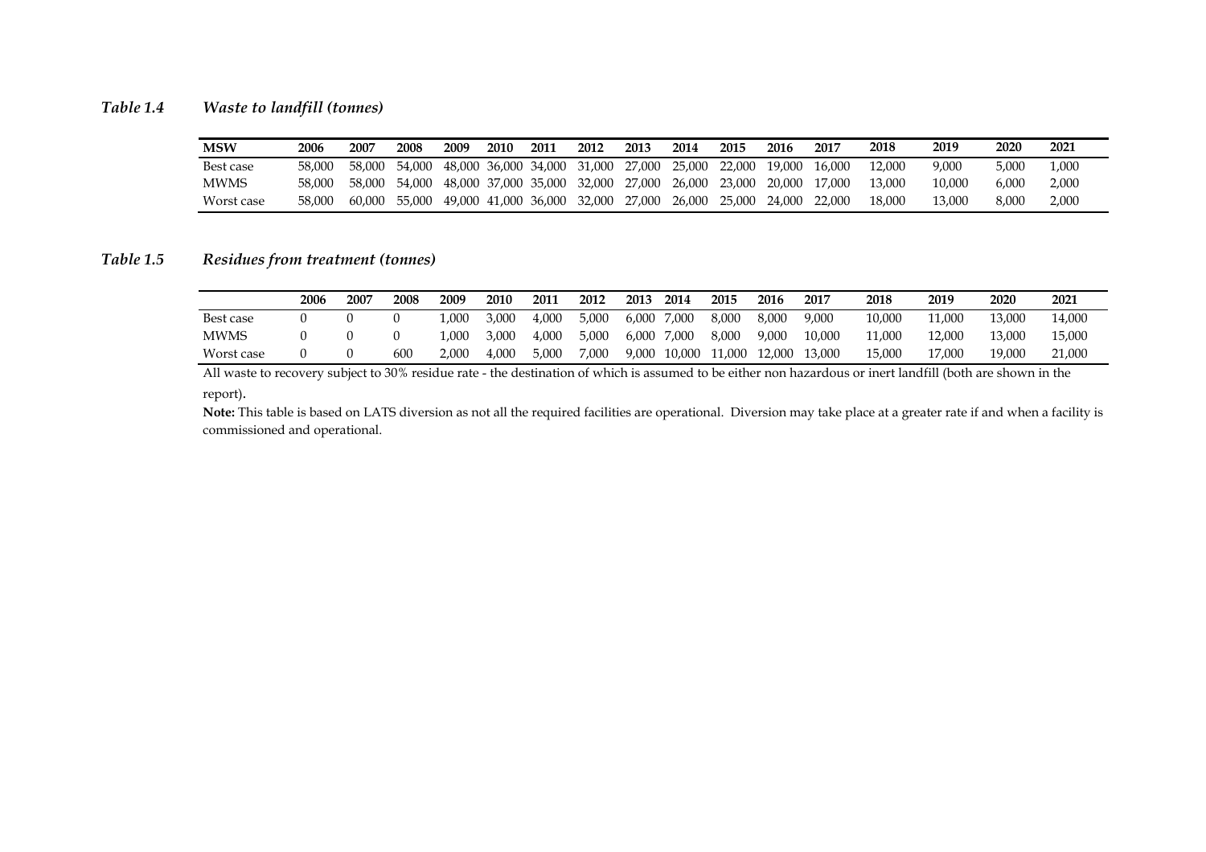*Table 1.4 Waste to landfill (tonnes)*

| MSW | 2006 | 2007 | 2008 | 2009 | 2010 | 2011 | 2012 | 2013 | 2014 | 2015 | 2016 | 2017 | 2018 | 2019 | 2020 | 2021 |
|---|---|---|---|---|---|---|---|---|---|---|---|---|---|---|---|---|
| Best case | 58,000 | 58,000 | 54,000 | 48,000 | 36,000 | 34,000 | 31,000 | 27,000 | 25,000 | 22,000 | 19,000 | 16,000 | 12,000 | 9,000 | 5,000 | 1,000 |
| MWMS | 58,000 | 58,000 | 54,000 | 48,000 | 37,000 | 35,000 | 32,000 | 27,000 | 26,000 | 23,000 | 20,000 | 17,000 | 13,000 | 10,000 | 6,000 | 2,000 |
| Worst case | 58,000 | 60,000 | 55,000 | 49,000 | 41,000 | 36,000 | 32,000 | 27,000 | 26,000 | 25,000 | 24,000 | 22,000 | 18,000 | 13,000 | 8,000 | 2,000 |

*Table 1.5 Residues from treatment (tonnes)*

| | 2006 | 2007 | 2008 | 2009 | 2010 | 2011 | 2012 | 2013 | 2014 | 2015 | 2016 | 2017 | 2018 | 2019 | 2020 | 2021 |
|---|---|---|---|---|---|---|---|---|---|---|---|---|---|---|---|---|
| Best case | 0 | 0 | 0 | 1,000 | 3,000 | 4,000 | 5,000 | 6,000 | 7,000 | 8,000 | 8,000 | 9,000 | 10,000 | 11,000 | 13,000 | 14,000 |
| MWMS | 0 | 0 | 0 | 1,000 | 3,000 | 4,000 | 5,000 | 6,000 | 7,000 | 8,000 | 9,000 | 10,000 | 11,000 | 12,000 | 13,000 | 15,000 |
| Worst case | 0 | 0 | 600 | 2,000 | 4,000 | 5,000 | 7,000 | 9,000 | 10,000 | 11,000 | 12,000 | 13,000 | 15,000 | 17,000 | 19,000 | 21,000 |

All waste to recovery subject to 30% residue rate - the destination of which is assumed to be either non hazardous or inert landfill (both are shown in the report).

**Note:** This table is based on LATS diversion as not all the required facilities are operational. Diversion may take place at a greater rate if and when a facility is commissioned and operational.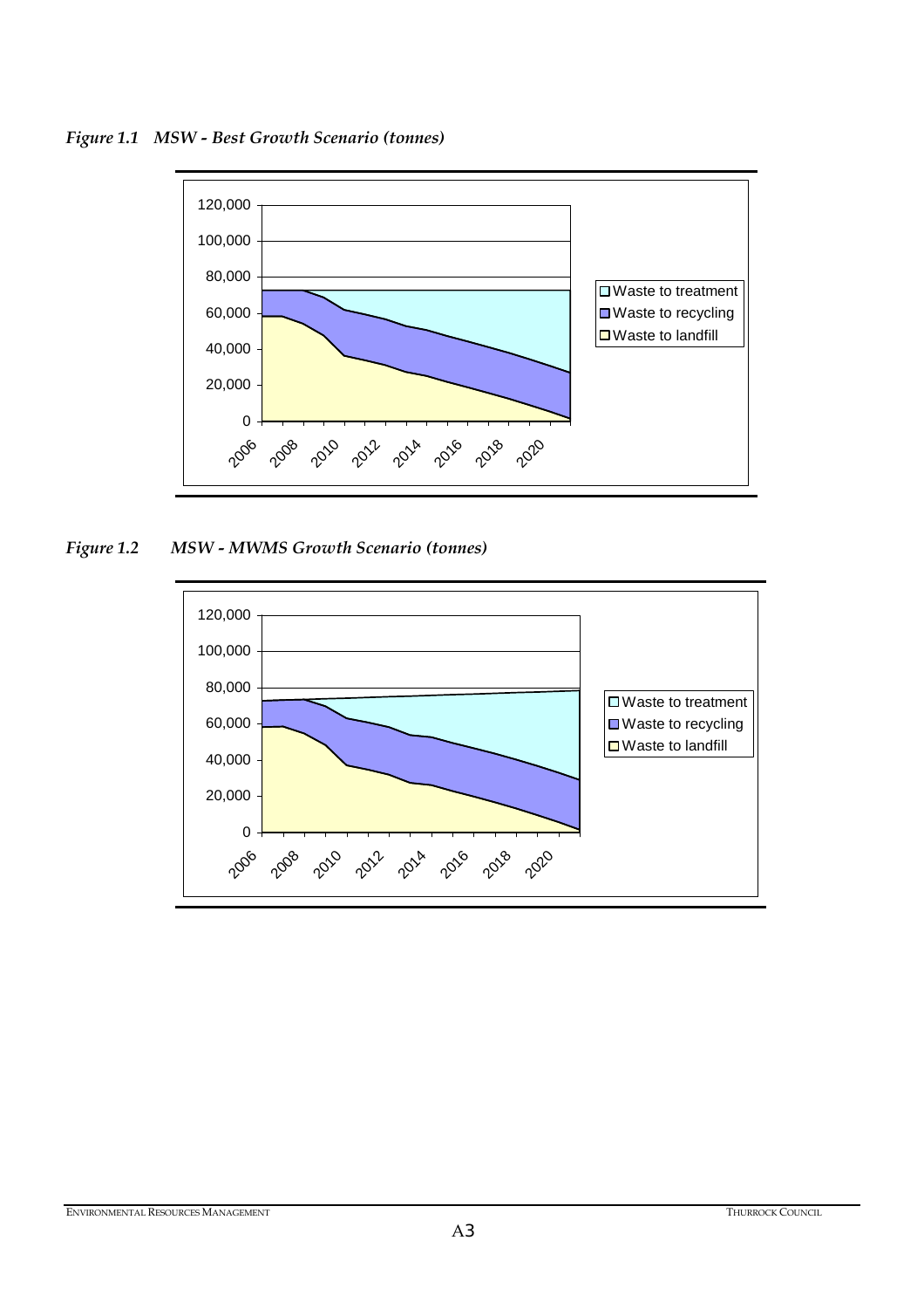*Figure 1.1 MSW - Best Growth Scenario (tonnes)*

*Figure 1.2 MSW - MWMS Growth Scenario (tonnes)*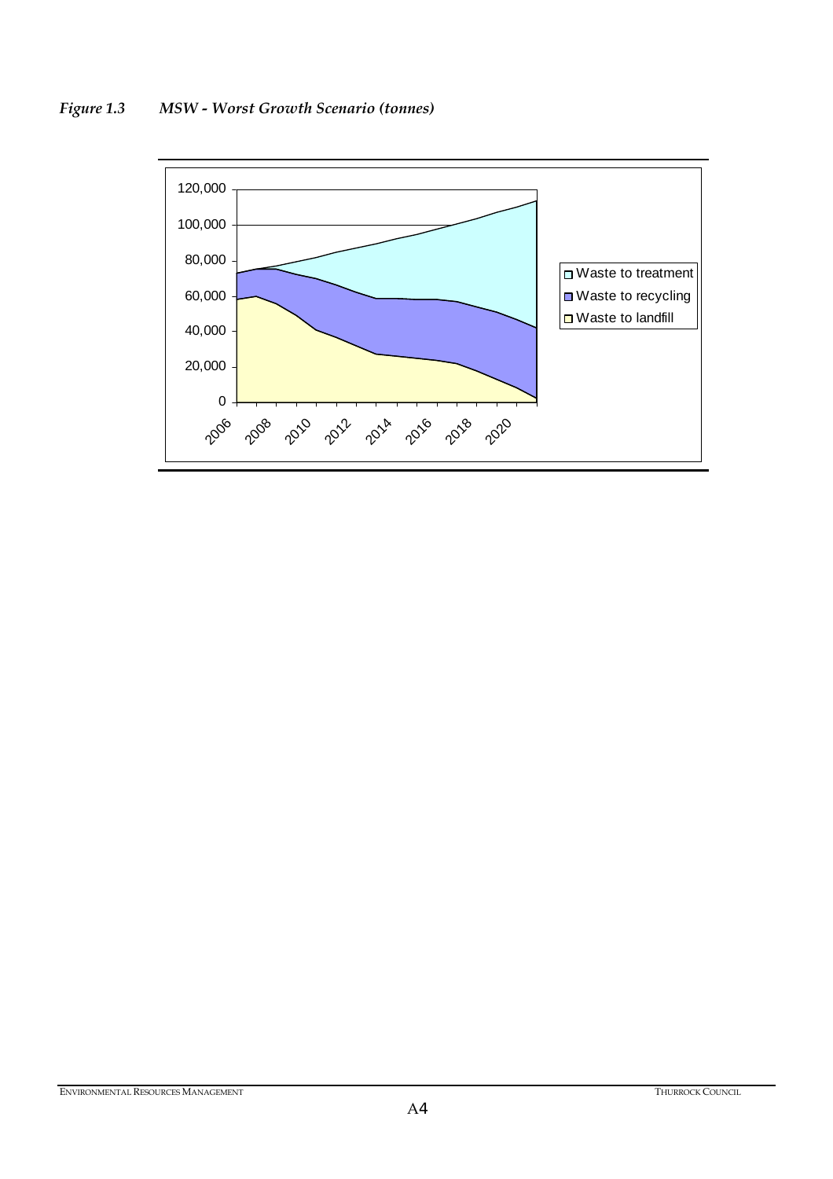*Figure 1.3 MSW - Worst Growth Scenario (tonnes)*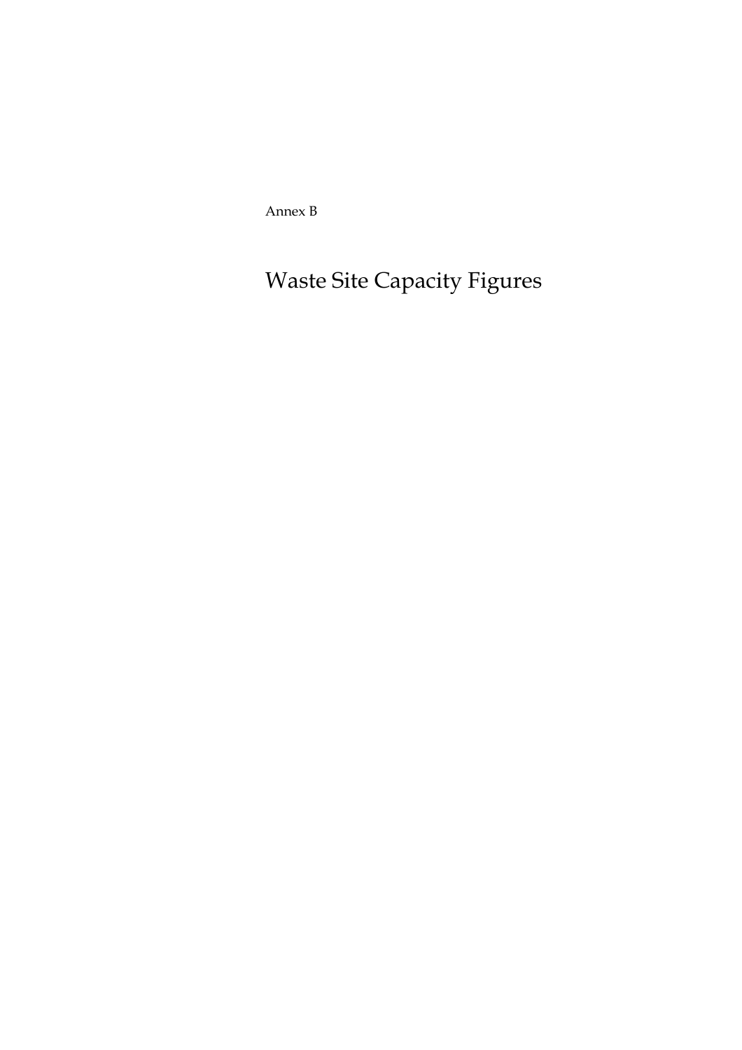Annex B

# Waste Site Capacity Figures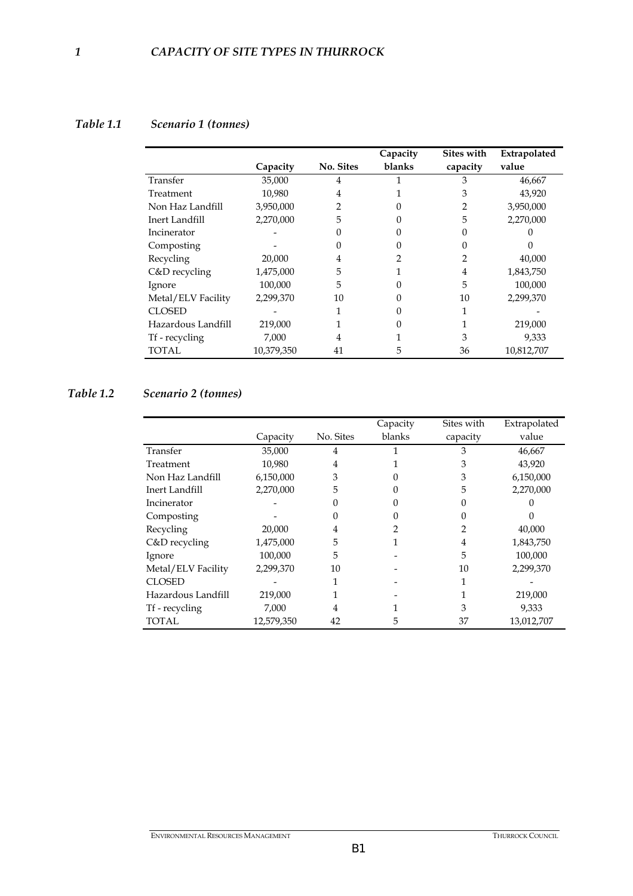# 1 CAPACITY OF SITE TYPES IN THURROCK

*Table 1.1 Scenario 1 (tonnes)*

| | Capacity | No. Sites | Capacity blanks | Sites with capacity | Extrapolated value |
|---|---|---|---|---|---|
| Transfer | 35,000 | 4 | 1 | 3 | 46,667 |
| Treatment | 10,980 | 4 | 1 | 3 | 43,920 |
| Non Haz Landfill | 3,950,000 | 2 | 0 | 2 | 3,950,000 |
| Inert Landfill | 2,270,000 | 5 | 0 | 5 | 2,270,000 |
| Incinerator | - | 0 | 0 | 0 | 0 |
| Composting | - | 0 | 0 | 0 | 0 |
| Recycling | 20,000 | 4 | 2 | 2 | 40,000 |
| C&D recycling | 1,475,000 | 5 | 1 | 4 | 1,843,750 |
| Ignore | 100,000 | 5 | 0 | 5 | 100,000 |
| Metal/ELV Facility | 2,299,370 | 10 | 0 | 10 | 2,299,370 |
| CLOSED | - | 1 | 0 | 1 | - |
| Hazardous Landfill | 219,000 | 1 | 0 | 1 | 219,000 |
| Tf - recycling | 7,000 | 4 | 1 | 3 | 9,333 |
| TOTAL | 10,379,350 | 41 | 5 | 36 | 10,812,707 |

*Table 1.2 Scenario 2 (tonnes)*

| | Capacity | No. Sites | Capacity blanks | Sites with capacity | Extrapolated value |
|---|---|---|---|---|---|
| Transfer | 35,000 | 4 | 1 | 3 | 46,667 |
| Treatment | 10,980 | 4 | 1 | 3 | 43,920 |
| Non Haz Landfill | 6,150,000 | 3 | 0 | 3 | 6,150,000 |
| Inert Landfill | 2,270,000 | 5 | 0 | 5 | 2,270,000 |
| Incinerator | - | 0 | 0 | 0 | 0 |
| Composting | - | 0 | 0 | 0 | 0 |
| Recycling | 20,000 | 4 | 2 | 2 | 40,000 |
| C&D recycling | 1,475,000 | 5 | 1 | 4 | 1,843,750 |
| Ignore | 100,000 | 5 | - | 5 | 100,000 |
| Metal/ELV Facility | 2,299,370 | 10 | - | 10 | 2,299,370 |
| CLOSED | - | 1 | - | 1 | - |
| Hazardous Landfill | 219,000 | 1 | - | 1 | 219,000 |
| Tf - recycling | 7,000 | 4 | 1 | 3 | 9,333 |
| TOTAL | 12,579,350 | 42 | 5 | 37 | 13,012,707 |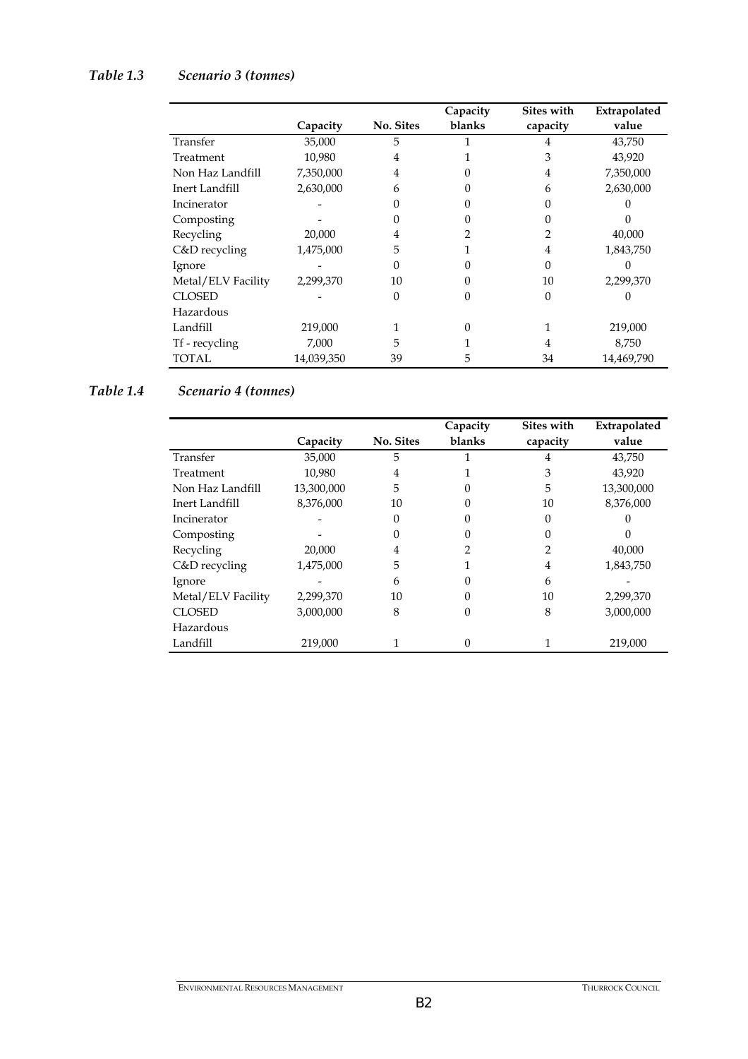### *Table 1.3 Scenario 3 (tonnes)*

| | Capacity | No. Sites | Capacity blanks | Sites with capacity | Extrapolated value |
|---|---|---|---|---|---|
| Transfer | 35,000 | 5 | 1 | 4 | 43,750 |
| Treatment | 10,980 | 4 | 1 | 3 | 43,920 |
| Non Haz Landfill | 7,350,000 | 4 | 0 | 4 | 7,350,000 |
| Inert Landfill | 2,630,000 | 6 | 0 | 6 | 2,630,000 |
| Incinerator | - | 0 | 0 | 0 | 0 |
| Composting | - | 0 | 0 | 0 | 0 |
| Recycling | 20,000 | 4 | 2 | 2 | 40,000 |
| C&D recycling | 1,475,000 | 5 | 1 | 4 | 1,843,750 |
| Ignore | - | 0 | 0 | 0 | 0 |
| Metal/ELV Facility | 2,299,370 | 10 | 0 | 10 | 2,299,370 |
| CLOSED | - | 0 | 0 | 0 | 0 |
| Hazardous Landfill | 219,000 | 1 | 0 | 1 | 219,000 |
| Tf - recycling | 7,000 | 5 | 1 | 4 | 8,750 |
| TOTAL | 14,039,350 | 39 | 5 | 34 | 14,469,790 |

### *Table 1.4 Scenario 4 (tonnes)*

| | Capacity | No. Sites | Capacity blanks | Sites with capacity | Extrapolated value |
|---|---|---|---|---|---|
| Transfer | 35,000 | 5 | 1 | 4 | 43,750 |
| Treatment | 10,980 | 4 | 1 | 3 | 43,920 |
| Non Haz Landfill | 13,300,000 | 5 | 0 | 5 | 13,300,000 |
| Inert Landfill | 8,376,000 | 10 | 0 | 10 | 8,376,000 |
| Incinerator | - | 0 | 0 | 0 | 0 |
| Composting | - | 0 | 0 | 0 | 0 |
| Recycling | 20,000 | 4 | 2 | 2 | 40,000 |
| C&D recycling | 1,475,000 | 5 | 1 | 4 | 1,843,750 |
| Ignore | - | 6 | 0 | 6 | - |
| Metal/ELV Facility | 2,299,370 | 10 | 0 | 10 | 2,299,370 |
| CLOSED | 3,000,000 | 8 | 0 | 8 | 3,000,000 |
| Hazardous Landfill | 219,000 | 1 | 0 | 1 | 219,000 |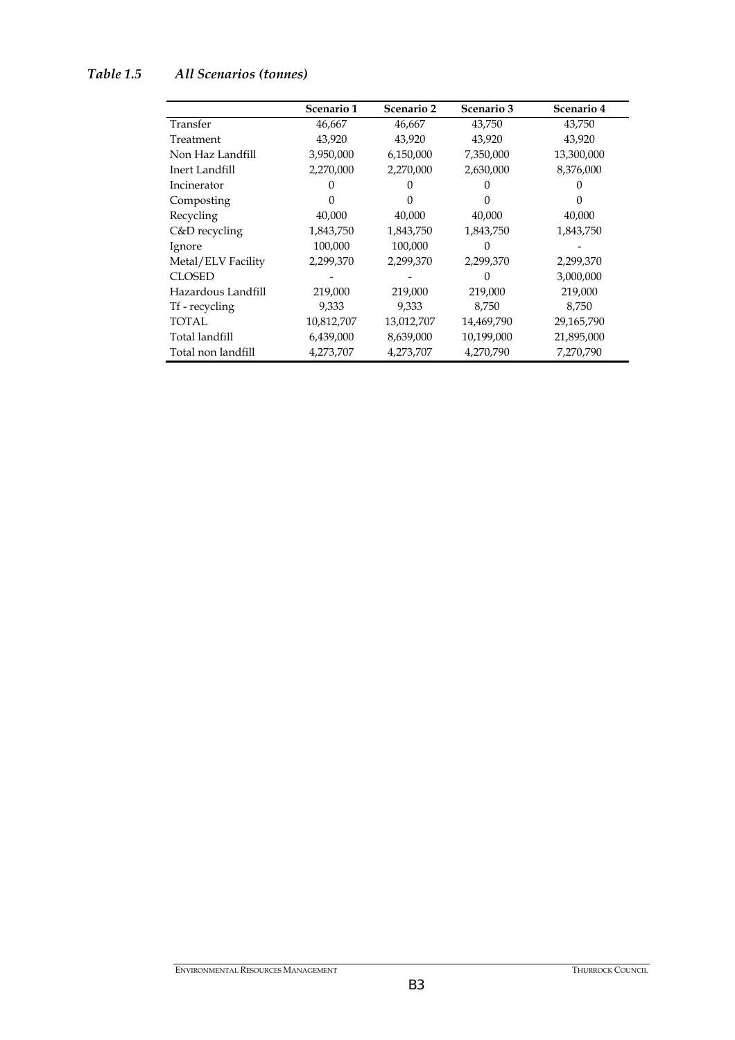*Table 1.5 All Scenarios (tonnes)*

| | Scenario 1 | Scenario 2 | Scenario 3 | Scenario 4 |
|---|---|---|---|---|
| Transfer | 46,667 | 46,667 | 43,750 | 43,750 |
| Treatment | 43,920 | 43,920 | 43,920 | 43,920 |
| Non Haz Landfill | 3,950,000 | 6,150,000 | 7,350,000 | 13,300,000 |
| Inert Landfill | 2,270,000 | 2,270,000 | 2,630,000 | 8,376,000 |
| Incinerator | 0 | 0 | 0 | 0 |
| Composting | 0 | 0 | 0 | 0 |
| Recycling | 40,000 | 40,000 | 40,000 | 40,000 |
| C&D recycling | 1,843,750 | 1,843,750 | 1,843,750 | 1,843,750 |
| Ignore | 100,000 | 100,000 | 0 | - |
| Metal/ELV Facility | 2,299,370 | 2,299,370 | 2,299,370 | 2,299,370 |
| CLOSED | - | - | 0 | 3,000,000 |
| Hazardous Landfill | 219,000 | 219,000 | 219,000 | 219,000 |
| Tf - recycling | 9,333 | 9,333 | 8,750 | 8,750 |
| TOTAL | 10,812,707 | 13,012,707 | 14,469,790 | 29,165,790 |
| Total landfill | 6,439,000 | 8,639,000 | 10,199,000 | 21,895,000 |
| Total non landfill | 4,273,707 | 4,273,707 | 4,270,790 | 7,270,790 |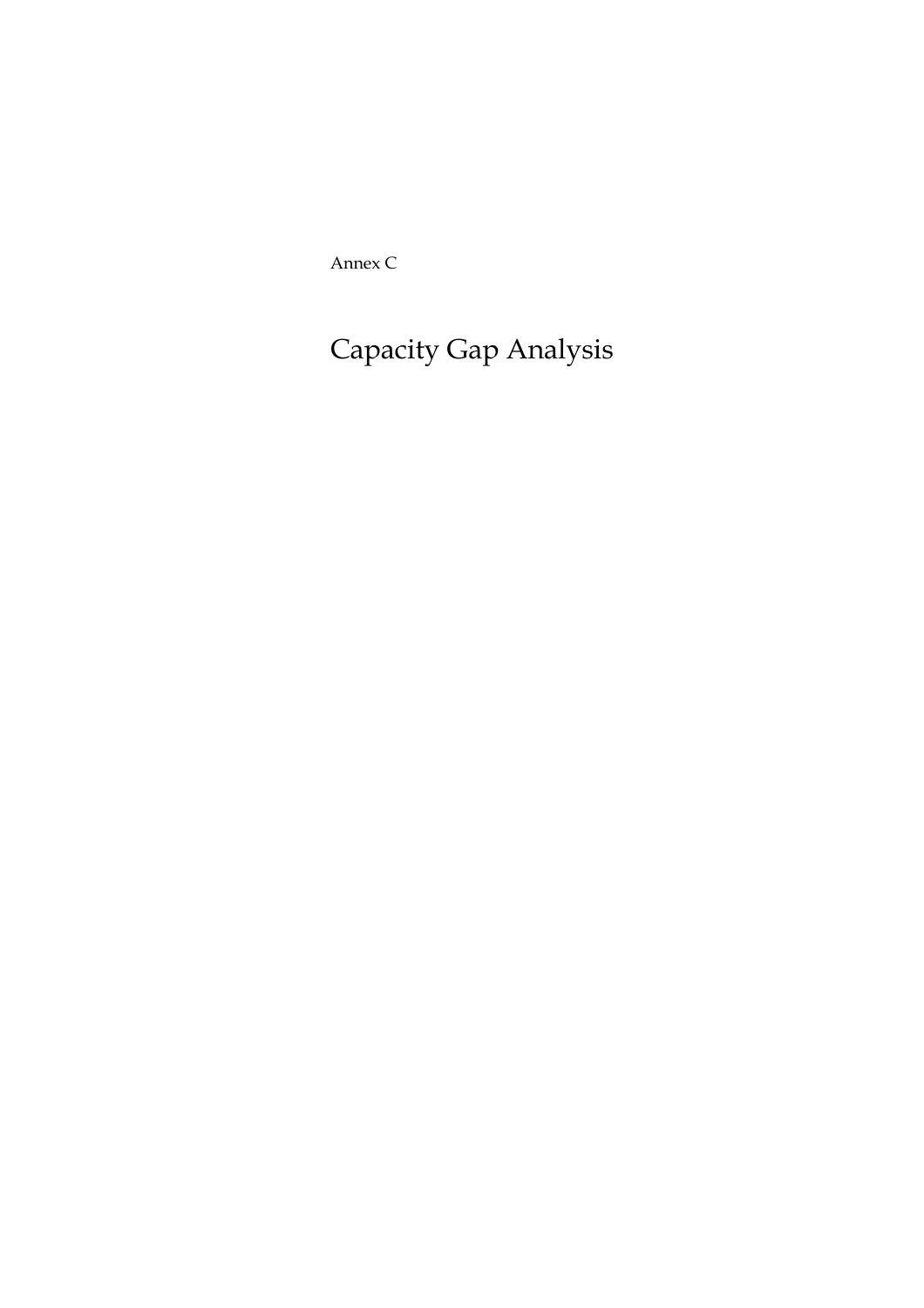Annex C

# Capacity Gap Analysis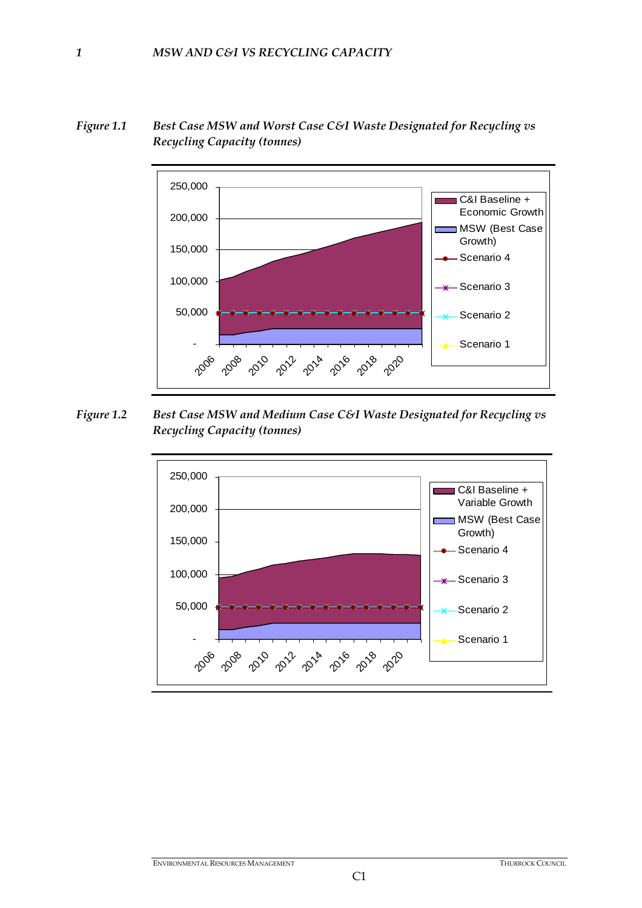# 1 MSW AND C&I VS RECYCLING CAPACITY

*Figure 1.1 Best Case MSW and Worst Case C&I Waste Designated for Recycling vs Recycling Capacity (tonnes)*

*Figure 1.2 Best Case MSW and Medium Case C&I Waste Designated for Recycling vs Recycling Capacity (tonnes)*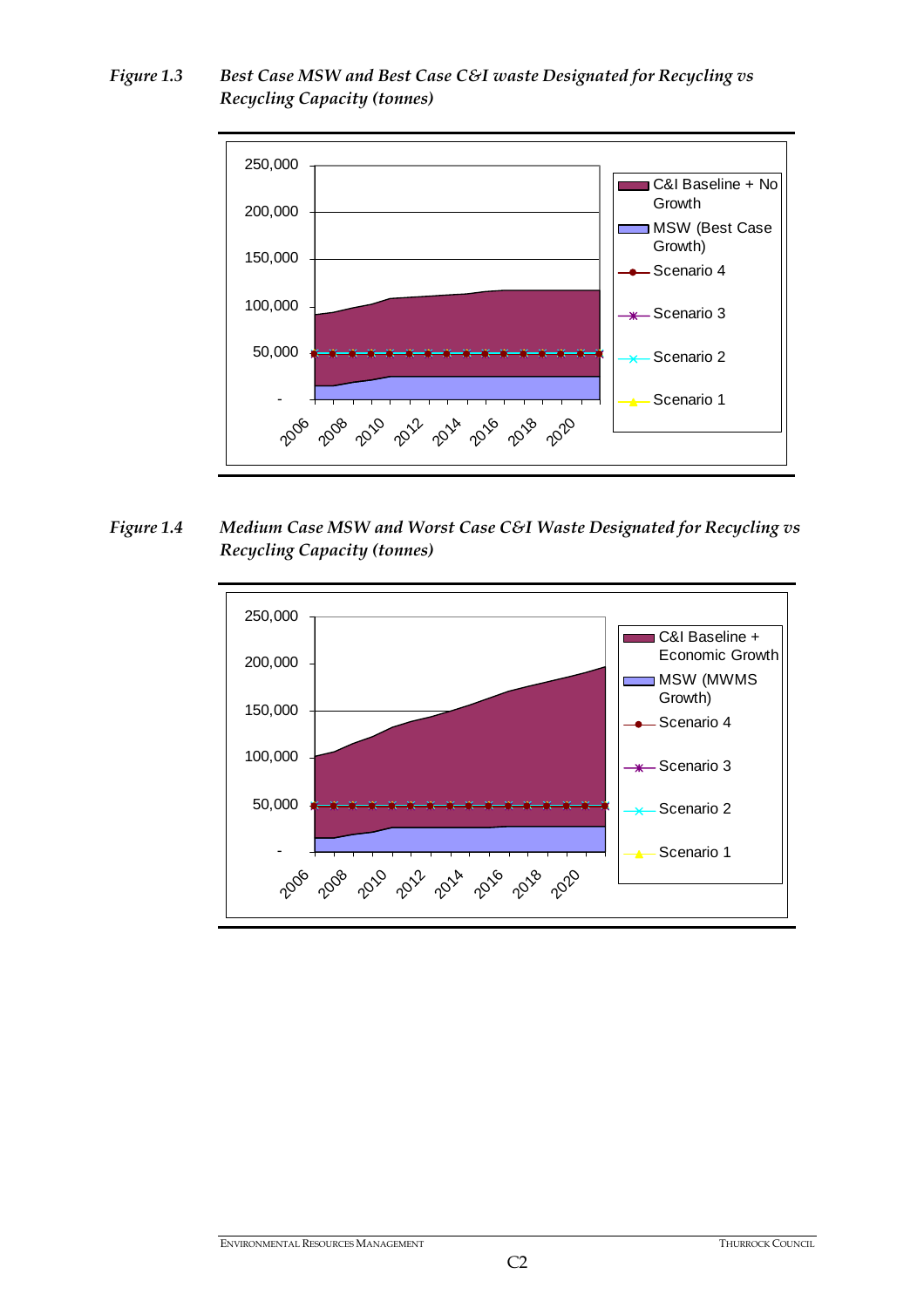*Figure 1.3* *Best Case MSW and Best Case C&I waste Designated for Recycling vs Recycling Capacity (tonnes)*

*Figure 1.4* *Medium Case MSW and Worst Case C&I Waste Designated for Recycling vs Recycling Capacity (tonnes)*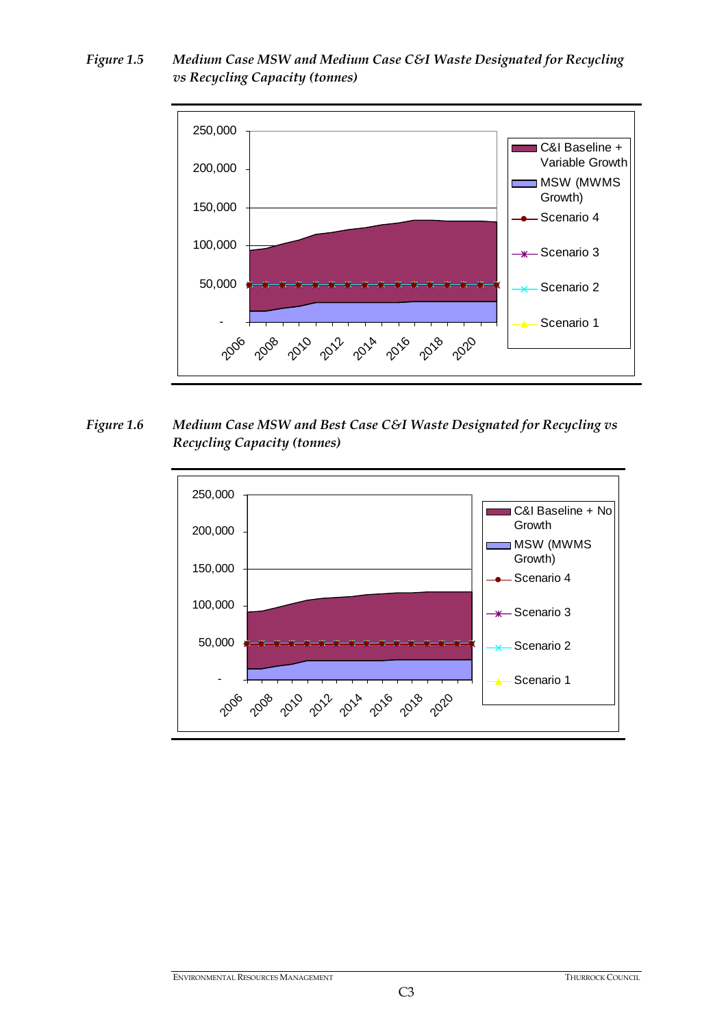*Figure 1.5 Medium Case MSW and Medium Case C&I Waste Designated for Recycling vs Recycling Capacity (tonnes)*

250,000
200,000
150,000
100,000
50,000
-

2006 2008 2010 2012 2014 2016 2018 2020

C&I Baseline + Variable Growth
MSW (MWMS Growth)
Scenario 4
Scenario 3
Scenario 2
Scenario 1

*Figure 1.6 Medium Case MSW and Best Case C&I Waste Designated for Recycling vs Recycling Capacity (tonnes)*

250,000
200,000
150,000
100,000
50,000
-

2006 2008 2010 2012 2014 2016 2018 2020

C&I Baseline + No Growth
MSW (MWMS Growth)
Scenario 4
Scenario 3
Scenario 2
Scenario 1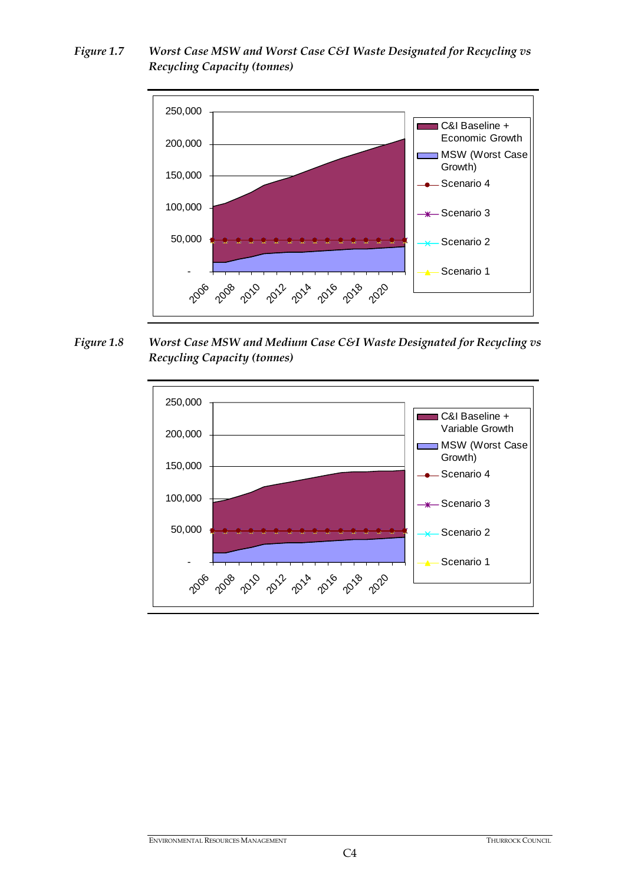*Figure 1.7 Worst Case MSW and Worst Case C&I Waste Designated for Recycling vs Recycling Capacity (tonnes)*

*Figure 1.8 Worst Case MSW and Medium Case C&I Waste Designated for Recycling vs Recycling Capacity (tonnes)*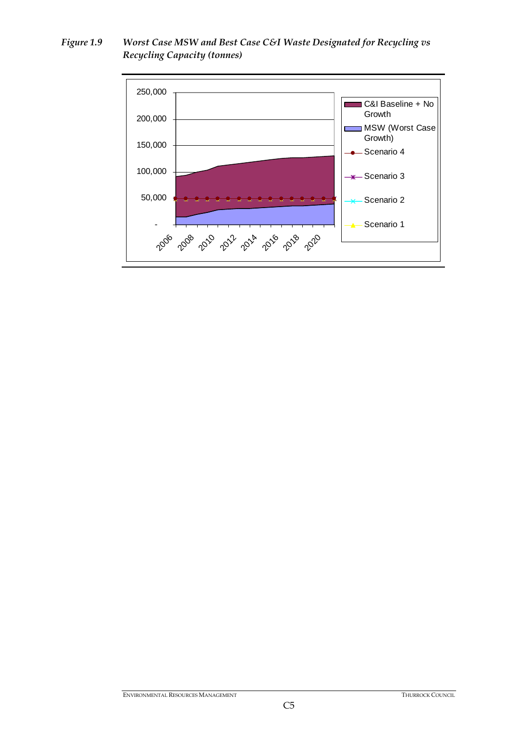*Figure 1.9 Worst Case MSW and Best Case C&I Waste Designated for Recycling vs Recycling Capacity (tonnes)*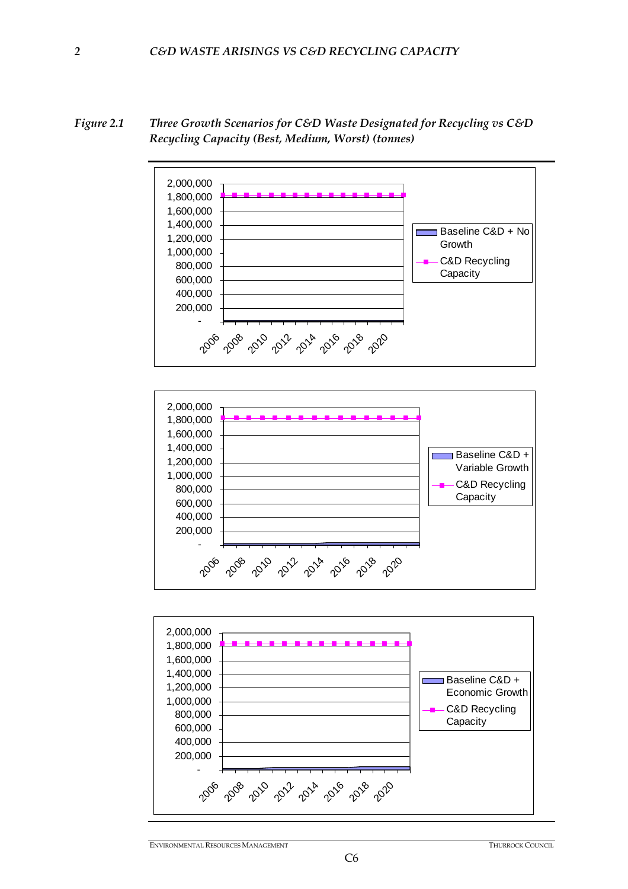## 2 C&D WASTE ARISINGS VS C&D RECYCLING CAPACITY

*Figure 2.1 Three Growth Scenarios for C&D Waste Designated for Recycling vs C&D Recycling Capacity (Best, Medium, Worst) (tonnes)*

2,000,000
1,800,000
1,600,000
1,400,000
1,200,000
1,000,000
800,000
600,000
400,000
200,000
-

2006 2008 2010 2012 2014 2016 2018 2020

Baseline C&D + No Growth
C&D Recycling Capacity

2,000,000
1,800,000
1,600,000
1,400,000
1,200,000
1,000,000
800,000
600,000
400,000
200,000
-

2006 2008 2010 2012 2014 2016 2018 2020

Baseline C&D + Variable Growth
C&D Recycling Capacity

2,000,000
1,800,000
1,600,000
1,400,000
1,200,000
1,000,000
800,000
600,000
400,000
200,000
-

2006 2008 2010 2012 2014 2016 2018 2020

Baseline C&D + Economic Growth
C&D Recycling Capacity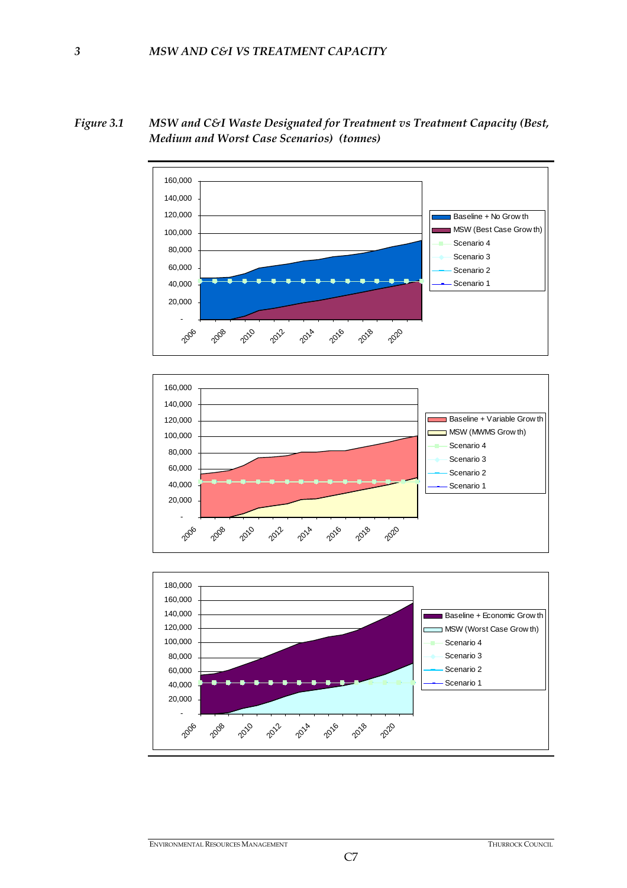## 3 MSW AND C&I VS TREATMENT CAPACITY

*Figure 3.1 MSW and C&I Waste Designated for Treatment vs Treatment Capacity (Best, Medium and Worst Case Scenarios) (tonnes)*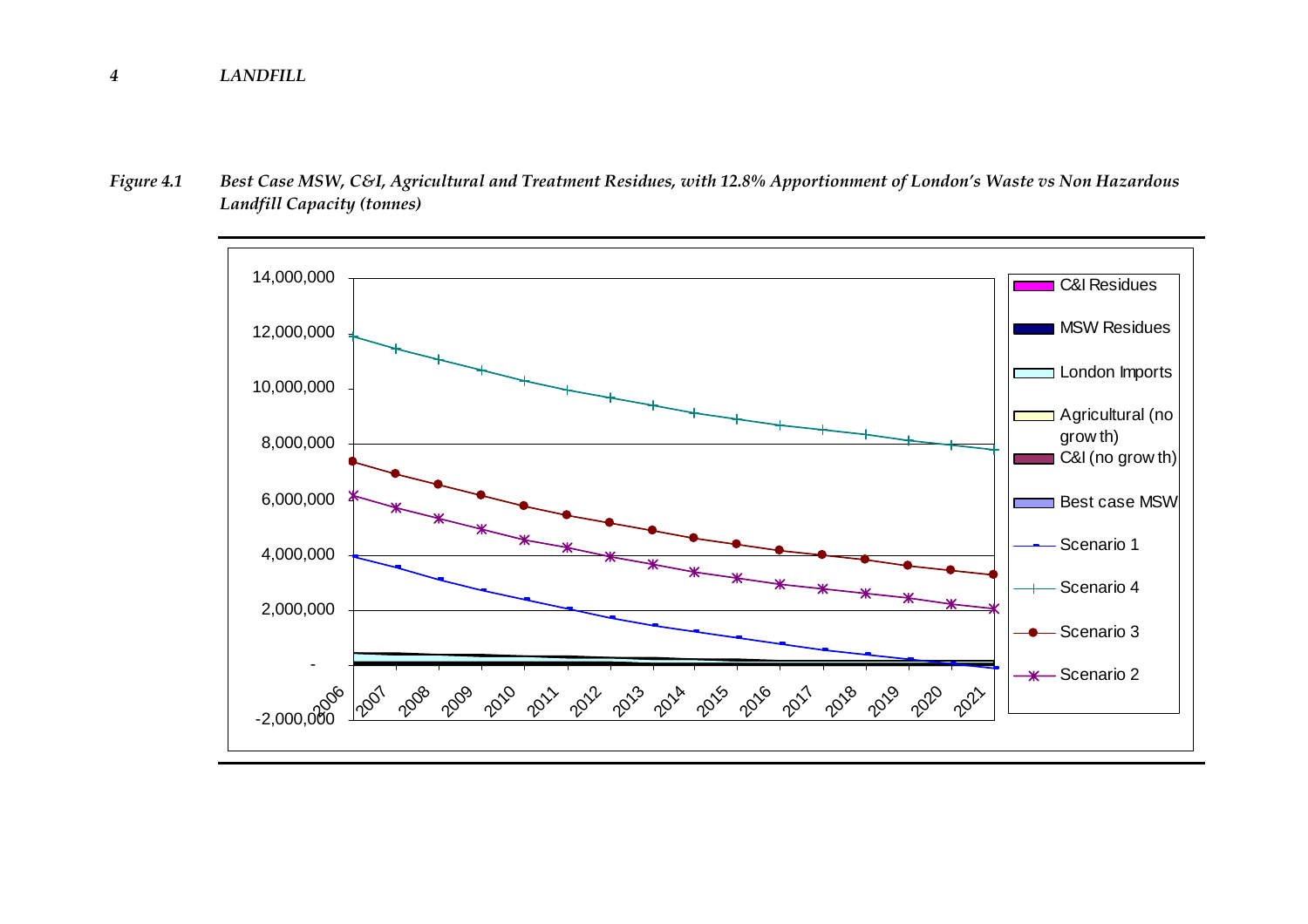*Figure 4.1 Best Case MSW, C&I, Agricultural and Treatment Residues, with 12.8% Apportionment of London's Waste vs Non Hazardous Landfill Capacity (tonnes)*

14,000,000
12,000,000
10,000,000
8,000,000
6,000,000
4,000,000
2,000,000
-
-2,000,000

2006 2007 2008 2009 2010 2011 2012 2013 2014 2015 2016 2017 2018 2019 2020 2021

C&I Residues
MSW Residues
London Imports
Agricultural (no growth)
C&I (no growth)
Best case MSW
Scenario 1
Scenario 4
Scenario 3
Scenario 2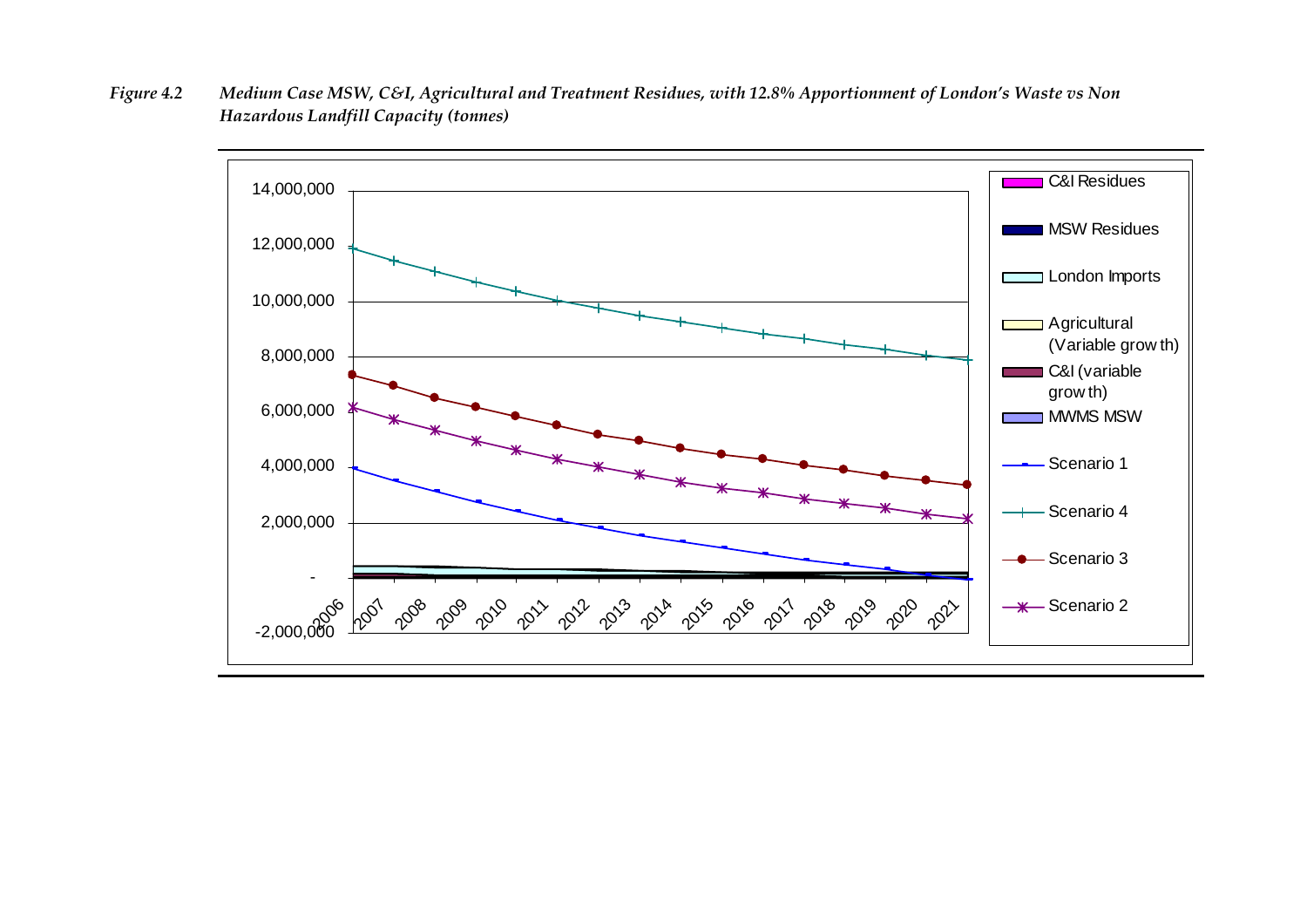*Figure 4.2 Medium Case MSW, C&I, Agricultural and Treatment Residues, with 12.8% Apportionment of London's Waste vs Non Hazardous Landfill Capacity (tonnes)*

| Year | |
|---|---|
| 2006 | |
| 2007 | |
| 2008 | |
| 2009 | |
| 2010 | |
| 2011 | |
| 2012 | |
| 2013 | |
| 2014 | |
| 2015 | |
| 2016 | |
| 2017 | |
| 2018 | |
| 2019 | |
| 2020 | |
| 2021 | |

Y-axis: -2,000,000 to 14,000,000

Legend: C&I Residues; MSW Residues; London Imports; Agricultural (Variable growth); C&I (variable growth); MWMS MSW; Scenario 1; Scenario 4; Scenario 3; Scenario 2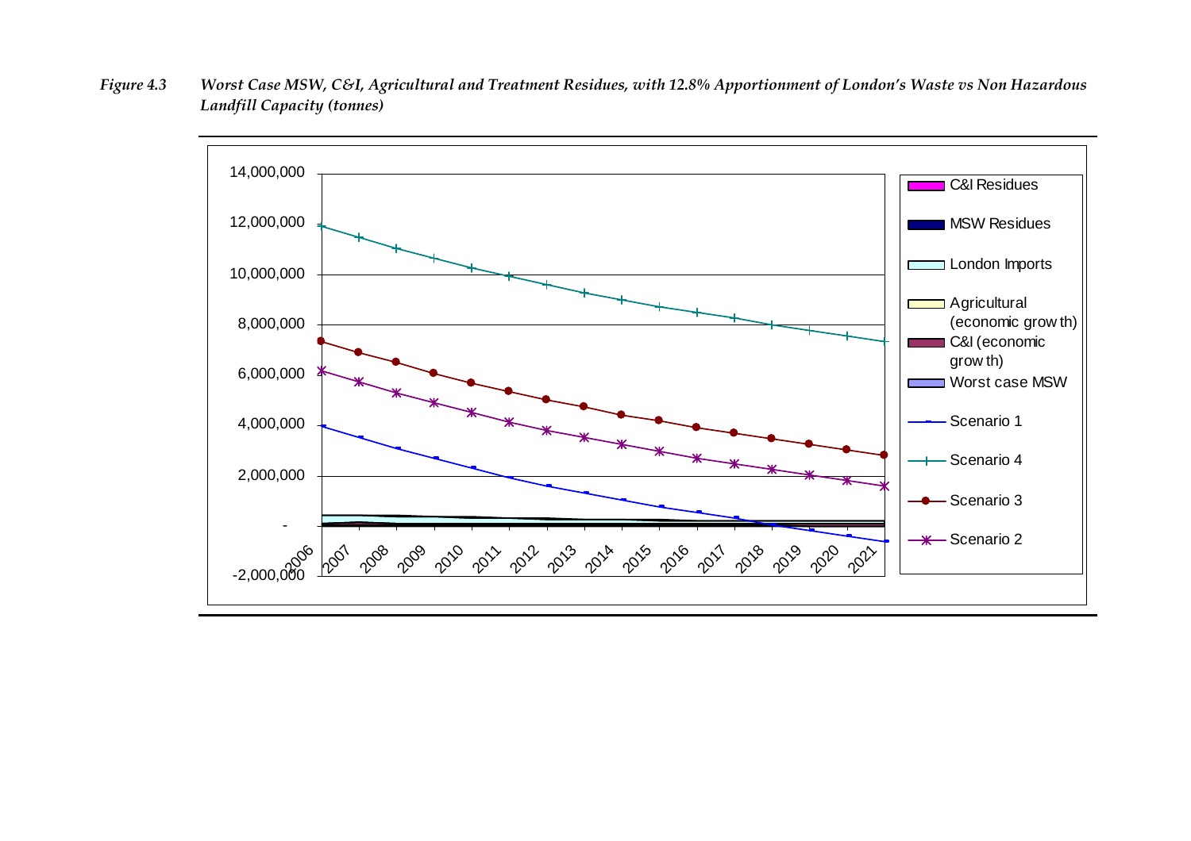*Figure 4.3 Worst Case MSW, C&I, Agricultural and Treatment Residues, with 12.8% Apportionment of London's Waste vs Non Hazardous Landfill Capacity (tonnes)*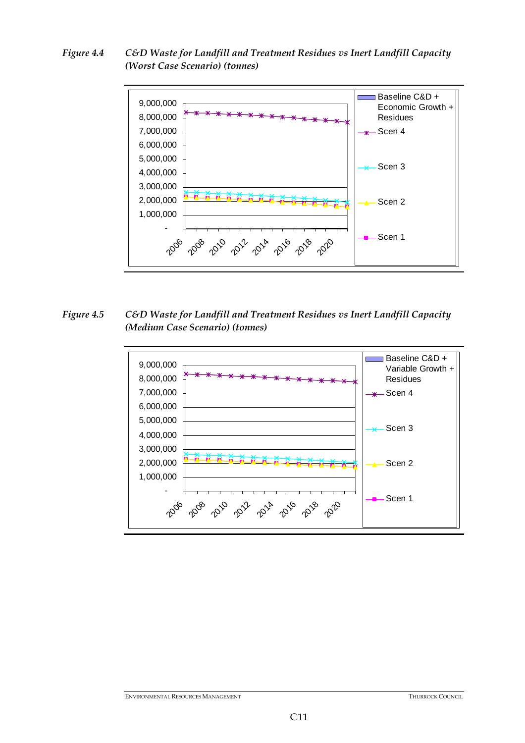*Figure 4.4* ***C&D Waste for Landfill and Treatment Residues vs Inert Landfill Capacity (Worst Case Scenario) (tonnes)***

*Figure 4.5* ***C&D Waste for Landfill and Treatment Residues vs Inert Landfill Capacity (Medium Case Scenario) (tonnes)***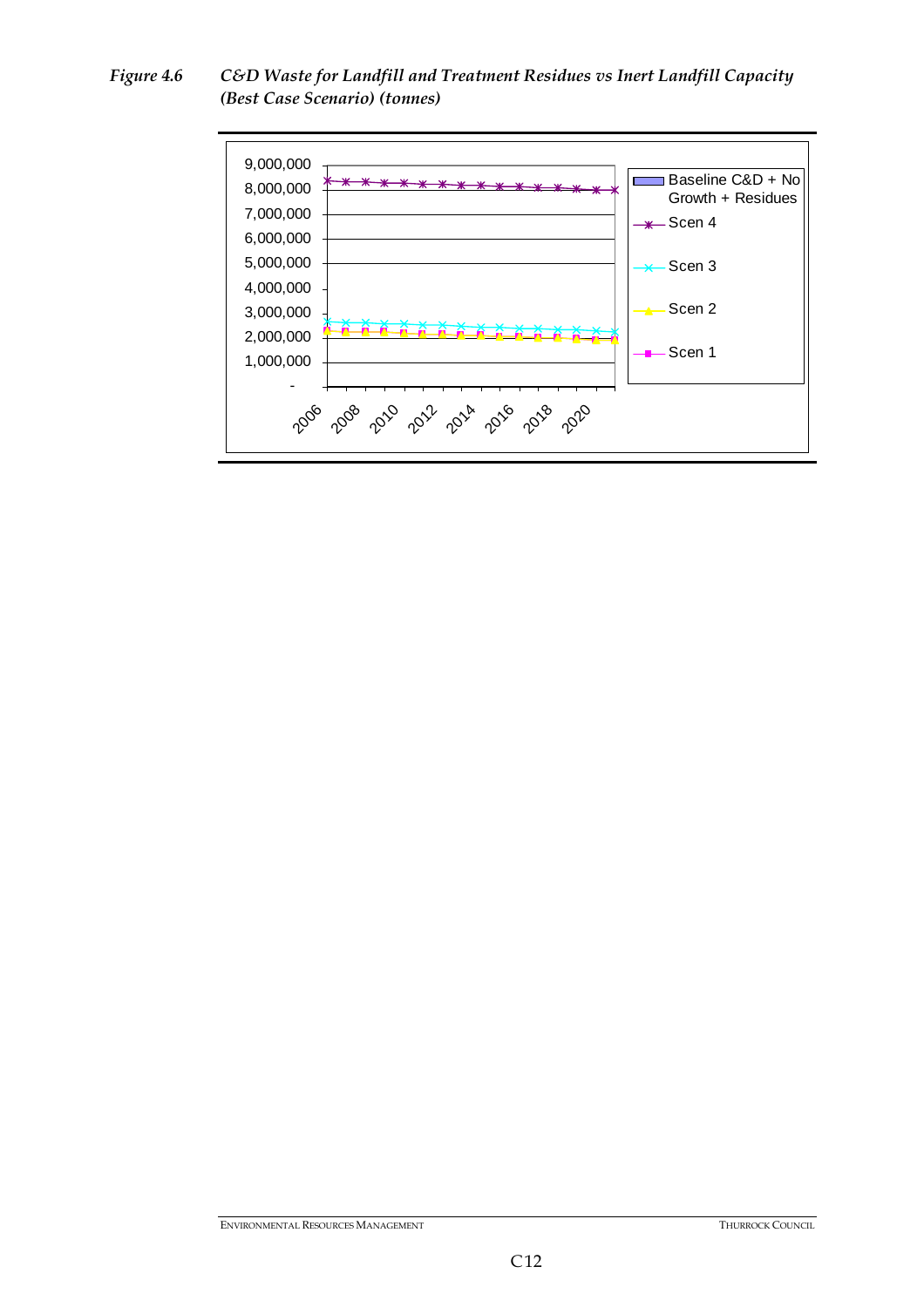*Figure 4.6 C&D Waste for Landfill and Treatment Residues vs Inert Landfill Capacity (Best Case Scenario) (tonnes)*

9,000,000
8,000,000
7,000,000
6,000,000
5,000,000
4,000,000
3,000,000
2,000,000
1,000,000
-

2006 2008 2010 2012 2014 2016 2018 2020

Baseline C&D + No Growth + Residues

Scen 4

Scen 3

Scen 2

Scen 1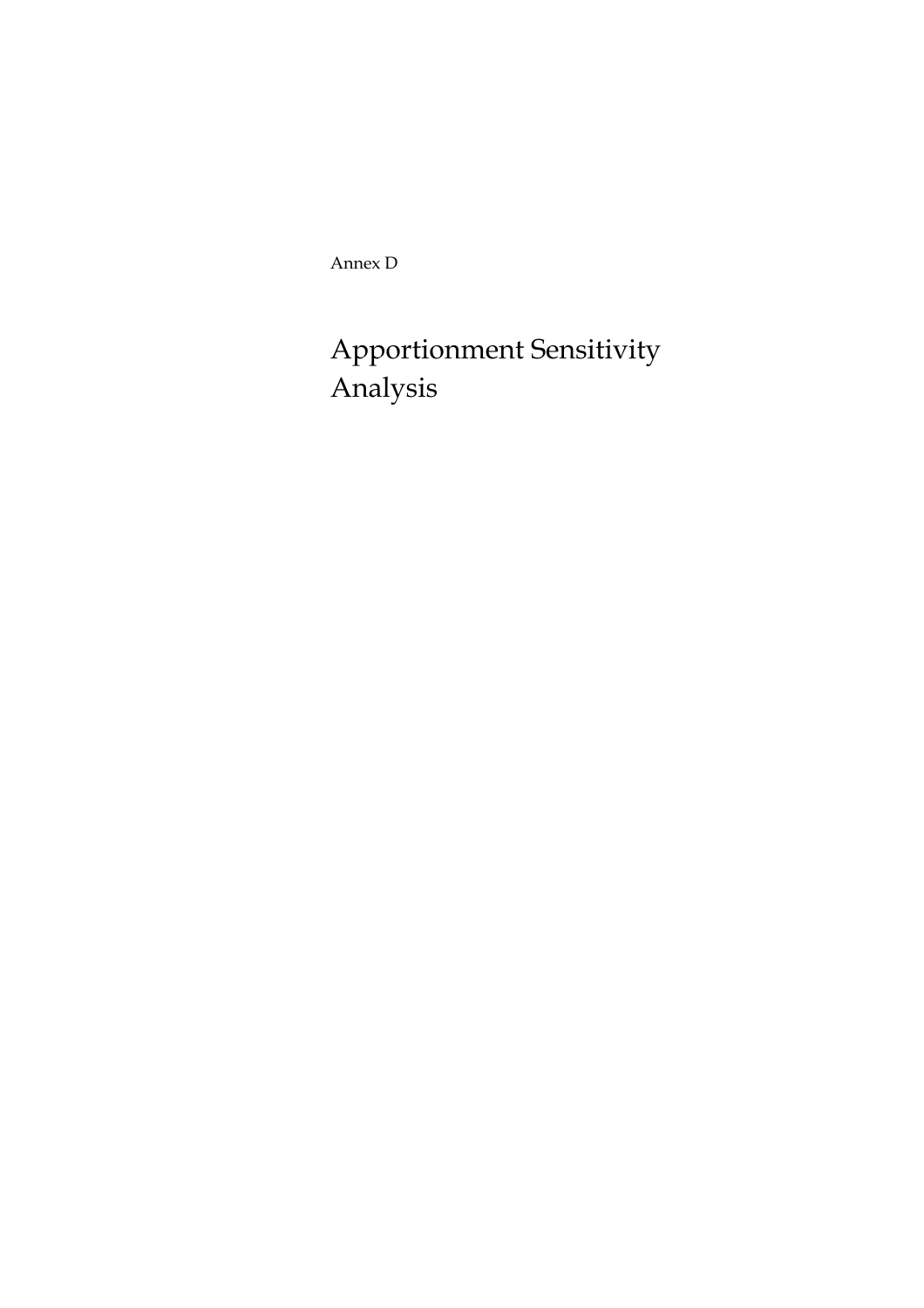Annex D

# Apportionment Sensitivity Analysis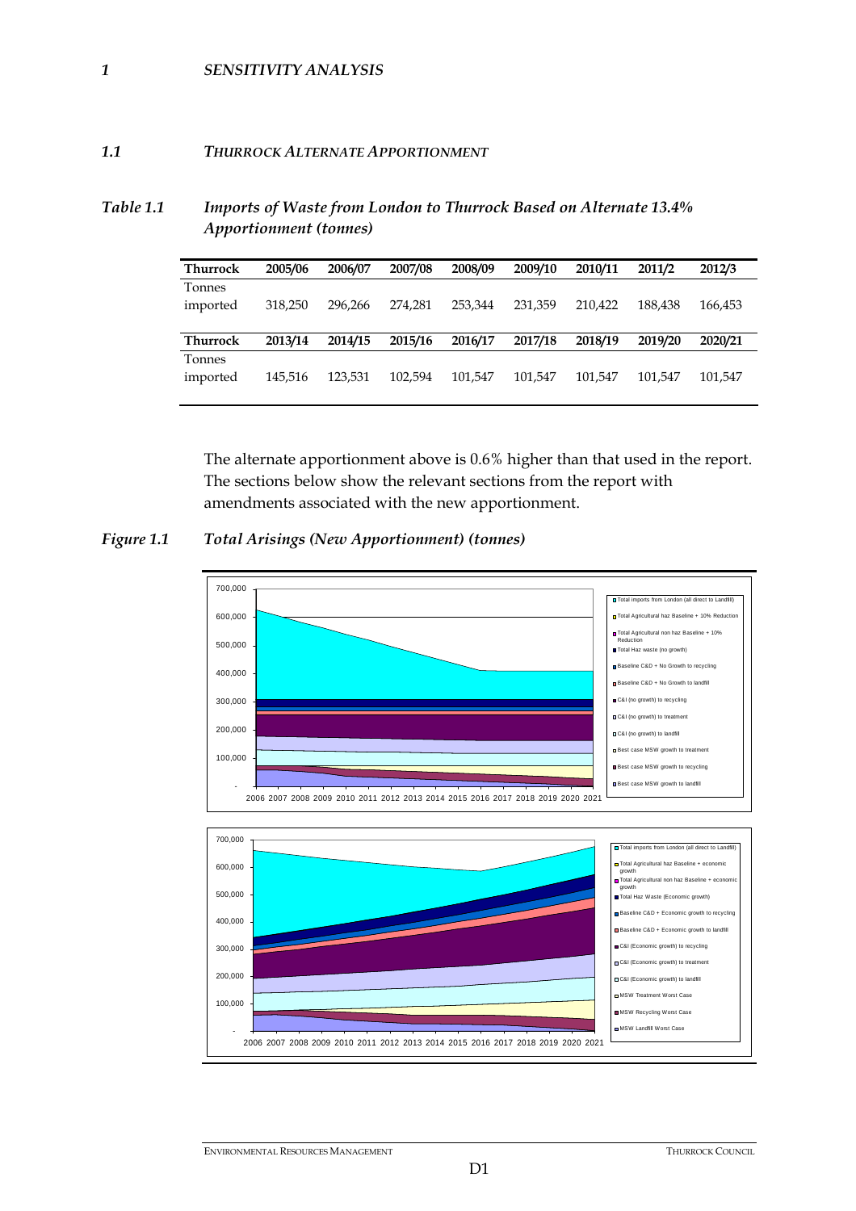# 1 SENSITIVITY ANALYSIS

## 1.1 THURROCK ALTERNATE APPORTIONMENT

*Table 1.1 Imports of Waste from London to Thurrock Based on Alternate 13.4% Apportionment (tonnes)*

| Thurrock | 2005/06 | 2006/07 | 2007/08 | 2008/09 | 2009/10 | 2010/11 | 2011/2 | 2012/3 |
|---|---|---|---|---|---|---|---|---|
| Tonnes imported | 318,250 | 296,266 | 274,281 | 253,344 | 231,359 | 210,422 | 188,438 | 166,453 |
| **Thurrock** | **2013/14** | **2014/15** | **2015/16** | **2016/17** | **2017/18** | **2018/19** | **2019/20** | **2020/21** |
| Tonnes imported | 145,516 | 123,531 | 102,594 | 101,547 | 101,547 | 101,547 | 101,547 | 101,547 |

The alternate apportionment above is 0.6% higher than that used in the report. The sections below show the relevant sections from the report with amendments associated with the new apportionment.

*Figure 1.1 Total Arisings (New Apportionment) (tonnes)*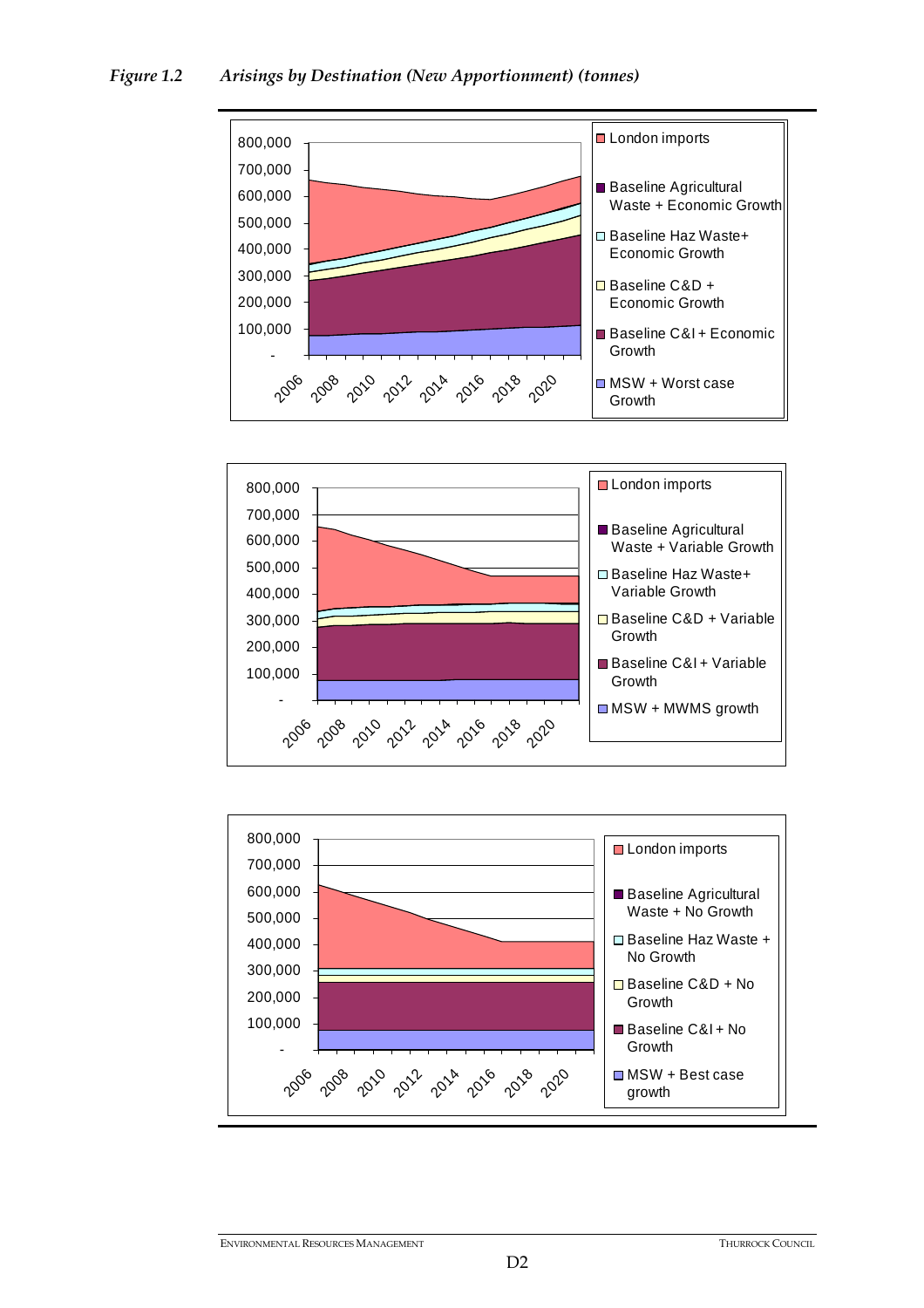*Figure 1.2 Arisings by Destination (New Apportionment) (tonnes)*

800,000
700,000
600,000
500,000
400,000
300,000
200,000
100,000
-

2006 2008 2010 2012 2014 2016 2018 2020

- London imports
- Baseline Agricultural Waste + Economic Growth
- Baseline Haz Waste+ Economic Growth
- Baseline C&D + Economic Growth
- Baseline C&I + Economic Growth
- MSW + Worst case Growth

800,000
700,000
600,000
500,000
400,000
300,000
200,000
100,000
-

2006 2008 2010 2012 2014 2016 2018 2020

- London imports
- Baseline Agricultural Waste + Variable Growth
- Baseline Haz Waste+ Variable Growth
- Baseline C&D + Variable Growth
- Baseline C&I + Variable Growth
- MSW + MWMS growth

800,000
700,000
600,000
500,000
400,000
300,000
200,000
100,000
-

2006 2008 2010 2012 2014 2016 2018 2020

- London imports
- Baseline Agricultural Waste + No Growth
- Baseline Haz Waste + No Growth
- Baseline C&D + No Growth
- Baseline C&I + No Growth
- MSW + Best case growth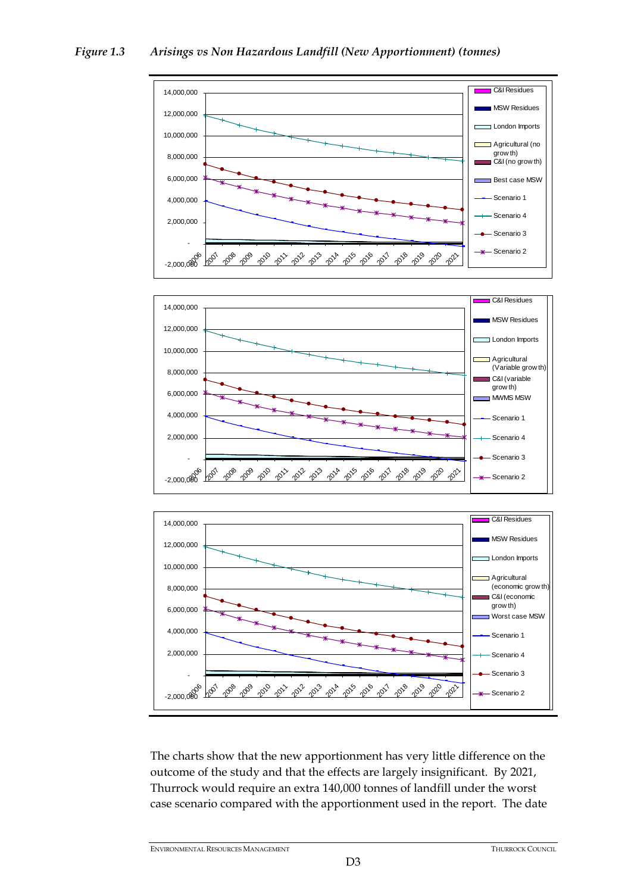*Figure 1.3 Arisings vs Non Hazardous Landfill (New Apportionment) (tonnes)*

The charts show that the new apportionment has very little difference on the outcome of the study and that the effects are largely insignificant. By 2021, Thurrock would require an extra 140,000 tonnes of landfill under the worst case scenario compared with the apportionment used in the report. The date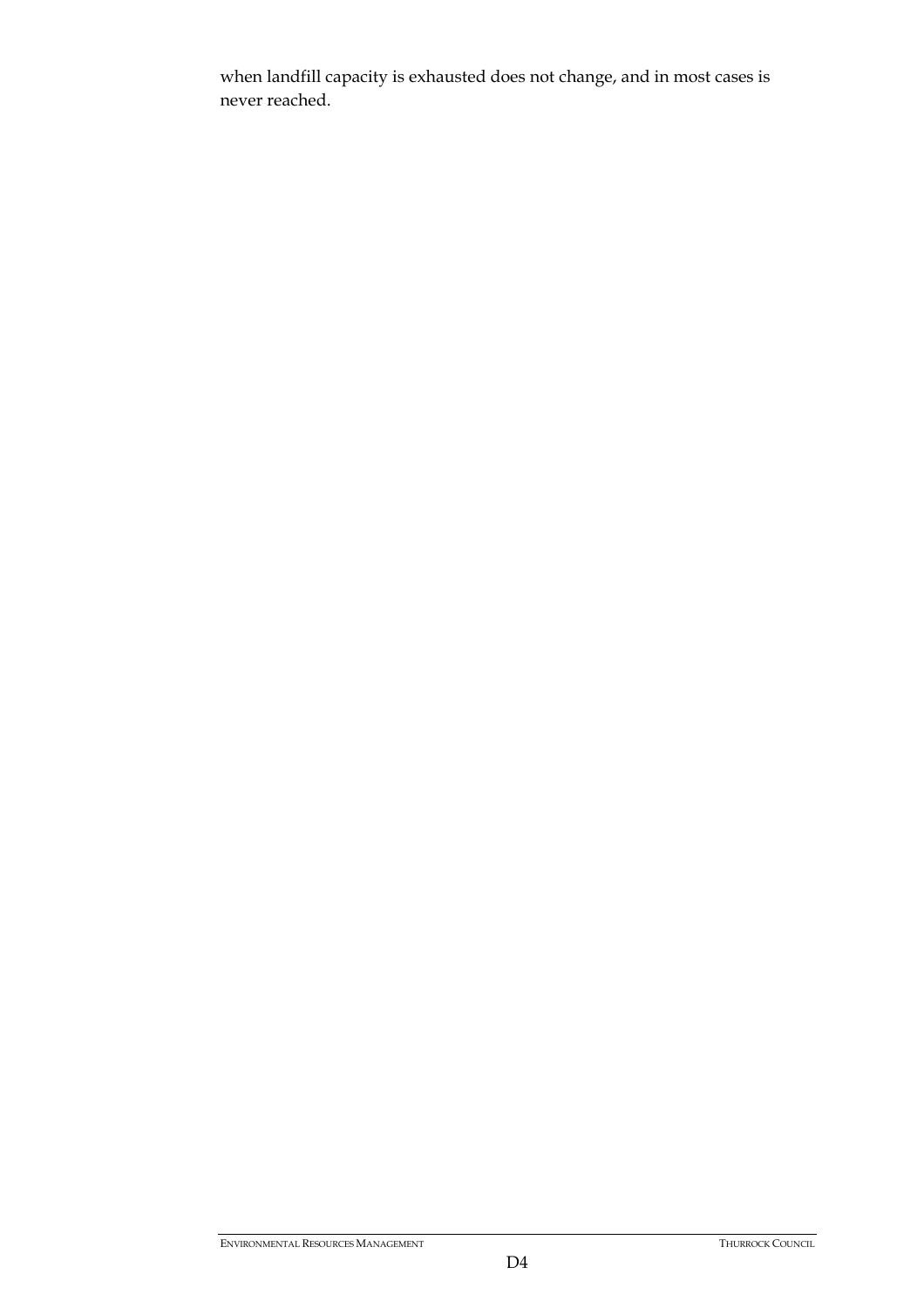when landfill capacity is exhausted does not change, and in most cases is never reached.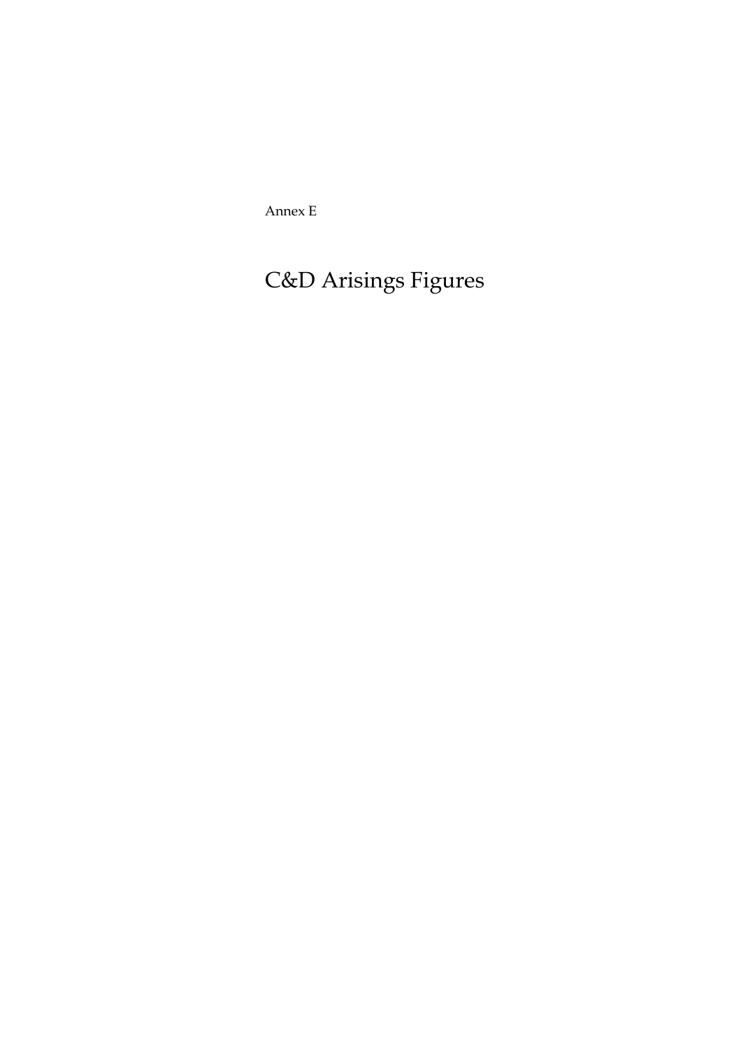Annex E

# C&D Arisings Figures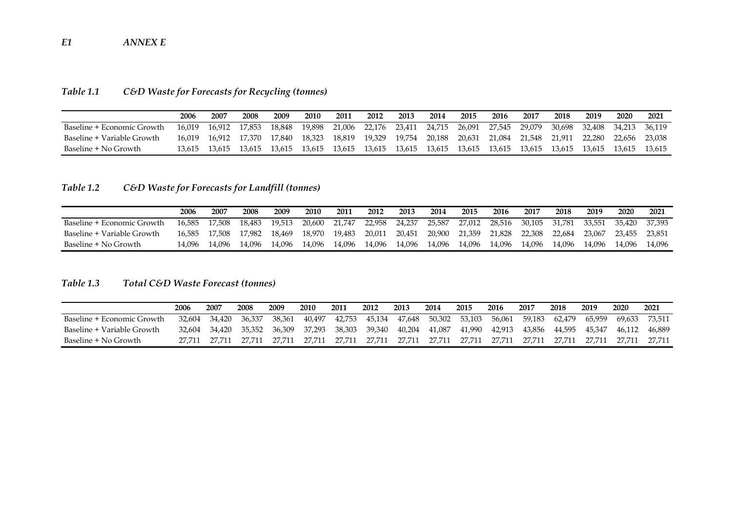*E1 ANNEX E*

*Table 1.1 C&D Waste for Forecasts for Recycling (tonnes)*

| | 2006 | 2007 | 2008 | 2009 | 2010 | 2011 | 2012 | 2013 | 2014 | 2015 | 2016 | 2017 | 2018 | 2019 | 2020 | 2021 |
|---|---|---|---|---|---|---|---|---|---|---|---|---|---|---|---|---|
| Baseline + Economic Growth | 16,019 | 16,912 | 17,853 | 18,848 | 19,898 | 21,006 | 22,176 | 23,411 | 24,715 | 26,091 | 27,545 | 29,079 | 30,698 | 32,408 | 34,213 | 36,119 |
| Baseline + Variable Growth | 16,019 | 16,912 | 17,370 | 17,840 | 18,323 | 18,819 | 19,329 | 19,754 | 20,188 | 20,631 | 21,084 | 21,548 | 21,911 | 22,280 | 22,656 | 23,038 |
| Baseline + No Growth | 13,615 | 13,615 | 13,615 | 13,615 | 13,615 | 13,615 | 13,615 | 13,615 | 13,615 | 13,615 | 13,615 | 13,615 | 13,615 | 13,615 | 13,615 | 13,615 |

*Table 1.2 C&D Waste for Forecasts for Landfill (tonnes)*

| | 2006 | 2007 | 2008 | 2009 | 2010 | 2011 | 2012 | 2013 | 2014 | 2015 | 2016 | 2017 | 2018 | 2019 | 2020 | 2021 |
|---|---|---|---|---|---|---|---|---|---|---|---|---|---|---|---|---|
| Baseline + Economic Growth | 16,585 | 17,508 | 18,483 | 19,513 | 20,600 | 21,747 | 22,958 | 24,237 | 25,587 | 27,012 | 28,516 | 30,105 | 31,781 | 33,551 | 35,420 | 37,393 |
| Baseline + Variable Growth | 16,585 | 17,508 | 17,982 | 18,469 | 18,970 | 19,483 | 20,011 | 20,451 | 20,900 | 21,359 | 21,828 | 22,308 | 22,684 | 23,067 | 23,455 | 23,851 |
| Baseline + No Growth | 14,096 | 14,096 | 14,096 | 14,096 | 14,096 | 14,096 | 14,096 | 14,096 | 14,096 | 14,096 | 14,096 | 14,096 | 14,096 | 14,096 | 14,096 | 14,096 |

*Table 1.3 Total C&D Waste Forecast (tonnes)*

| | 2006 | 2007 | 2008 | 2009 | 2010 | 2011 | 2012 | 2013 | 2014 | 2015 | 2016 | 2017 | 2018 | 2019 | 2020 | 2021 |
|---|---|---|---|---|---|---|---|---|---|---|---|---|---|---|---|---|
| Baseline + Economic Growth | 32,604 | 34,420 | 36,337 | 38,361 | 40,497 | 42,753 | 45,134 | 47,648 | 50,302 | 53,103 | 56,061 | 59,183 | 62,479 | 65,959 | 69,633 | 73,511 |
| Baseline + Variable Growth | 32,604 | 34,420 | 35,352 | 36,309 | 37,293 | 38,303 | 39,340 | 40,204 | 41,087 | 41,990 | 42,913 | 43,856 | 44,595 | 45,347 | 46,112 | 46,889 |
| Baseline + No Growth | 27,711 | 27,711 | 27,711 | 27,711 | 27,711 | 27,711 | 27,711 | 27,711 | 27,711 | 27,711 | 27,711 | 27,711 | 27,711 | 27,711 | 27,711 | 27,711 |